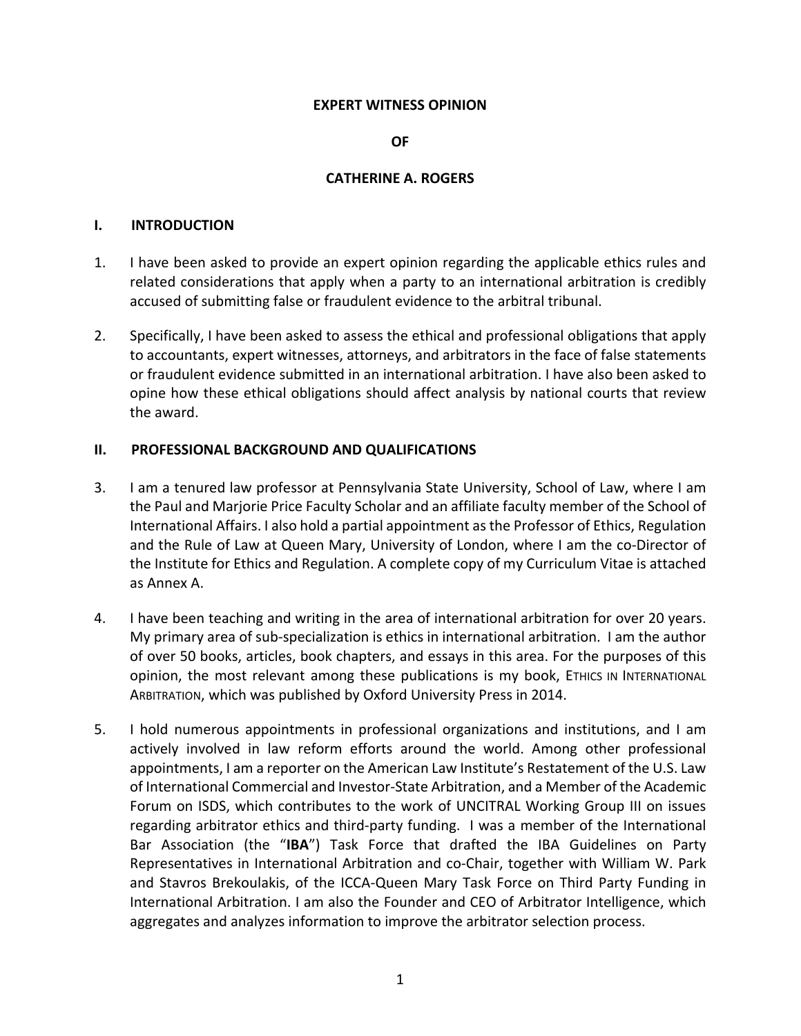**EXPERT WITNESS OPINION**

**OF**

**CATHERINE A. ROGERS**

## I. INTRODUCTION

1. I have been asked to provide an expert opinion regarding the applicable ethics rules and related considerations that apply when a party to an international arbitration is credibly accused of submitting false or fraudulent evidence to the arbitral tribunal.

2. Specifically, I have been asked to assess the ethical and professional obligations that apply to accountants, expert witnesses, attorneys, and arbitrators in the face of false statements or fraudulent evidence submitted in an international arbitration. I have also been asked to opine how these ethical obligations should affect analysis by national courts that review the award.

## II. PROFESSIONAL BACKGROUND AND QUALIFICATIONS

3. I am a tenured law professor at Pennsylvania State University, School of Law, where I am the Paul and Marjorie Price Faculty Scholar and an affiliate faculty member of the School of International Affairs. I also hold a partial appointment as the Professor of Ethics, Regulation and the Rule of Law at Queen Mary, University of London, where I am the co-Director of the Institute for Ethics and Regulation. A complete copy of my Curriculum Vitae is attached as Annex A.

4. I have been teaching and writing in the area of international arbitration for over 20 years. My primary area of sub-specialization is ethics in international arbitration. I am the author of over 50 books, articles, book chapters, and essays in this area. For the purposes of this opinion, the most relevant among these publications is my book, ETHICS IN INTERNATIONAL ARBITRATION, which was published by Oxford University Press in 2014.

5. I hold numerous appointments in professional organizations and institutions, and I am actively involved in law reform efforts around the world. Among other professional appointments, I am a reporter on the American Law Institute's Restatement of the U.S. Law of International Commercial and Investor-State Arbitration, and a Member of the Academic Forum on ISDS, which contributes to the work of UNCITRAL Working Group III on issues regarding arbitrator ethics and third-party funding. I was a member of the International Bar Association (the "**IBA**") Task Force that drafted the IBA Guidelines on Party Representatives in International Arbitration and co-Chair, together with William W. Park and Stavros Brekoulakis, of the ICCA-Queen Mary Task Force on Third Party Funding in International Arbitration. I am also the Founder and CEO of Arbitrator Intelligence, which aggregates and analyzes information to improve the arbitrator selection process.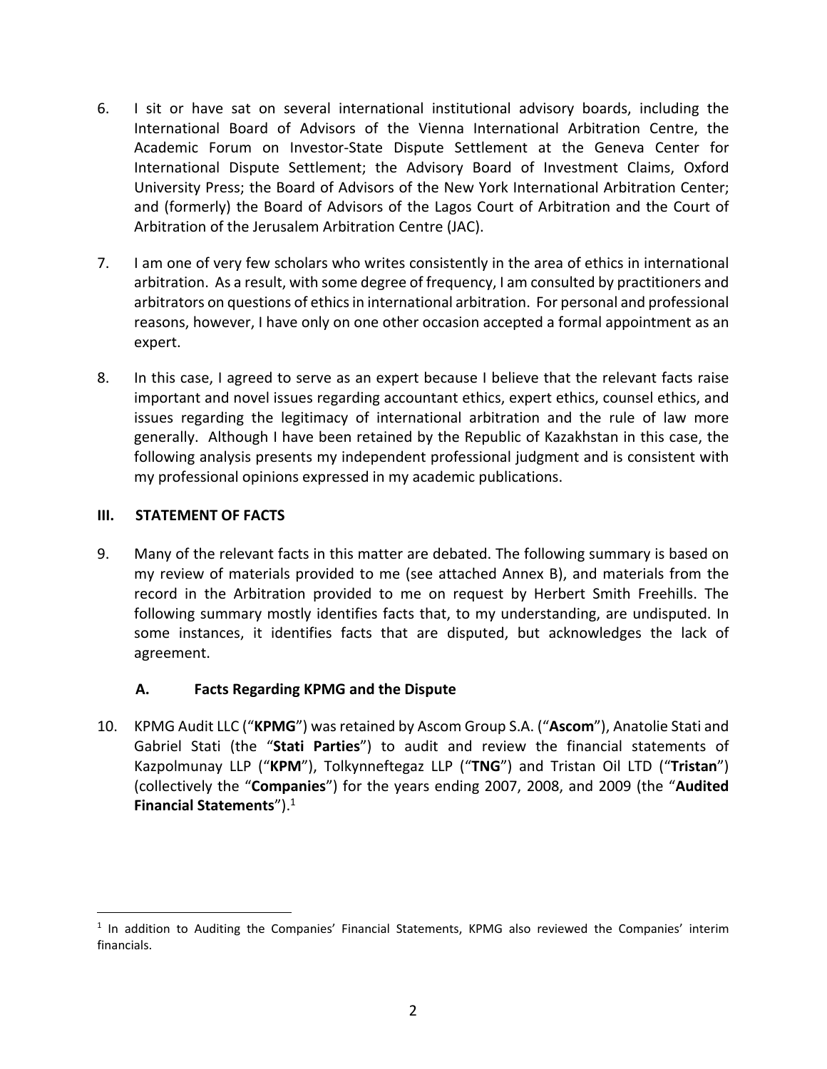6. I sit or have sat on several international institutional advisory boards, including the International Board of Advisors of the Vienna International Arbitration Centre, the Academic Forum on Investor-State Dispute Settlement at the Geneva Center for International Dispute Settlement; the Advisory Board of Investment Claims, Oxford University Press; the Board of Advisors of the New York International Arbitration Center; and (formerly) the Board of Advisors of the Lagos Court of Arbitration and the Court of Arbitration of the Jerusalem Arbitration Centre (JAC).

7. I am one of very few scholars who writes consistently in the area of ethics in international arbitration. As a result, with some degree of frequency, I am consulted by practitioners and arbitrators on questions of ethics in international arbitration. For personal and professional reasons, however, I have only on one other occasion accepted a formal appointment as an expert.

8. In this case, I agreed to serve as an expert because I believe that the relevant facts raise important and novel issues regarding accountant ethics, expert ethics, counsel ethics, and issues regarding the legitimacy of international arbitration and the rule of law more generally. Although I have been retained by the Republic of Kazakhstan in this case, the following analysis presents my independent professional judgment and is consistent with my professional opinions expressed in my academic publications.

## III. STATEMENT OF FACTS

9. Many of the relevant facts in this matter are debated. The following summary is based on my review of materials provided to me (see attached Annex B), and materials from the record in the Arbitration provided to me on request by Herbert Smith Freehills. The following summary mostly identifies facts that, to my understanding, are undisputed. In some instances, it identifies facts that are disputed, but acknowledges the lack of agreement.

### A. Facts Regarding KPMG and the Dispute

10. KPMG Audit LLC ("**KPMG**") was retained by Ascom Group S.A. ("**Ascom**"), Anatolie Stati and Gabriel Stati (the "**Stati Parties**") to audit and review the financial statements of Kazpolmunay LLP ("**KPM**"), Tolkynneftegaz LLP ("**TNG**") and Tristan Oil LTD ("**Tristan**") (collectively the "**Companies**") for the years ending 2007, 2008, and 2009 (the "**Audited Financial Statements**").[1]

[1] In addition to Auditing the Companies' Financial Statements, KPMG also reviewed the Companies' interim financials.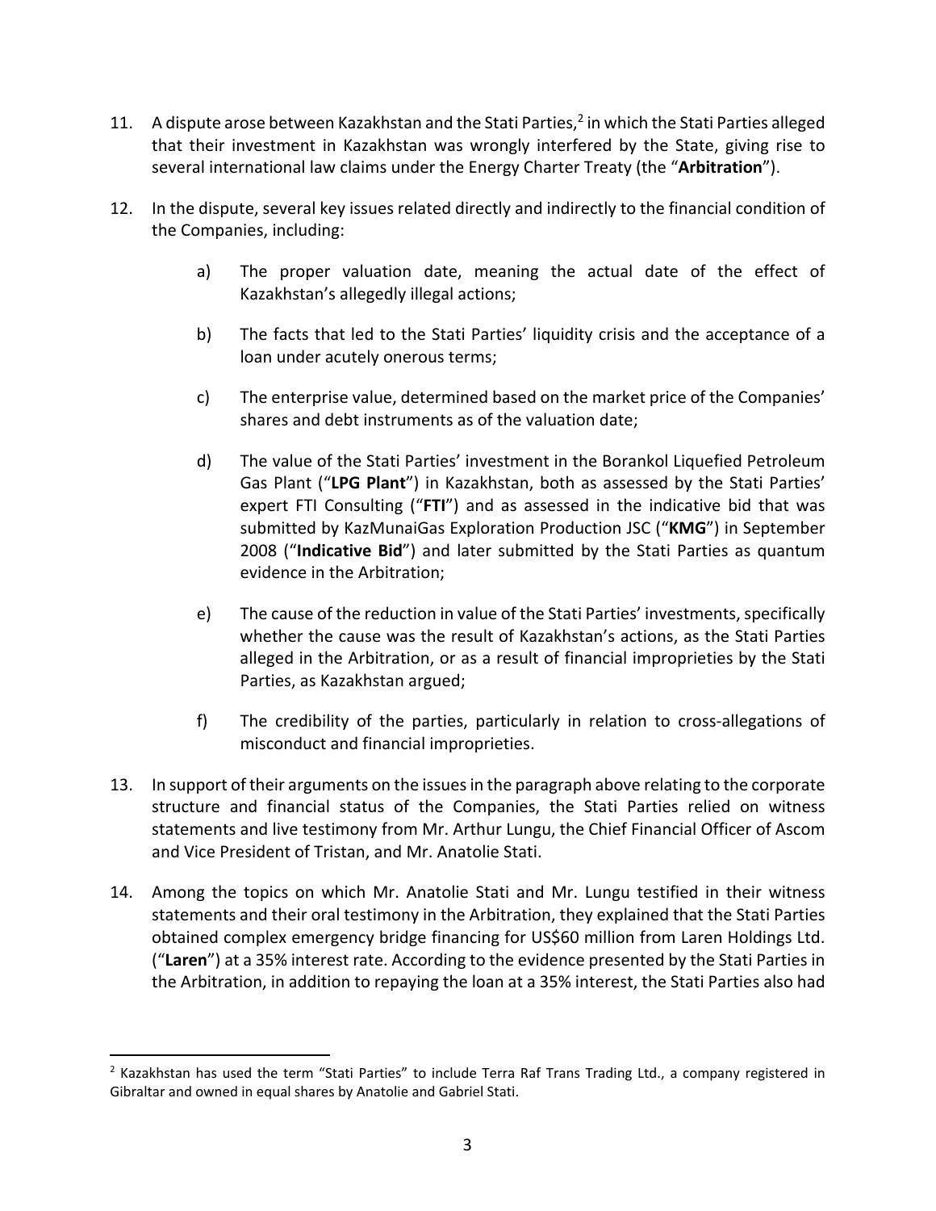11. A dispute arose between Kazakhstan and the Stati Parties,[2] in which the Stati Parties alleged that their investment in Kazakhstan was wrongly interfered by the State, giving rise to several international law claims under the Energy Charter Treaty (the "**Arbitration**").

12. In the dispute, several key issues related directly and indirectly to the financial condition of the Companies, including:

    a) The proper valuation date, meaning the actual date of the effect of Kazakhstan's allegedly illegal actions;

    b) The facts that led to the Stati Parties' liquidity crisis and the acceptance of a loan under acutely onerous terms;

    c) The enterprise value, determined based on the market price of the Companies' shares and debt instruments as of the valuation date;

    d) The value of the Stati Parties' investment in the Borankol Liquefied Petroleum Gas Plant ("**LPG Plant**") in Kazakhstan, both as assessed by the Stati Parties' expert FTI Consulting ("**FTI**") and as assessed in the indicative bid that was submitted by KazMunaiGas Exploration Production JSC ("**KMG**") in September 2008 ("**Indicative Bid**") and later submitted by the Stati Parties as quantum evidence in the Arbitration;

    e) The cause of the reduction in value of the Stati Parties' investments, specifically whether the cause was the result of Kazakhstan's actions, as the Stati Parties alleged in the Arbitration, or as a result of financial improprieties by the Stati Parties, as Kazakhstan argued;

    f) The credibility of the parties, particularly in relation to cross-allegations of misconduct and financial improprieties.

13. In support of their arguments on the issues in the paragraph above relating to the corporate structure and financial status of the Companies, the Stati Parties relied on witness statements and live testimony from Mr. Arthur Lungu, the Chief Financial Officer of Ascom and Vice President of Tristan, and Mr. Anatolie Stati.

14. Among the topics on which Mr. Anatolie Stati and Mr. Lungu testified in their witness statements and their oral testimony in the Arbitration, they explained that the Stati Parties obtained complex emergency bridge financing for US$60 million from Laren Holdings Ltd. ("**Laren**") at a 35% interest rate. According to the evidence presented by the Stati Parties in the Arbitration, in addition to repaying the loan at a 35% interest, the Stati Parties also had

[2] Kazakhstan has used the term "Stati Parties" to include Terra Raf Trans Trading Ltd., a company registered in Gibraltar and owned in equal shares by Anatolie and Gabriel Stati.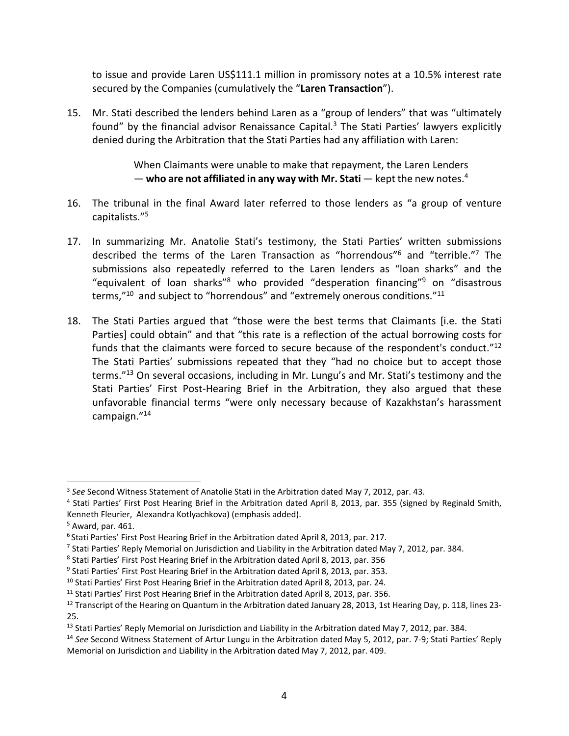to issue and provide Laren US$111.1 million in promissory notes at a 10.5% interest rate secured by the Companies (cumulatively the "**Laren Transaction**").

15. Mr. Stati described the lenders behind Laren as a "group of lenders" that was "ultimately found" by the financial advisor Renaissance Capital.[3] The Stati Parties' lawyers explicitly denied during the Arbitration that the Stati Parties had any affiliation with Laren:

> When Claimants were unable to make that repayment, the Laren Lenders — **who are not affiliated in any way with Mr. Stati** — kept the new notes.[4]

16. The tribunal in the final Award later referred to those lenders as "a group of venture capitalists."[5]

17. In summarizing Mr. Anatolie Stati's testimony, the Stati Parties' written submissions described the terms of the Laren Transaction as "horrendous"[6] and "terrible."[7] The submissions also repeatedly referred to the Laren lenders as "loan sharks" and the "equivalent of loan sharks"[8] who provided "desperation financing"[9] on "disastrous terms,"[10] and subject to "horrendous" and "extremely onerous conditions."[11]

18. The Stati Parties argued that "those were the best terms that Claimants [i.e. the Stati Parties] could obtain" and that "this rate is a reflection of the actual borrowing costs for funds that the claimants were forced to secure because of the respondent's conduct."[12] The Stati Parties' submissions repeated that they "had no choice but to accept those terms."[13] On several occasions, including in Mr. Lungu's and Mr. Stati's testimony and the Stati Parties' First Post-Hearing Brief in the Arbitration, they also argued that these unfavorable financial terms "were only necessary because of Kazakhstan's harassment campaign."[14]

---

[3] *See* Second Witness Statement of Anatolie Stati in the Arbitration dated May 7, 2012, par. 43.

[4] Stati Parties' First Post Hearing Brief in the Arbitration dated April 8, 2013, par. 355 (signed by Reginald Smith, Kenneth Fleurier, Alexandra Kotlyachkova) (emphasis added).

[5] Award, par. 461.

[6] Stati Parties' First Post Hearing Brief in the Arbitration dated April 8, 2013, par. 217.

[7] Stati Parties' Reply Memorial on Jurisdiction and Liability in the Arbitration dated May 7, 2012, par. 384.

[8] Stati Parties' First Post Hearing Brief in the Arbitration dated April 8, 2013, par. 356

[9] Stati Parties' First Post Hearing Brief in the Arbitration dated April 8, 2013, par. 353.

[10] Stati Parties' First Post Hearing Brief in the Arbitration dated April 8, 2013, par. 24.

[11] Stati Parties' First Post Hearing Brief in the Arbitration dated April 8, 2013, par. 356.

[12] Transcript of the Hearing on Quantum in the Arbitration dated January 28, 2013, 1st Hearing Day, p. 118, lines 23-25.

[13] Stati Parties' Reply Memorial on Jurisdiction and Liability in the Arbitration dated May 7, 2012, par. 384.

[14] *See* Second Witness Statement of Artur Lungu in the Arbitration dated May 5, 2012, par. 7-9; Stati Parties' Reply Memorial on Jurisdiction and Liability in the Arbitration dated May 7, 2012, par. 409.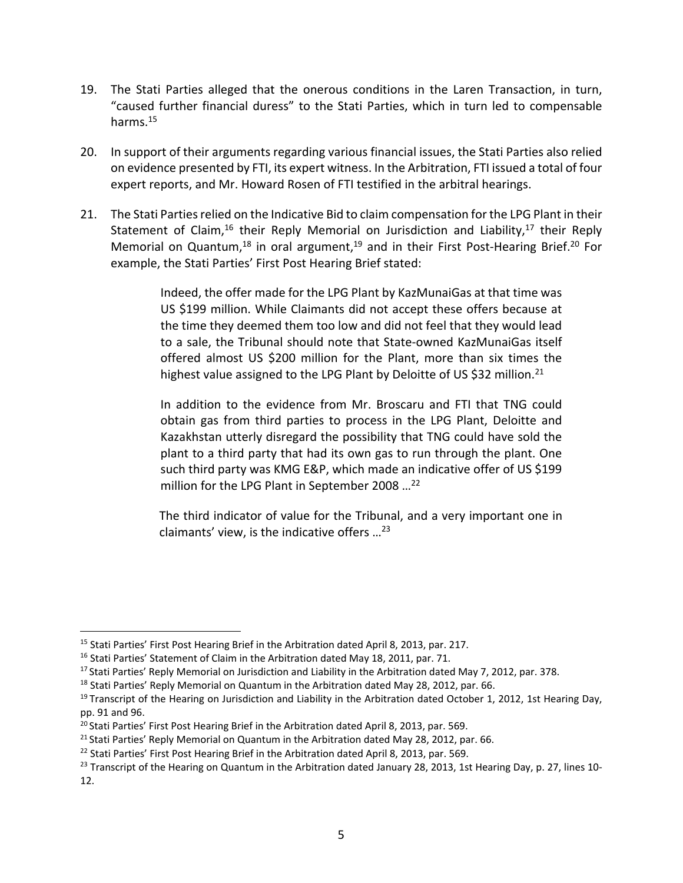19. The Stati Parties alleged that the onerous conditions in the Laren Transaction, in turn, "caused further financial duress" to the Stati Parties, which in turn led to compensable harms.[15]

20. In support of their arguments regarding various financial issues, the Stati Parties also relied on evidence presented by FTI, its expert witness. In the Arbitration, FTI issued a total of four expert reports, and Mr. Howard Rosen of FTI testified in the arbitral hearings.

21. The Stati Parties relied on the Indicative Bid to claim compensation for the LPG Plant in their Statement of Claim,[16] their Reply Memorial on Jurisdiction and Liability,[17] their Reply Memorial on Quantum,[18] in oral argument,[19] and in their First Post-Hearing Brief.[20] For example, the Stati Parties' First Post Hearing Brief stated:

> Indeed, the offer made for the LPG Plant by KazMunaiGas at that time was US $199 million. While Claimants did not accept these offers because at the time they deemed them too low and did not feel that they would lead to a sale, the Tribunal should note that State-owned KazMunaiGas itself offered almost US $200 million for the Plant, more than six times the highest value assigned to the LPG Plant by Deloitte of US $32 million.[21]
>
> In addition to the evidence from Mr. Broscaru and FTI that TNG could obtain gas from third parties to process in the LPG Plant, Deloitte and Kazakhstan utterly disregard the possibility that TNG could have sold the plant to a third party that had its own gas to run through the plant. One such third party was KMG E&P, which made an indicative offer of US $199 million for the LPG Plant in September 2008 …[22]
>
> The third indicator of value for the Tribunal, and a very important one in claimants' view, is the indicative offers …[23]

---

[15] Stati Parties' First Post Hearing Brief in the Arbitration dated April 8, 2013, par. 217.

[16] Stati Parties' Statement of Claim in the Arbitration dated May 18, 2011, par. 71.

[17] Stati Parties' Reply Memorial on Jurisdiction and Liability in the Arbitration dated May 7, 2012, par. 378.

[18] Stati Parties' Reply Memorial on Quantum in the Arbitration dated May 28, 2012, par. 66.

[19] Transcript of the Hearing on Jurisdiction and Liability in the Arbitration dated October 1, 2012, 1st Hearing Day, pp. 91 and 96.

[20] Stati Parties' First Post Hearing Brief in the Arbitration dated April 8, 2013, par. 569.

[21] Stati Parties' Reply Memorial on Quantum in the Arbitration dated May 28, 2012, par. 66.

[22] Stati Parties' First Post Hearing Brief in the Arbitration dated April 8, 2013, par. 569.

[23] Transcript of the Hearing on Quantum in the Arbitration dated January 28, 2013, 1st Hearing Day, p. 27, lines 10-12.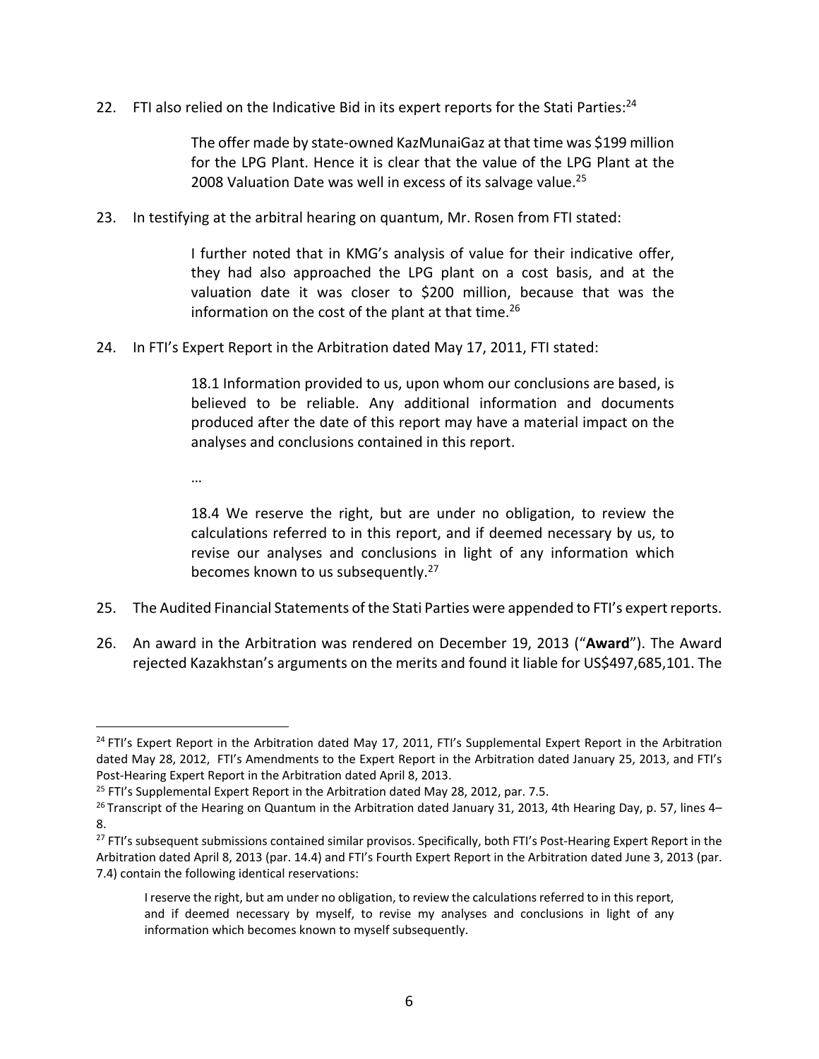22. FTI also relied on the Indicative Bid in its expert reports for the Stati Parties:[24]

> The offer made by state-owned KazMunaiGaz at that time was \$199 million for the LPG Plant. Hence it is clear that the value of the LPG Plant at the 2008 Valuation Date was well in excess of its salvage value.[25]

23. In testifying at the arbitral hearing on quantum, Mr. Rosen from FTI stated:

> I further noted that in KMG's analysis of value for their indicative offer, they had also approached the LPG plant on a cost basis, and at the valuation date it was closer to \$200 million, because that was the information on the cost of the plant at that time.[26]

24. In FTI's Expert Report in the Arbitration dated May 17, 2011, FTI stated:

> 18.1 Information provided to us, upon whom our conclusions are based, is believed to be reliable. Any additional information and documents produced after the date of this report may have a material impact on the analyses and conclusions contained in this report.
>
> …
>
> 18.4 We reserve the right, but are under no obligation, to review the calculations referred to in this report, and if deemed necessary by us, to revise our analyses and conclusions in light of any information which becomes known to us subsequently.[27]

25. The Audited Financial Statements of the Stati Parties were appended to FTI's expert reports.

26. An award in the Arbitration was rendered on December 19, 2013 ("**Award**"). The Award rejected Kazakhstan's arguments on the merits and found it liable for US\$497,685,101. The

---

[24] FTI's Expert Report in the Arbitration dated May 17, 2011, FTI's Supplemental Expert Report in the Arbitration dated May 28, 2012, FTI's Amendments to the Expert Report in the Arbitration dated January 25, 2013, and FTI's Post-Hearing Expert Report in the Arbitration dated April 8, 2013.

[25] FTI's Supplemental Expert Report in the Arbitration dated May 28, 2012, par. 7.5.

[26] Transcript of the Hearing on Quantum in the Arbitration dated January 31, 2013, 4th Hearing Day, p. 57, lines 4–8.

[27] FTI's subsequent submissions contained similar provisos. Specifically, both FTI's Post-Hearing Expert Report in the Arbitration dated April 8, 2013 (par. 14.4) and FTI's Fourth Expert Report in the Arbitration dated June 3, 2013 (par. 7.4) contain the following identical reservations:

> I reserve the right, but am under no obligation, to review the calculations referred to in this report, and if deemed necessary by myself, to revise my analyses and conclusions in light of any information which becomes known to myself subsequently.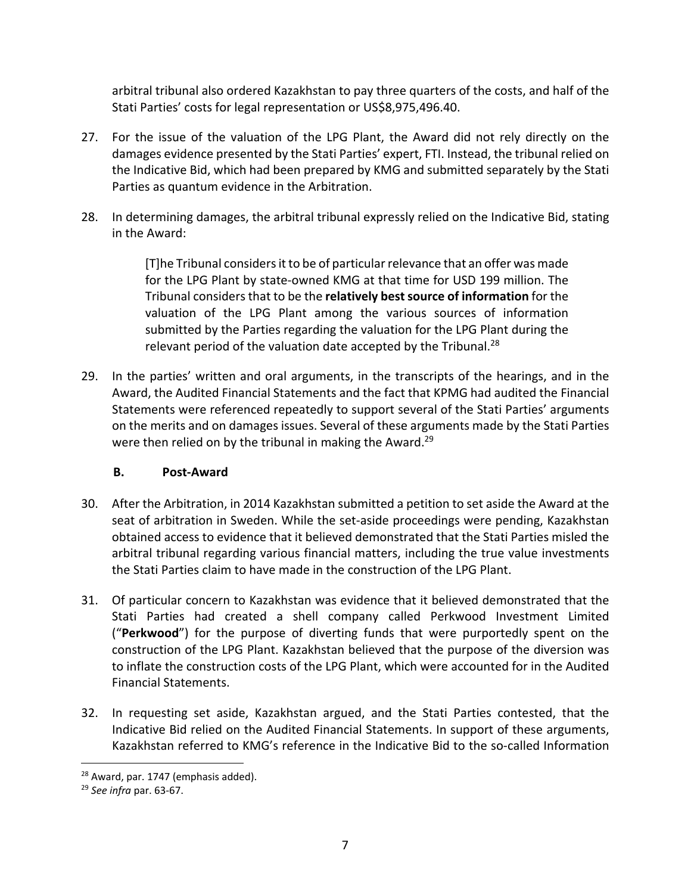arbitral tribunal also ordered Kazakhstan to pay three quarters of the costs, and half of the Stati Parties' costs for legal representation or US$8,975,496.40.

27. For the issue of the valuation of the LPG Plant, the Award did not rely directly on the damages evidence presented by the Stati Parties' expert, FTI. Instead, the tribunal relied on the Indicative Bid, which had been prepared by KMG and submitted separately by the Stati Parties as quantum evidence in the Arbitration.

28. In determining damages, the arbitral tribunal expressly relied on the Indicative Bid, stating in the Award:

> [T]he Tribunal considers it to be of particular relevance that an offer was made for the LPG Plant by state-owned KMG at that time for USD 199 million. The Tribunal considers that to be the **relatively best source of information** for the valuation of the LPG Plant among the various sources of information submitted by the Parties regarding the valuation for the LPG Plant during the relevant period of the valuation date accepted by the Tribunal.[28]

29. In the parties' written and oral arguments, in the transcripts of the hearings, and in the Award, the Audited Financial Statements and the fact that KPMG had audited the Financial Statements were referenced repeatedly to support several of the Stati Parties' arguments on the merits and on damages issues. Several of these arguments made by the Stati Parties were then relied on by the tribunal in making the Award.[29]

### B. Post-Award

30. After the Arbitration, in 2014 Kazakhstan submitted a petition to set aside the Award at the seat of arbitration in Sweden. While the set-aside proceedings were pending, Kazakhstan obtained access to evidence that it believed demonstrated that the Stati Parties misled the arbitral tribunal regarding various financial matters, including the true value investments the Stati Parties claim to have made in the construction of the LPG Plant.

31. Of particular concern to Kazakhstan was evidence that it believed demonstrated that the Stati Parties had created a shell company called Perkwood Investment Limited ("**Perkwood**") for the purpose of diverting funds that were purportedly spent on the construction of the LPG Plant. Kazakhstan believed that the purpose of the diversion was to inflate the construction costs of the LPG Plant, which were accounted for in the Audited Financial Statements.

32. In requesting set aside, Kazakhstan argued, and the Stati Parties contested, that the Indicative Bid relied on the Audited Financial Statements. In support of these arguments, Kazakhstan referred to KMG's reference in the Indicative Bid to the so-called Information

---

[28] Award, par. 1747 (emphasis added).

[29] *See infra* par. 63-67.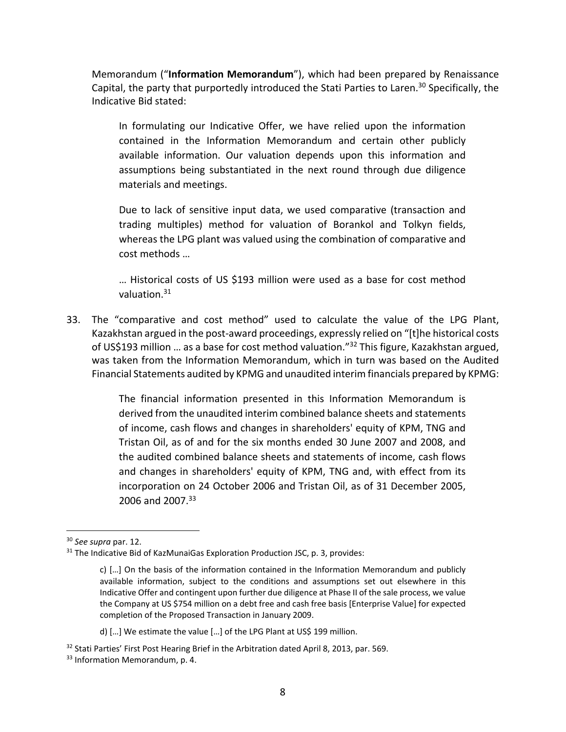Memorandum ("**Information Memorandum**"), which had been prepared by Renaissance Capital, the party that purportedly introduced the Stati Parties to Laren.[30] Specifically, the Indicative Bid stated:

> In formulating our Indicative Offer, we have relied upon the information contained in the Information Memorandum and certain other publicly available information. Our valuation depends upon this information and assumptions being substantiated in the next round through due diligence materials and meetings.
>
> Due to lack of sensitive input data, we used comparative (transaction and trading multiples) method for valuation of Borankol and Tolkyn fields, whereas the LPG plant was valued using the combination of comparative and cost methods …
>
> … Historical costs of US $193 million were used as a base for cost method valuation.[31]

33. The "comparative and cost method" used to calculate the value of the LPG Plant, Kazakhstan argued in the post-award proceedings, expressly relied on "[t]he historical costs of US$193 million … as a base for cost method valuation."[32] This figure, Kazakhstan argued, was taken from the Information Memorandum, which in turn was based on the Audited Financial Statements audited by KPMG and unaudited interim financials prepared by KPMG:

> The financial information presented in this Information Memorandum is derived from the unaudited interim combined balance sheets and statements of income, cash flows and changes in shareholders' equity of KPM, TNG and Tristan Oil, as of and for the six months ended 30 June 2007 and 2008, and the audited combined balance sheets and statements of income, cash flows and changes in shareholders' equity of KPM, TNG and, with effect from its incorporation on 24 October 2006 and Tristan Oil, as of 31 December 2005, 2006 and 2007.[33]

---

[30] *See supra* par. 12.

[31] The Indicative Bid of KazMunaiGas Exploration Production JSC, p. 3, provides:

> c) […] On the basis of the information contained in the Information Memorandum and publicly available information, subject to the conditions and assumptions set out elsewhere in this Indicative Offer and contingent upon further due diligence at Phase II of the sale process, we value the Company at US $754 million on a debt free and cash free basis [Enterprise Value] for expected completion of the Proposed Transaction in January 2009.
>
> d) […] We estimate the value […] of the LPG Plant at US$ 199 million.

[32] Stati Parties' First Post Hearing Brief in the Arbitration dated April 8, 2013, par. 569.

[33] Information Memorandum, p. 4.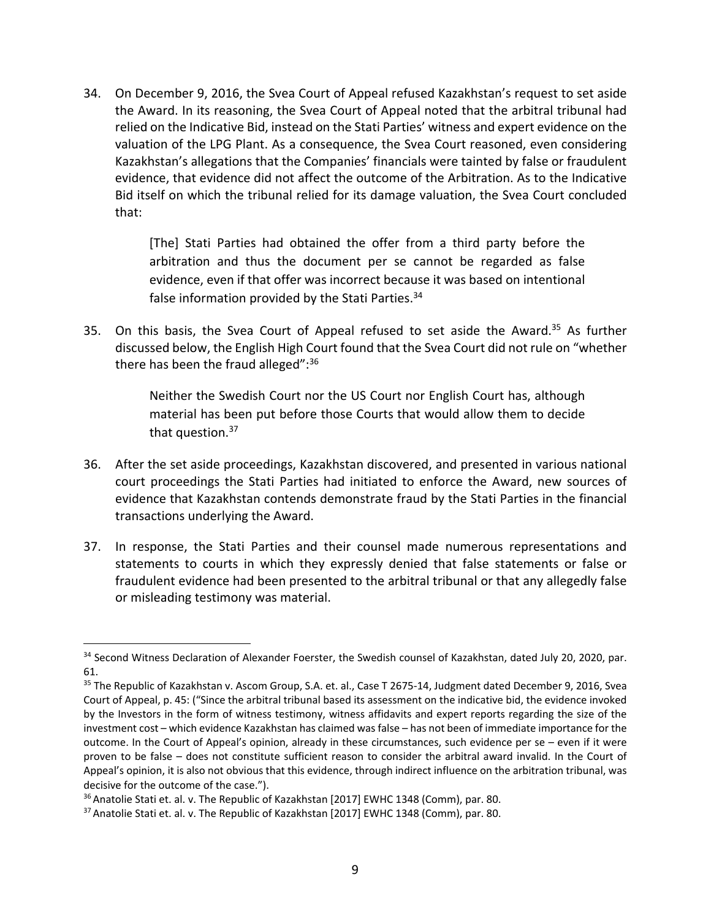34. On December 9, 2016, the Svea Court of Appeal refused Kazakhstan's request to set aside the Award. In its reasoning, the Svea Court of Appeal noted that the arbitral tribunal had relied on the Indicative Bid, instead on the Stati Parties' witness and expert evidence on the valuation of the LPG Plant. As a consequence, the Svea Court reasoned, even considering Kazakhstan's allegations that the Companies' financials were tainted by false or fraudulent evidence, that evidence did not affect the outcome of the Arbitration. As to the Indicative Bid itself on which the tribunal relied for its damage valuation, the Svea Court concluded that:

> [The] Stati Parties had obtained the offer from a third party before the arbitration and thus the document per se cannot be regarded as false evidence, even if that offer was incorrect because it was based on intentional false information provided by the Stati Parties.[34]

35. On this basis, the Svea Court of Appeal refused to set aside the Award.[35] As further discussed below, the English High Court found that the Svea Court did not rule on "whether there has been the fraud alleged":[36]

> Neither the Swedish Court nor the US Court nor English Court has, although material has been put before those Courts that would allow them to decide that question.[37]

36. After the set aside proceedings, Kazakhstan discovered, and presented in various national court proceedings the Stati Parties had initiated to enforce the Award, new sources of evidence that Kazakhstan contends demonstrate fraud by the Stati Parties in the financial transactions underlying the Award.

37. In response, the Stati Parties and their counsel made numerous representations and statements to courts in which they expressly denied that false statements or false or fraudulent evidence had been presented to the arbitral tribunal or that any allegedly false or misleading testimony was material.

---

[34] Second Witness Declaration of Alexander Foerster, the Swedish counsel of Kazakhstan, dated July 20, 2020, par. 61.

[35] The Republic of Kazakhstan v. Ascom Group, S.A. et. al., Case T 2675-14, Judgment dated December 9, 2016, Svea Court of Appeal, p. 45: ("Since the arbitral tribunal based its assessment on the indicative bid, the evidence invoked by the Investors in the form of witness testimony, witness affidavits and expert reports regarding the size of the investment cost – which evidence Kazakhstan has claimed was false – has not been of immediate importance for the outcome. In the Court of Appeal's opinion, already in these circumstances, such evidence per se – even if it were proven to be false – does not constitute sufficient reason to consider the arbitral award invalid. In the Court of Appeal's opinion, it is also not obvious that this evidence, through indirect influence on the arbitration tribunal, was decisive for the outcome of the case.").

[36] Anatolie Stati et. al. v. The Republic of Kazakhstan [2017] EWHC 1348 (Comm), par. 80.

[37] Anatolie Stati et. al. v. The Republic of Kazakhstan [2017] EWHC 1348 (Comm), par. 80.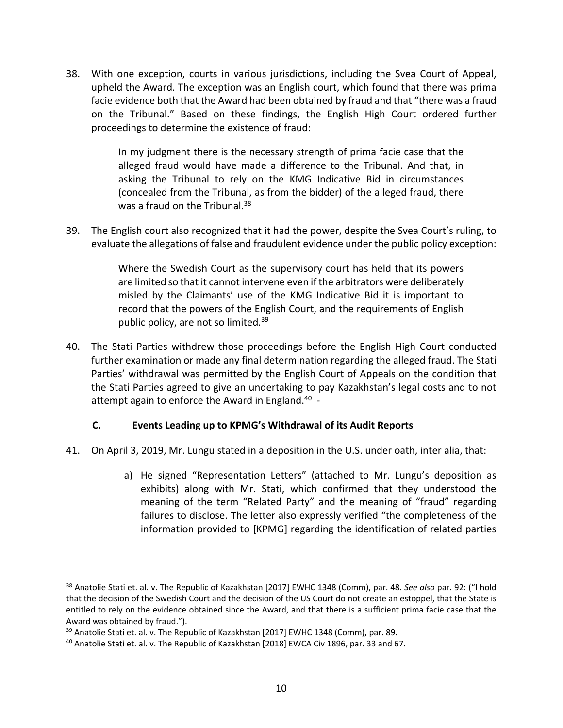38. With one exception, courts in various jurisdictions, including the Svea Court of Appeal, upheld the Award. The exception was an English court, which found that there was prima facie evidence both that the Award had been obtained by fraud and that "there was a fraud on the Tribunal." Based on these findings, the English High Court ordered further proceedings to determine the existence of fraud:

> In my judgment there is the necessary strength of prima facie case that the alleged fraud would have made a difference to the Tribunal. And that, in asking the Tribunal to rely on the KMG Indicative Bid in circumstances (concealed from the Tribunal, as from the bidder) of the alleged fraud, there was a fraud on the Tribunal.[38]

39. The English court also recognized that it had the power, despite the Svea Court's ruling, to evaluate the allegations of false and fraudulent evidence under the public policy exception:

> Where the Swedish Court as the supervisory court has held that its powers are limited so that it cannot intervene even if the arbitrators were deliberately misled by the Claimants' use of the KMG Indicative Bid it is important to record that the powers of the English Court, and the requirements of English public policy, are not so limited.[39]

40. The Stati Parties withdrew those proceedings before the English High Court conducted further examination or made any final determination regarding the alleged fraud. The Stati Parties' withdrawal was permitted by the English Court of Appeals on the condition that the Stati Parties agreed to give an undertaking to pay Kazakhstan's legal costs and to not attempt again to enforce the Award in England.[40] -

### C. Events Leading up to KPMG's Withdrawal of its Audit Reports

41. On April 3, 2019, Mr. Lungu stated in a deposition in the U.S. under oath, inter alia, that:

    a) He signed "Representation Letters" (attached to Mr. Lungu's deposition as exhibits) along with Mr. Stati, which confirmed that they understood the meaning of the term "Related Party" and the meaning of "fraud" regarding failures to disclose. The letter also expressly verified "the completeness of the information provided to [KPMG] regarding the identification of related parties

---

[38] Anatolie Stati et. al. v. The Republic of Kazakhstan [2017] EWHC 1348 (Comm), par. 48. *See also* par. 92: ("I hold that the decision of the Swedish Court and the decision of the US Court do not create an estoppel, that the State is entitled to rely on the evidence obtained since the Award, and that there is a sufficient prima facie case that the Award was obtained by fraud.").

[39] Anatolie Stati et. al. v. The Republic of Kazakhstan [2017] EWHC 1348 (Comm), par. 89.

[40] Anatolie Stati et. al. v. The Republic of Kazakhstan [2018] EWCA Civ 1896, par. 33 and 67.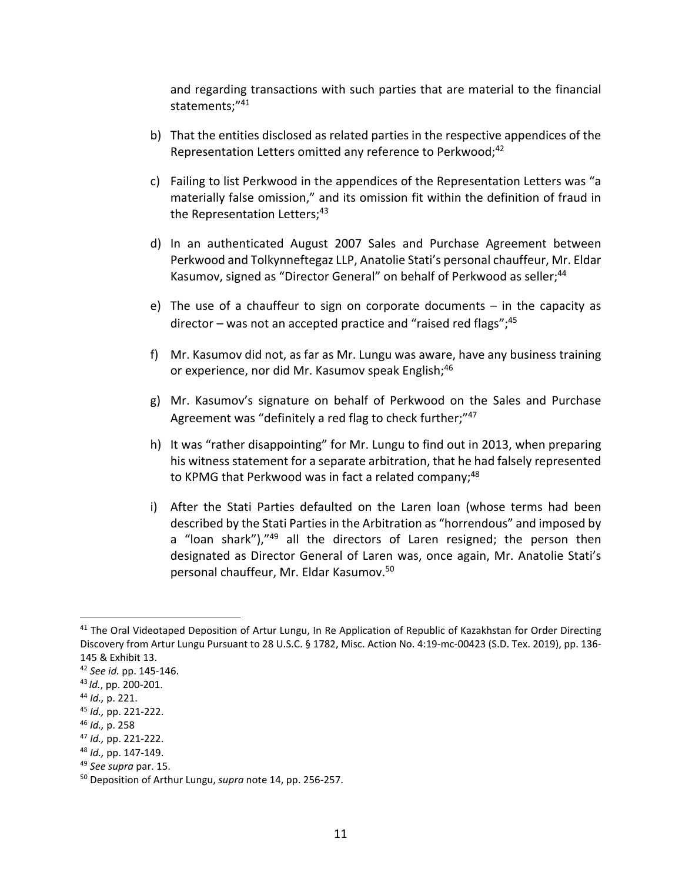and regarding transactions with such parties that are material to the financial statements;"[41]

b) That the entities disclosed as related parties in the respective appendices of the Representation Letters omitted any reference to Perkwood;[42]

c) Failing to list Perkwood in the appendices of the Representation Letters was "a materially false omission," and its omission fit within the definition of fraud in the Representation Letters;[43]

d) In an authenticated August 2007 Sales and Purchase Agreement between Perkwood and Tolkynneftegaz LLP, Anatolie Stati's personal chauffeur, Mr. Eldar Kasumov, signed as "Director General" on behalf of Perkwood as seller;[44]

e) The use of a chauffeur to sign on corporate documents – in the capacity as director – was not an accepted practice and "raised red flags";[45]

f) Mr. Kasumov did not, as far as Mr. Lungu was aware, have any business training or experience, nor did Mr. Kasumov speak English;[46]

g) Mr. Kasumov's signature on behalf of Perkwood on the Sales and Purchase Agreement was "definitely a red flag to check further;"[47]

h) It was "rather disappointing" for Mr. Lungu to find out in 2013, when preparing his witness statement for a separate arbitration, that he had falsely represented to KPMG that Perkwood was in fact a related company;[48]

i) After the Stati Parties defaulted on the Laren loan (whose terms had been described by the Stati Parties in the Arbitration as "horrendous" and imposed by a "loan shark"),"[49] all the directors of Laren resigned; the person then designated as Director General of Laren was, once again, Mr. Anatolie Stati's personal chauffeur, Mr. Eldar Kasumov.[50]

---

[41] The Oral Videotaped Deposition of Artur Lungu, In Re Application of Republic of Kazakhstan for Order Directing Discovery from Artur Lungu Pursuant to 28 U.S.C. § 1782, Misc. Action No. 4:19-mc-00423 (S.D. Tex. 2019), pp. 136-145 & Exhibit 13.

[42] *See id.* pp. 145-146.

[43] *Id.*, pp. 200-201.

[44] *Id.,* p. 221.

[45] *Id.,* pp. 221-222.

[46] *Id.,* p. 258

[47] *Id.,* pp. 221-222.

[48] *Id.,* pp. 147-149.

[49] *See supra* par. 15.

[50] Deposition of Arthur Lungu, *supra* note 14, pp. 256-257.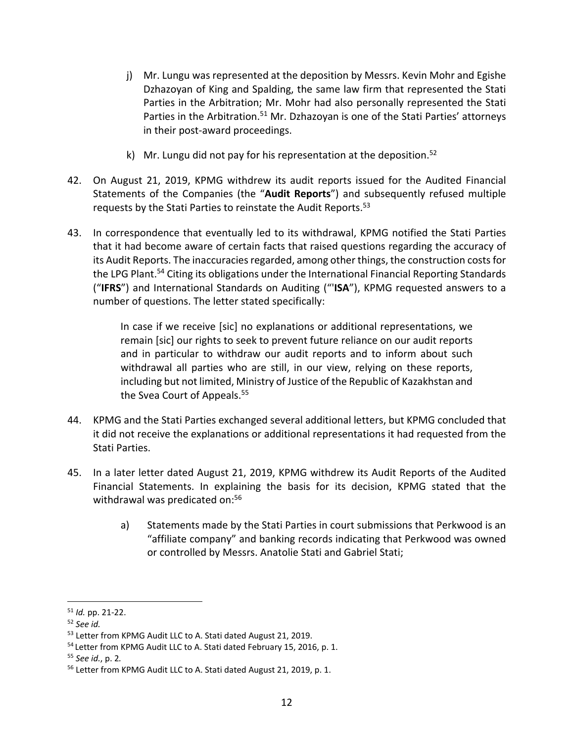j) Mr. Lungu was represented at the deposition by Messrs. Kevin Mohr and Egishe Dzhazoyan of King and Spalding, the same law firm that represented the Stati Parties in the Arbitration; Mr. Mohr had also personally represented the Stati Parties in the Arbitration.[51] Mr. Dzhazoyan is one of the Stati Parties' attorneys in their post-award proceedings.

k) Mr. Lungu did not pay for his representation at the deposition.[52]

42. On August 21, 2019, KPMG withdrew its audit reports issued for the Audited Financial Statements of the Companies (the "**Audit Reports**") and subsequently refused multiple requests by the Stati Parties to reinstate the Audit Reports.[53]

43. In correspondence that eventually led to its withdrawal, KPMG notified the Stati Parties that it had become aware of certain facts that raised questions regarding the accuracy of its Audit Reports. The inaccuracies regarded, among other things, the construction costs for the LPG Plant.[54] Citing its obligations under the International Financial Reporting Standards ("**IFRS**") and International Standards on Auditing ("'**ISA**"), KPMG requested answers to a number of questions. The letter stated specifically:

> In case if we receive [sic] no explanations or additional representations, we remain [sic] our rights to seek to prevent future reliance on our audit reports and in particular to withdraw our audit reports and to inform about such withdrawal all parties who are still, in our view, relying on these reports, including but not limited, Ministry of Justice of the Republic of Kazakhstan and the Svea Court of Appeals.[55]

44. KPMG and the Stati Parties exchanged several additional letters, but KPMG concluded that it did not receive the explanations or additional representations it had requested from the Stati Parties.

45. In a later letter dated August 21, 2019, KPMG withdrew its Audit Reports of the Audited Financial Statements. In explaining the basis for its decision, KPMG stated that the withdrawal was predicated on:[56]

a) Statements made by the Stati Parties in court submissions that Perkwood is an "affiliate company" and banking records indicating that Perkwood was owned or controlled by Messrs. Anatolie Stati and Gabriel Stati;

---

[51] *Id.* pp. 21-22.

[52] *See id.*

[53] Letter from KPMG Audit LLC to A. Stati dated August 21, 2019.

[54] Letter from KPMG Audit LLC to A. Stati dated February 15, 2016, p. 1.

[55] *See id.*, p. 2.

[56] Letter from KPMG Audit LLC to A. Stati dated August 21, 2019, p. 1.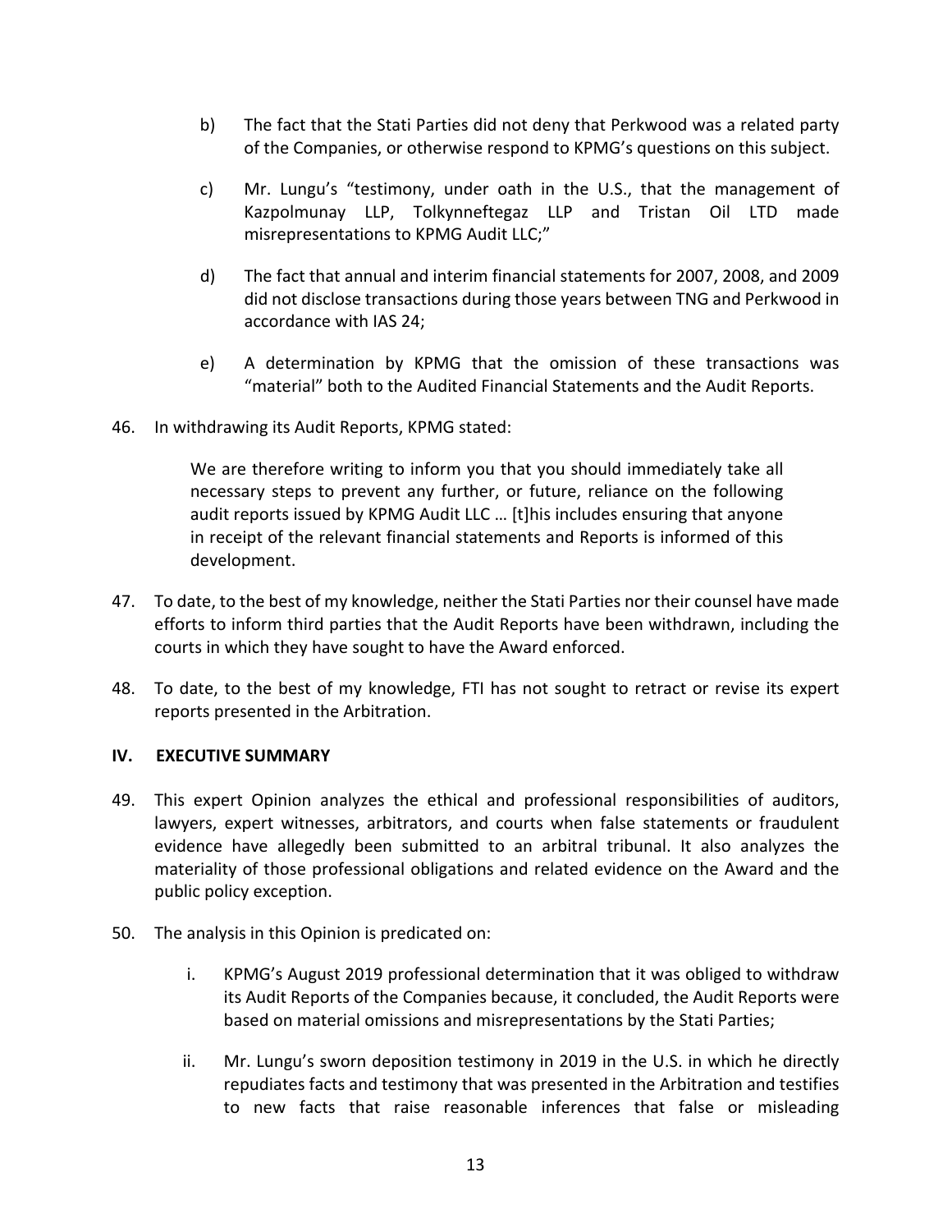b) The fact that the Stati Parties did not deny that Perkwood was a related party of the Companies, or otherwise respond to KPMG's questions on this subject.

c) Mr. Lungu's "testimony, under oath in the U.S., that the management of Kazpolmunay LLP, Tolkynneftegaz LLP and Tristan Oil LTD made misrepresentations to KPMG Audit LLC;"

d) The fact that annual and interim financial statements for 2007, 2008, and 2009 did not disclose transactions during those years between TNG and Perkwood in accordance with IAS 24;

e) A determination by KPMG that the omission of these transactions was "material" both to the Audited Financial Statements and the Audit Reports.

46. In withdrawing its Audit Reports, KPMG stated:

> We are therefore writing to inform you that you should immediately take all necessary steps to prevent any further, or future, reliance on the following audit reports issued by KPMG Audit LLC … [t]his includes ensuring that anyone in receipt of the relevant financial statements and Reports is informed of this development.

47. To date, to the best of my knowledge, neither the Stati Parties nor their counsel have made efforts to inform third parties that the Audit Reports have been withdrawn, including the courts in which they have sought to have the Award enforced.

48. To date, to the best of my knowledge, FTI has not sought to retract or revise its expert reports presented in the Arbitration.

## IV. EXECUTIVE SUMMARY

49. This expert Opinion analyzes the ethical and professional responsibilities of auditors, lawyers, expert witnesses, arbitrators, and courts when false statements or fraudulent evidence have allegedly been submitted to an arbitral tribunal. It also analyzes the materiality of those professional obligations and related evidence on the Award and the public policy exception.

50. The analysis in this Opinion is predicated on:

i. KPMG's August 2019 professional determination that it was obliged to withdraw its Audit Reports of the Companies because, it concluded, the Audit Reports were based on material omissions and misrepresentations by the Stati Parties;

ii. Mr. Lungu's sworn deposition testimony in 2019 in the U.S. in which he directly repudiates facts and testimony that was presented in the Arbitration and testifies to new facts that raise reasonable inferences that false or misleading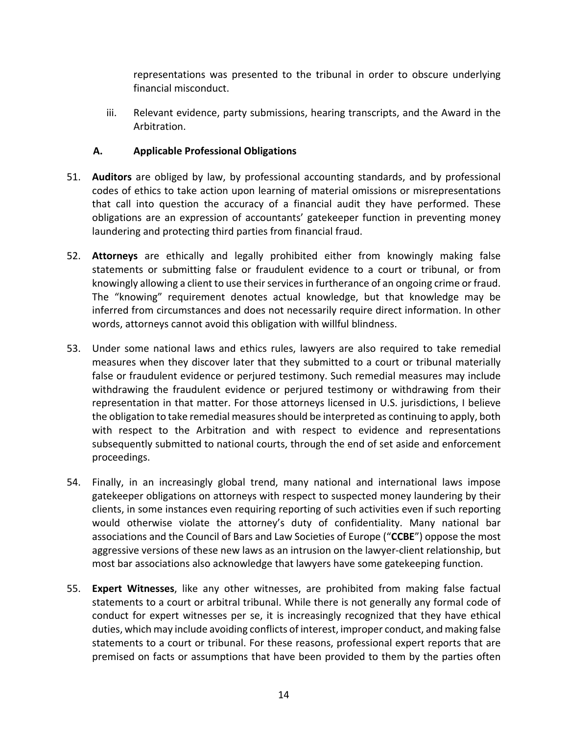representations was presented to the tribunal in order to obscure underlying financial misconduct.

iii. Relevant evidence, party submissions, hearing transcripts, and the Award in the Arbitration.

### A. Applicable Professional Obligations

51. **Auditors** are obliged by law, by professional accounting standards, and by professional codes of ethics to take action upon learning of material omissions or misrepresentations that call into question the accuracy of a financial audit they have performed. These obligations are an expression of accountants' gatekeeper function in preventing money laundering and protecting third parties from financial fraud.

52. **Attorneys** are ethically and legally prohibited either from knowingly making false statements or submitting false or fraudulent evidence to a court or tribunal, or from knowingly allowing a client to use their services in furtherance of an ongoing crime or fraud. The "knowing" requirement denotes actual knowledge, but that knowledge may be inferred from circumstances and does not necessarily require direct information. In other words, attorneys cannot avoid this obligation with willful blindness.

53. Under some national laws and ethics rules, lawyers are also required to take remedial measures when they discover later that they submitted to a court or tribunal materially false or fraudulent evidence or perjured testimony. Such remedial measures may include withdrawing the fraudulent evidence or perjured testimony or withdrawing from their representation in that matter. For those attorneys licensed in U.S. jurisdictions, I believe the obligation to take remedial measures should be interpreted as continuing to apply, both with respect to the Arbitration and with respect to evidence and representations subsequently submitted to national courts, through the end of set aside and enforcement proceedings.

54. Finally, in an increasingly global trend, many national and international laws impose gatekeeper obligations on attorneys with respect to suspected money laundering by their clients, in some instances even requiring reporting of such activities even if such reporting would otherwise violate the attorney's duty of confidentiality. Many national bar associations and the Council of Bars and Law Societies of Europe ("**CCBE**") oppose the most aggressive versions of these new laws as an intrusion on the lawyer-client relationship, but most bar associations also acknowledge that lawyers have some gatekeeping function.

55. **Expert Witnesses**, like any other witnesses, are prohibited from making false factual statements to a court or arbitral tribunal. While there is not generally any formal code of conduct for expert witnesses per se, it is increasingly recognized that they have ethical duties, which may include avoiding conflicts of interest, improper conduct, and making false statements to a court or tribunal. For these reasons, professional expert reports that are premised on facts or assumptions that have been provided to them by the parties often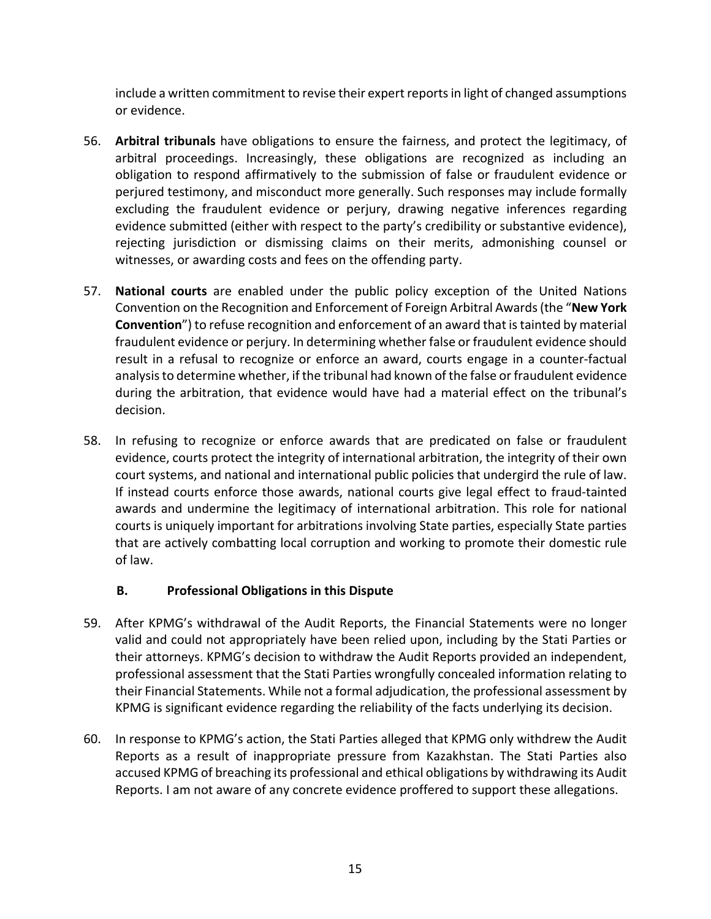include a written commitment to revise their expert reports in light of changed assumptions or evidence.

56. **Arbitral tribunals** have obligations to ensure the fairness, and protect the legitimacy, of arbitral proceedings. Increasingly, these obligations are recognized as including an obligation to respond affirmatively to the submission of false or fraudulent evidence or perjured testimony, and misconduct more generally. Such responses may include formally excluding the fraudulent evidence or perjury, drawing negative inferences regarding evidence submitted (either with respect to the party's credibility or substantive evidence), rejecting jurisdiction or dismissing claims on their merits, admonishing counsel or witnesses, or awarding costs and fees on the offending party.

57. **National courts** are enabled under the public policy exception of the United Nations Convention on the Recognition and Enforcement of Foreign Arbitral Awards (the "**New York Convention**") to refuse recognition and enforcement of an award that is tainted by material fraudulent evidence or perjury. In determining whether false or fraudulent evidence should result in a refusal to recognize or enforce an award, courts engage in a counter-factual analysis to determine whether, if the tribunal had known of the false or fraudulent evidence during the arbitration, that evidence would have had a material effect on the tribunal's decision.

58. In refusing to recognize or enforce awards that are predicated on false or fraudulent evidence, courts protect the integrity of international arbitration, the integrity of their own court systems, and national and international public policies that undergird the rule of law. If instead courts enforce those awards, national courts give legal effect to fraud-tainted awards and undermine the legitimacy of international arbitration. This role for national courts is uniquely important for arbitrations involving State parties, especially State parties that are actively combatting local corruption and working to promote their domestic rule of law.

### B. Professional Obligations in this Dispute

59. After KPMG's withdrawal of the Audit Reports, the Financial Statements were no longer valid and could not appropriately have been relied upon, including by the Stati Parties or their attorneys. KPMG's decision to withdraw the Audit Reports provided an independent, professional assessment that the Stati Parties wrongfully concealed information relating to their Financial Statements. While not a formal adjudication, the professional assessment by KPMG is significant evidence regarding the reliability of the facts underlying its decision.

60. In response to KPMG's action, the Stati Parties alleged that KPMG only withdrew the Audit Reports as a result of inappropriate pressure from Kazakhstan. The Stati Parties also accused KPMG of breaching its professional and ethical obligations by withdrawing its Audit Reports. I am not aware of any concrete evidence proffered to support these allegations.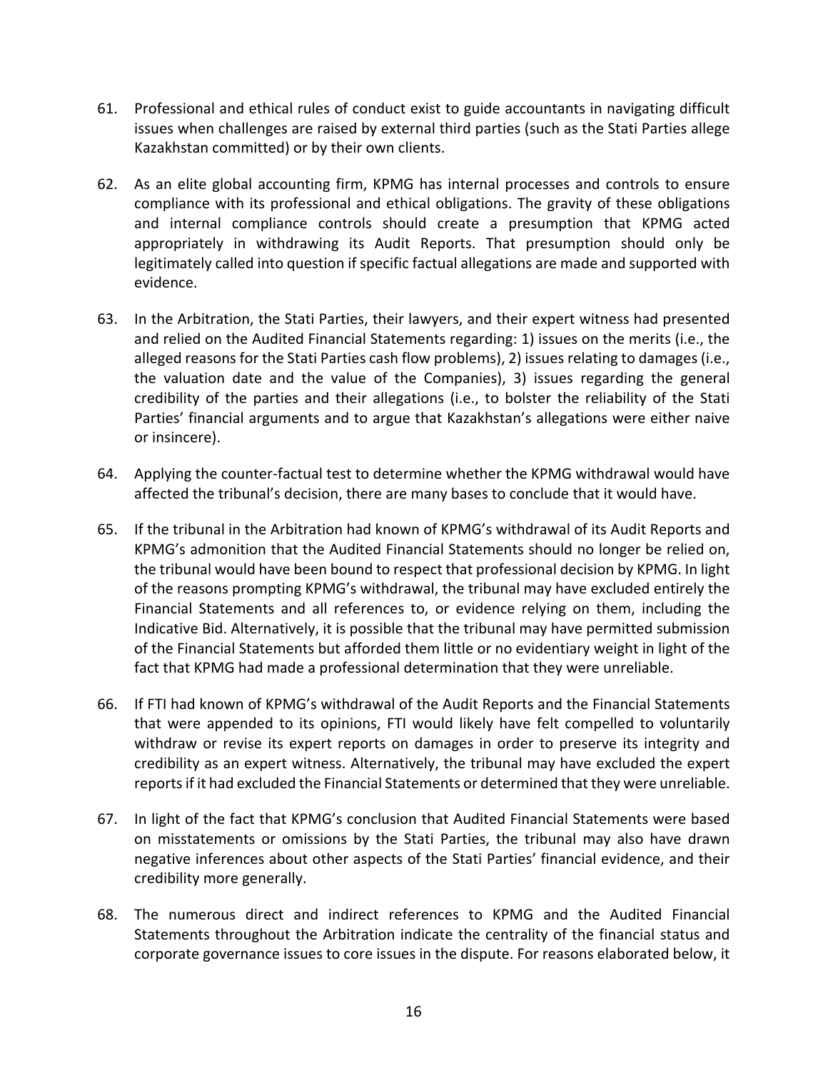61. Professional and ethical rules of conduct exist to guide accountants in navigating difficult issues when challenges are raised by external third parties (such as the Stati Parties allege Kazakhstan committed) or by their own clients.

62. As an elite global accounting firm, KPMG has internal processes and controls to ensure compliance with its professional and ethical obligations. The gravity of these obligations and internal compliance controls should create a presumption that KPMG acted appropriately in withdrawing its Audit Reports. That presumption should only be legitimately called into question if specific factual allegations are made and supported with evidence.

63. In the Arbitration, the Stati Parties, their lawyers, and their expert witness had presented and relied on the Audited Financial Statements regarding: 1) issues on the merits (i.e., the alleged reasons for the Stati Parties cash flow problems), 2) issues relating to damages (i.e., the valuation date and the value of the Companies), 3) issues regarding the general credibility of the parties and their allegations (i.e., to bolster the reliability of the Stati Parties' financial arguments and to argue that Kazakhstan's allegations were either naive or insincere).

64. Applying the counter-factual test to determine whether the KPMG withdrawal would have affected the tribunal's decision, there are many bases to conclude that it would have.

65. If the tribunal in the Arbitration had known of KPMG's withdrawal of its Audit Reports and KPMG's admonition that the Audited Financial Statements should no longer be relied on, the tribunal would have been bound to respect that professional decision by KPMG. In light of the reasons prompting KPMG's withdrawal, the tribunal may have excluded entirely the Financial Statements and all references to, or evidence relying on them, including the Indicative Bid. Alternatively, it is possible that the tribunal may have permitted submission of the Financial Statements but afforded them little or no evidentiary weight in light of the fact that KPMG had made a professional determination that they were unreliable.

66. If FTI had known of KPMG's withdrawal of the Audit Reports and the Financial Statements that were appended to its opinions, FTI would likely have felt compelled to voluntarily withdraw or revise its expert reports on damages in order to preserve its integrity and credibility as an expert witness. Alternatively, the tribunal may have excluded the expert reports if it had excluded the Financial Statements or determined that they were unreliable.

67. In light of the fact that KPMG's conclusion that Audited Financial Statements were based on misstatements or omissions by the Stati Parties, the tribunal may also have drawn negative inferences about other aspects of the Stati Parties' financial evidence, and their credibility more generally.

68. The numerous direct and indirect references to KPMG and the Audited Financial Statements throughout the Arbitration indicate the centrality of the financial status and corporate governance issues to core issues in the dispute. For reasons elaborated below, it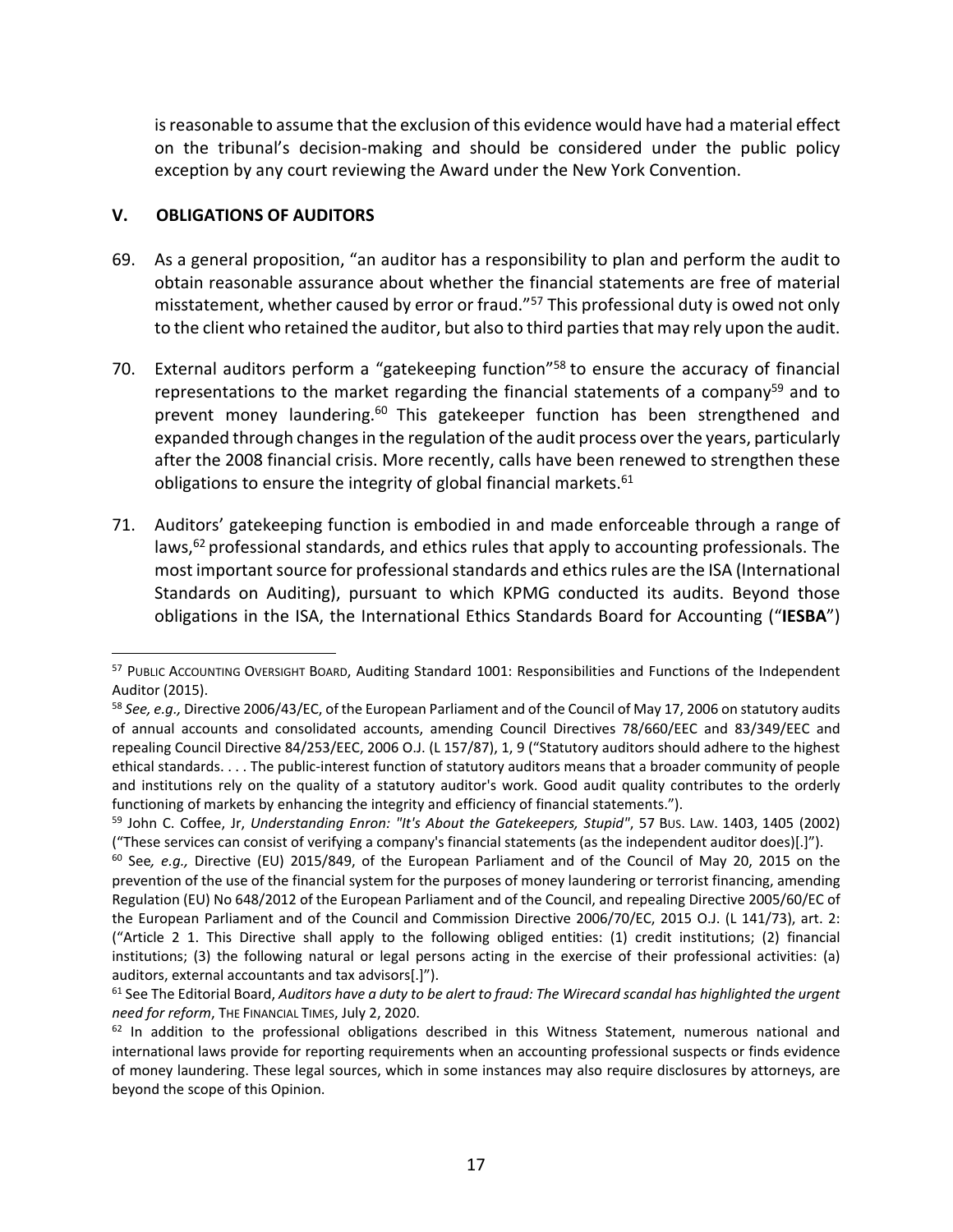is reasonable to assume that the exclusion of this evidence would have had a material effect on the tribunal's decision-making and should be considered under the public policy exception by any court reviewing the Award under the New York Convention.

## V. OBLIGATIONS OF AUDITORS

69. As a general proposition, "an auditor has a responsibility to plan and perform the audit to obtain reasonable assurance about whether the financial statements are free of material misstatement, whether caused by error or fraud."[57] This professional duty is owed not only to the client who retained the auditor, but also to third parties that may rely upon the audit.

70. External auditors perform a "gatekeeping function"[58] to ensure the accuracy of financial representations to the market regarding the financial statements of a company[59] and to prevent money laundering.[60] This gatekeeper function has been strengthened and expanded through changes in the regulation of the audit process over the years, particularly after the 2008 financial crisis. More recently, calls have been renewed to strengthen these obligations to ensure the integrity of global financial markets.[61]

71. Auditors' gatekeeping function is embodied in and made enforceable through a range of laws,[62] professional standards, and ethics rules that apply to accounting professionals. The most important source for professional standards and ethics rules are the ISA (International Standards on Auditing), pursuant to which KPMG conducted its audits. Beyond those obligations in the ISA, the International Ethics Standards Board for Accounting ("**IESBA**")

---

[57] PUBLIC ACCOUNTING OVERSIGHT BOARD, Auditing Standard 1001: Responsibilities and Functions of the Independent Auditor (2015).

[58] *See, e.g.,* Directive 2006/43/EC, of the European Parliament and of the Council of May 17, 2006 on statutory audits of annual accounts and consolidated accounts, amending Council Directives 78/660/EEC and 83/349/EEC and repealing Council Directive 84/253/EEC, 2006 O.J. (L 157/87), 1, 9 ("Statutory auditors should adhere to the highest ethical standards. . . . The public-interest function of statutory auditors means that a broader community of people and institutions rely on the quality of a statutory auditor's work. Good audit quality contributes to the orderly functioning of markets by enhancing the integrity and efficiency of financial statements.").

[59] John C. Coffee, Jr, *Understanding Enron: "It's About the Gatekeepers, Stupid"*, 57 BUS. LAW. 1403, 1405 (2002) ("These services can consist of verifying a company's financial statements (as the independent auditor does)[.]").

[60] See*, e.g.,* Directive (EU) 2015/849, of the European Parliament and of the Council of May 20, 2015 on the prevention of the use of the financial system for the purposes of money laundering or terrorist financing, amending Regulation (EU) No 648/2012 of the European Parliament and of the Council, and repealing Directive 2005/60/EC of the European Parliament and of the Council and Commission Directive 2006/70/EC, 2015 O.J. (L 141/73), art. 2: ("Article 2 1. This Directive shall apply to the following obliged entities: (1) credit institutions; (2) financial institutions; (3) the following natural or legal persons acting in the exercise of their professional activities: (a) auditors, external accountants and tax advisors[.]").

[61] See The Editorial Board, *Auditors have a duty to be alert to fraud: The Wirecard scandal has highlighted the urgent need for reform*, THE FINANCIAL TIMES, July 2, 2020.

[62] In addition to the professional obligations described in this Witness Statement, numerous national and international laws provide for reporting requirements when an accounting professional suspects or finds evidence of money laundering. These legal sources, which in some instances may also require disclosures by attorneys, are beyond the scope of this Opinion.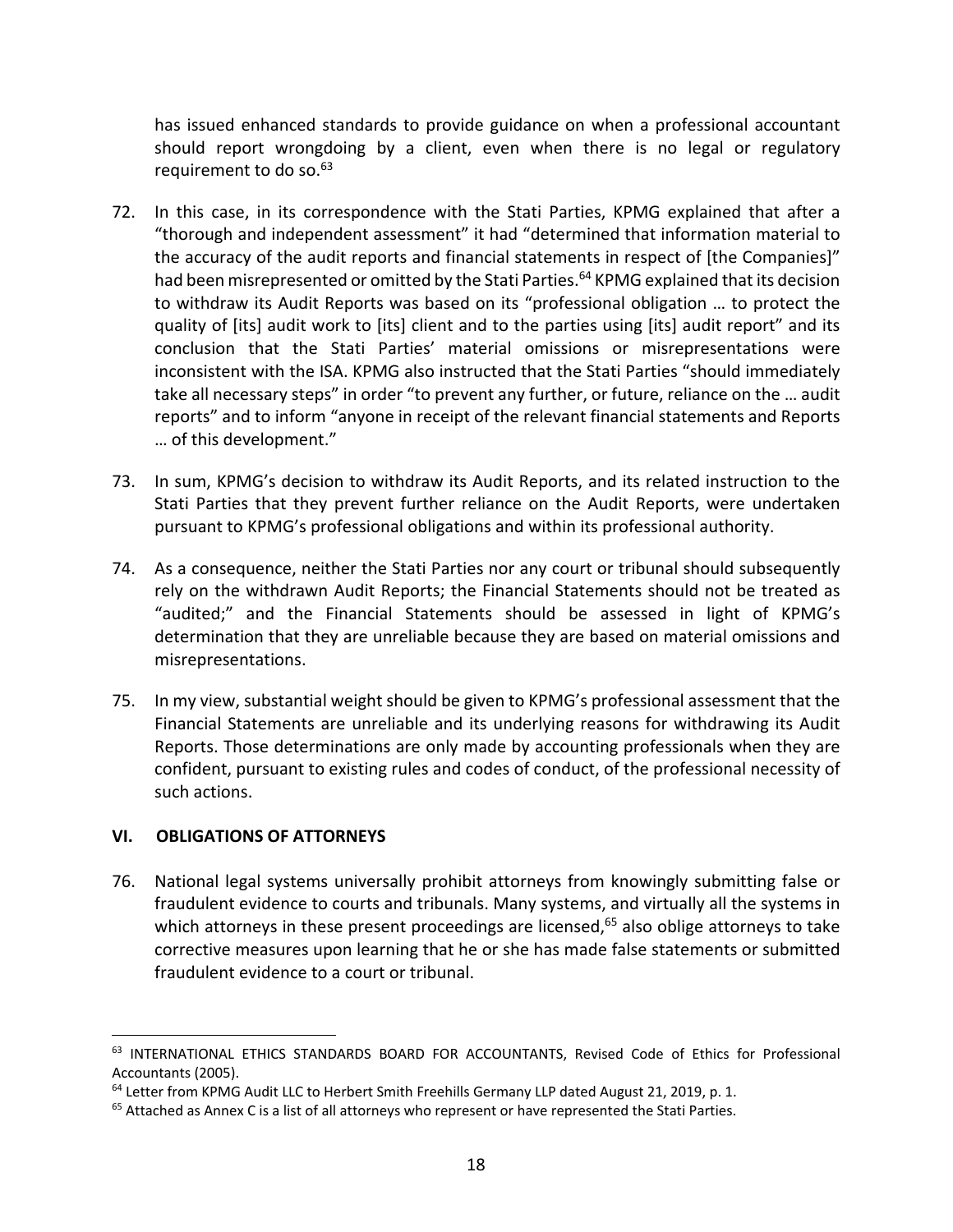has issued enhanced standards to provide guidance on when a professional accountant should report wrongdoing by a client, even when there is no legal or regulatory requirement to do so.[63]

72. In this case, in its correspondence with the Stati Parties, KPMG explained that after a "thorough and independent assessment" it had "determined that information material to the accuracy of the audit reports and financial statements in respect of [the Companies]" had been misrepresented or omitted by the Stati Parties.[64] KPMG explained that its decision to withdraw its Audit Reports was based on its "professional obligation … to protect the quality of [its] audit work to [its] client and to the parties using [its] audit report" and its conclusion that the Stati Parties' material omissions or misrepresentations were inconsistent with the ISA. KPMG also instructed that the Stati Parties "should immediately take all necessary steps" in order "to prevent any further, or future, reliance on the … audit reports" and to inform "anyone in receipt of the relevant financial statements and Reports … of this development."

73. In sum, KPMG's decision to withdraw its Audit Reports, and its related instruction to the Stati Parties that they prevent further reliance on the Audit Reports, were undertaken pursuant to KPMG's professional obligations and within its professional authority.

74. As a consequence, neither the Stati Parties nor any court or tribunal should subsequently rely on the withdrawn Audit Reports; the Financial Statements should not be treated as "audited;" and the Financial Statements should be assessed in light of KPMG's determination that they are unreliable because they are based on material omissions and misrepresentations.

75. In my view, substantial weight should be given to KPMG's professional assessment that the Financial Statements are unreliable and its underlying reasons for withdrawing its Audit Reports. Those determinations are only made by accounting professionals when they are confident, pursuant to existing rules and codes of conduct, of the professional necessity of such actions.

## VI. OBLIGATIONS OF ATTORNEYS

76. National legal systems universally prohibit attorneys from knowingly submitting false or fraudulent evidence to courts and tribunals. Many systems, and virtually all the systems in which attorneys in these present proceedings are licensed,[65] also oblige attorneys to take corrective measures upon learning that he or she has made false statements or submitted fraudulent evidence to a court or tribunal.

---

[63] INTERNATIONAL ETHICS STANDARDS BOARD FOR ACCOUNTANTS, Revised Code of Ethics for Professional Accountants (2005).

[64] Letter from KPMG Audit LLC to Herbert Smith Freehills Germany LLP dated August 21, 2019, p. 1.

[65] Attached as Annex C is a list of all attorneys who represent or have represented the Stati Parties.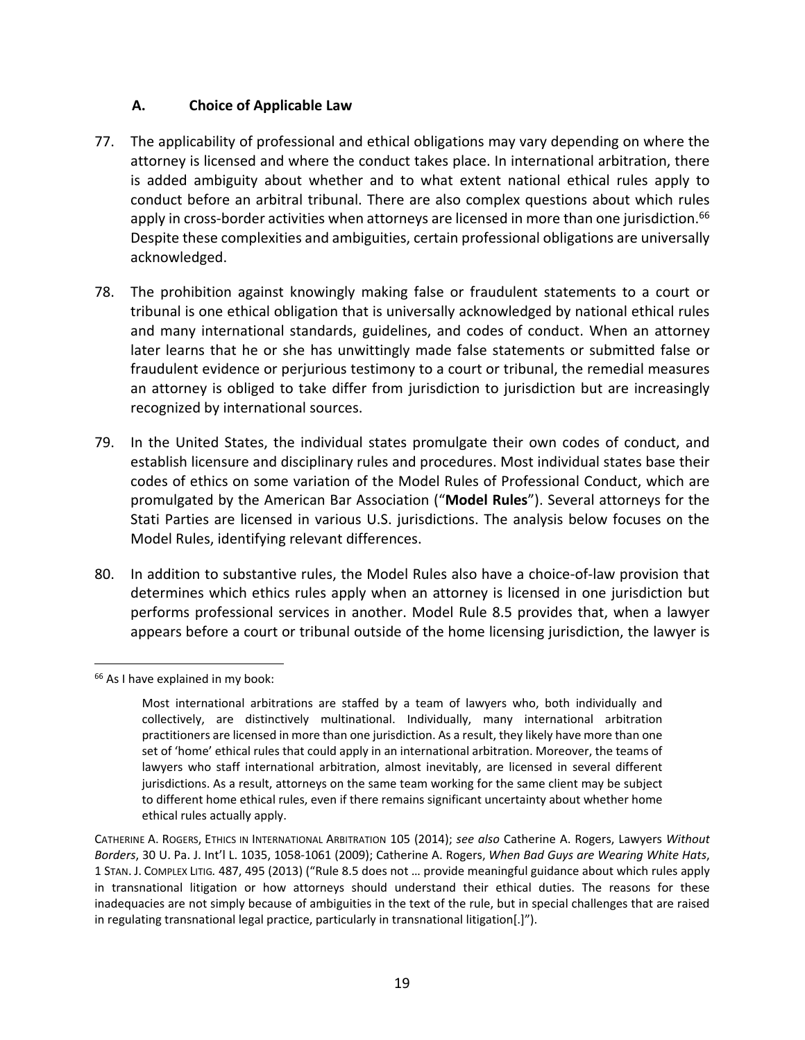### A. Choice of Applicable Law

77. The applicability of professional and ethical obligations may vary depending on where the attorney is licensed and where the conduct takes place. In international arbitration, there is added ambiguity about whether and to what extent national ethical rules apply to conduct before an arbitral tribunal. There are also complex questions about which rules apply in cross-border activities when attorneys are licensed in more than one jurisdiction.[66] Despite these complexities and ambiguities, certain professional obligations are universally acknowledged.

78. The prohibition against knowingly making false or fraudulent statements to a court or tribunal is one ethical obligation that is universally acknowledged by national ethical rules and many international standards, guidelines, and codes of conduct. When an attorney later learns that he or she has unwittingly made false statements or submitted false or fraudulent evidence or perjurious testimony to a court or tribunal, the remedial measures an attorney is obliged to take differ from jurisdiction to jurisdiction but are increasingly recognized by international sources.

79. In the United States, the individual states promulgate their own codes of conduct, and establish licensure and disciplinary rules and procedures. Most individual states base their codes of ethics on some variation of the Model Rules of Professional Conduct, which are promulgated by the American Bar Association ("**Model Rules**"). Several attorneys for the Stati Parties are licensed in various U.S. jurisdictions. The analysis below focuses on the Model Rules, identifying relevant differences.

80. In addition to substantive rules, the Model Rules also have a choice-of-law provision that determines which ethics rules apply when an attorney is licensed in one jurisdiction but performs professional services in another. Model Rule 8.5 provides that, when a lawyer appears before a court or tribunal outside of the home licensing jurisdiction, the lawyer is

---

[66] As I have explained in my book:

> Most international arbitrations are staffed by a team of lawyers who, both individually and collectively, are distinctively multinational. Individually, many international arbitration practitioners are licensed in more than one jurisdiction. As a result, they likely have more than one set of 'home' ethical rules that could apply in an international arbitration. Moreover, the teams of lawyers who staff international arbitration, almost inevitably, are licensed in several different jurisdictions. As a result, attorneys on the same team working for the same client may be subject to different home ethical rules, even if there remains significant uncertainty about whether home ethical rules actually apply.

CATHERINE A. ROGERS, ETHICS IN INTERNATIONAL ARBITRATION 105 (2014); *see also* Catherine A. Rogers, Lawyers *Without Borders*, 30 U. Pa. J. Int'l L. 1035, 1058-1061 (2009); Catherine A. Rogers, *When Bad Guys are Wearing White Hats*, 1 STAN. J. COMPLEX LITIG. 487, 495 (2013) ("Rule 8.5 does not … provide meaningful guidance about which rules apply in transnational litigation or how attorneys should understand their ethical duties. The reasons for these inadequacies are not simply because of ambiguities in the text of the rule, but in special challenges that are raised in regulating transnational legal practice, particularly in transnational litigation[.]").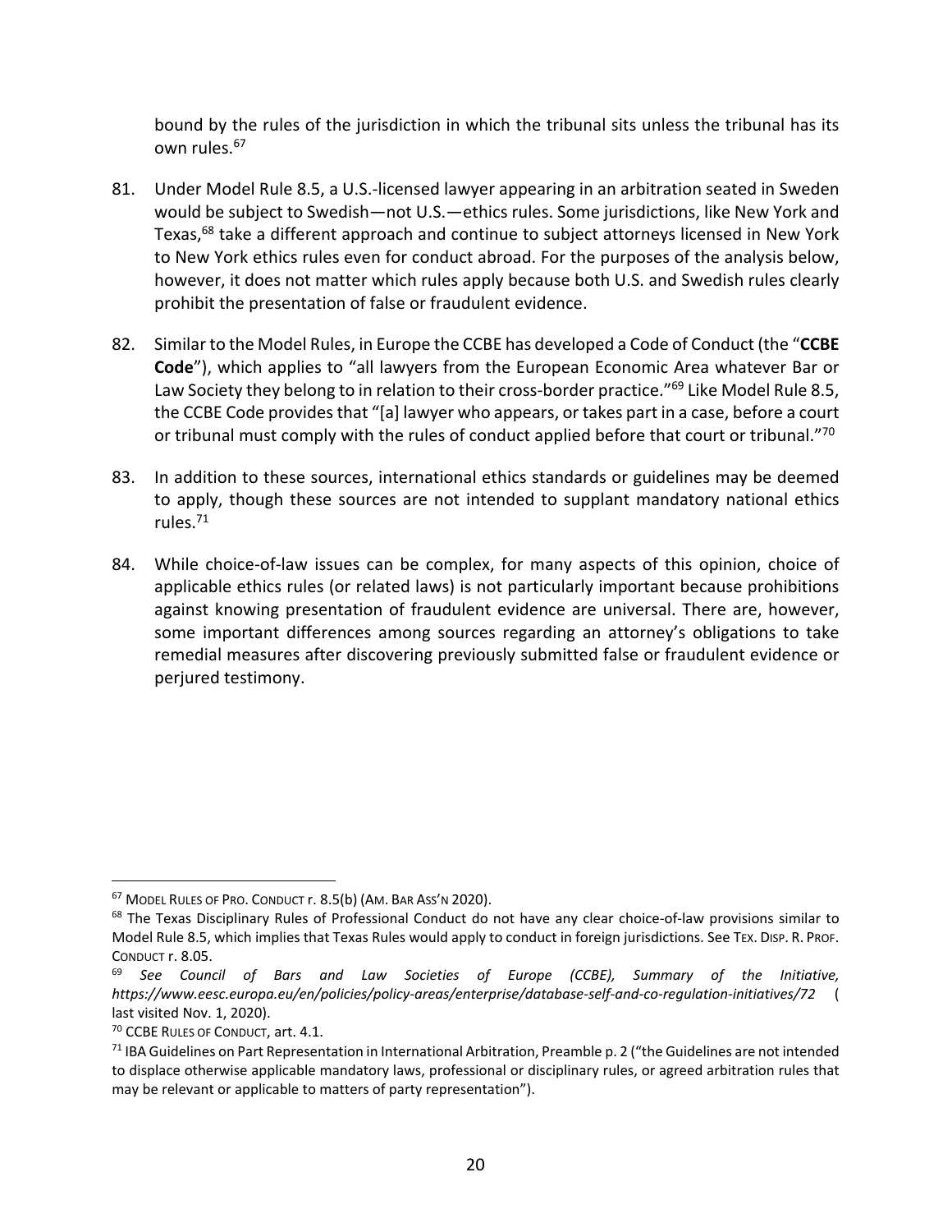bound by the rules of the jurisdiction in which the tribunal sits unless the tribunal has its own rules.[67]

81. Under Model Rule 8.5, a U.S.-licensed lawyer appearing in an arbitration seated in Sweden would be subject to Swedish—not U.S.—ethics rules. Some jurisdictions, like New York and Texas,[68] take a different approach and continue to subject attorneys licensed in New York to New York ethics rules even for conduct abroad. For the purposes of the analysis below, however, it does not matter which rules apply because both U.S. and Swedish rules clearly prohibit the presentation of false or fraudulent evidence.

82. Similar to the Model Rules, in Europe the CCBE has developed a Code of Conduct (the "**CCBE Code**"), which applies to "all lawyers from the European Economic Area whatever Bar or Law Society they belong to in relation to their cross-border practice."[69] Like Model Rule 8.5, the CCBE Code provides that "[a] lawyer who appears, or takes part in a case, before a court or tribunal must comply with the rules of conduct applied before that court or tribunal."[70]

83. In addition to these sources, international ethics standards or guidelines may be deemed to apply, though these sources are not intended to supplant mandatory national ethics rules.[71]

84. While choice-of-law issues can be complex, for many aspects of this opinion, choice of applicable ethics rules (or related laws) is not particularly important because prohibitions against knowing presentation of fraudulent evidence are universal. There are, however, some important differences among sources regarding an attorney's obligations to take remedial measures after discovering previously submitted false or fraudulent evidence or perjured testimony.

---

[67] Model Rules of Pro. Conduct r. 8.5(b) (Am. Bar Ass'n 2020).

[68] The Texas Disciplinary Rules of Professional Conduct do not have any clear choice-of-law provisions similar to Model Rule 8.5, which implies that Texas Rules would apply to conduct in foreign jurisdictions. See Tex. Disp. R. Prof. Conduct r. 8.05.

[69] *See Council of Bars and Law Societies of Europe (CCBE), Summary of the Initiative, https://www.eesc.europa.eu/en/policies/policy-areas/enterprise/database-self-and-co-regulation-initiatives/72* ( last visited Nov. 1, 2020).

[70] CCBE Rules of Conduct, art. 4.1.

[71] IBA Guidelines on Part Representation in International Arbitration, Preamble p. 2 ("the Guidelines are not intended to displace otherwise applicable mandatory laws, professional or disciplinary rules, or agreed arbitration rules that may be relevant or applicable to matters of party representation").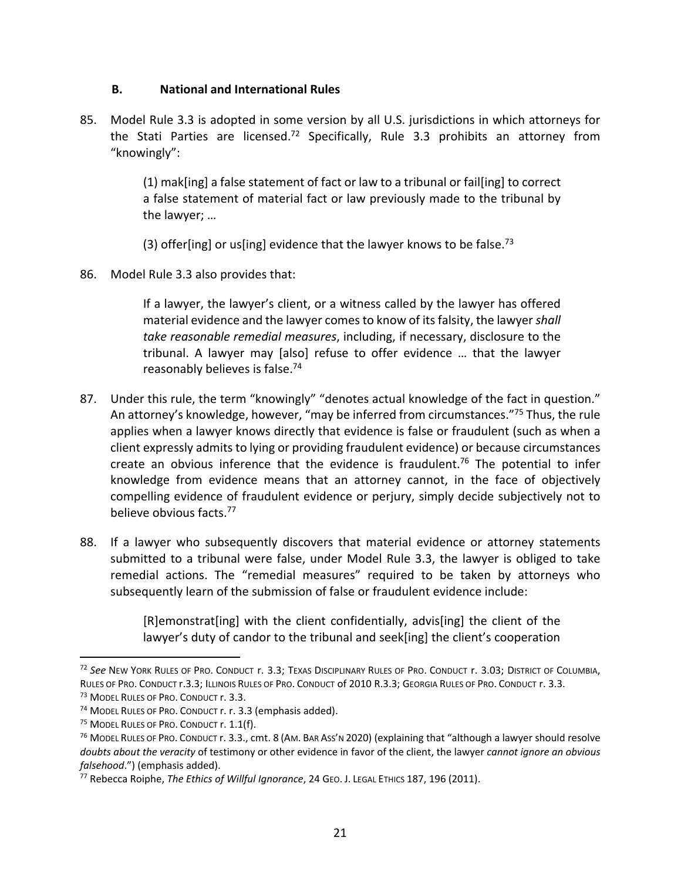### B. National and International Rules

85. Model Rule 3.3 is adopted in some version by all U.S. jurisdictions in which attorneys for the Stati Parties are licensed.[72] Specifically, Rule 3.3 prohibits an attorney from "knowingly":

> (1) mak[ing] a false statement of fact or law to a tribunal or fail[ing] to correct a false statement of material fact or law previously made to the tribunal by the lawyer; …
>
> (3) offer[ing] or us[ing] evidence that the lawyer knows to be false.[73]

86. Model Rule 3.3 also provides that:

> If a lawyer, the lawyer's client, or a witness called by the lawyer has offered material evidence and the lawyer comes to know of its falsity, the lawyer *shall take reasonable remedial measures*, including, if necessary, disclosure to the tribunal. A lawyer may [also] refuse to offer evidence … that the lawyer reasonably believes is false.[74]

87. Under this rule, the term "knowingly" "denotes actual knowledge of the fact in question." An attorney's knowledge, however, "may be inferred from circumstances."[75] Thus, the rule applies when a lawyer knows directly that evidence is false or fraudulent (such as when a client expressly admits to lying or providing fraudulent evidence) or because circumstances create an obvious inference that the evidence is fraudulent.[76] The potential to infer knowledge from evidence means that an attorney cannot, in the face of objectively compelling evidence of fraudulent evidence or perjury, simply decide subjectively not to believe obvious facts.[77]

88. If a lawyer who subsequently discovers that material evidence or attorney statements submitted to a tribunal were false, under Model Rule 3.3, the lawyer is obliged to take remedial actions. The "remedial measures" required to be taken by attorneys who subsequently learn of the submission of false or fraudulent evidence include:

> [R]emonstrat[ing] with the client confidentially, advis[ing] the client of the lawyer's duty of candor to the tribunal and seek[ing] the client's cooperation

---

[72] *See* New York Rules of Pro. Conduct r. 3.3; Texas Disciplinary Rules of Pro. Conduct r. 3.03; District of Columbia, Rules of Pro. Conduct r.3.3; Illinois Rules of Pro. Conduct of 2010 R.3.3; Georgia Rules of Pro. Conduct r. 3.3.

[73] Model Rules of Pro. Conduct r. 3.3.

[74] Model Rules of Pro. Conduct r. r. 3.3 (emphasis added).

[75] Model Rules of Pro. Conduct r. 1.1(f).

[76] Model Rules of Pro. Conduct r. 3.3., cmt. 8 (Am. Bar Ass'n 2020) (explaining that "although a lawyer should resolve *doubts about the veracity* of testimony or other evidence in favor of the client, the lawyer *cannot ignore an obvious falsehood*.") (emphasis added).

[77] Rebecca Roiphe, *The Ethics of Willful Ignorance*, 24 Geo. J. Legal Ethics 187, 196 (2011).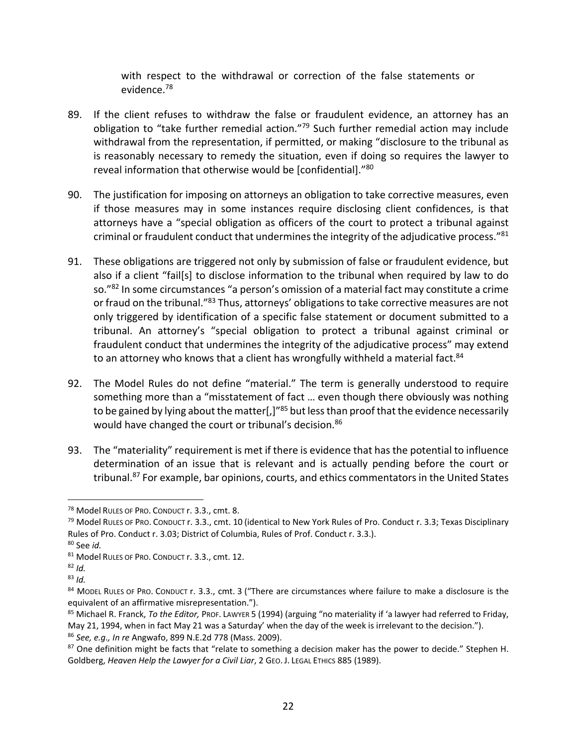with respect to the withdrawal or correction of the false statements or evidence.[78]

89. If the client refuses to withdraw the false or fraudulent evidence, an attorney has an obligation to "take further remedial action."[79] Such further remedial action may include withdrawal from the representation, if permitted, or making "disclosure to the tribunal as is reasonably necessary to remedy the situation, even if doing so requires the lawyer to reveal information that otherwise would be [confidential]."[80]

90. The justification for imposing on attorneys an obligation to take corrective measures, even if those measures may in some instances require disclosing client confidences, is that attorneys have a "special obligation as officers of the court to protect a tribunal against criminal or fraudulent conduct that undermines the integrity of the adjudicative process."[81]

91. These obligations are triggered not only by submission of false or fraudulent evidence, but also if a client "fail[s] to disclose information to the tribunal when required by law to do so."[82] In some circumstances "a person's omission of a material fact may constitute a crime or fraud on the tribunal."[83] Thus, attorneys' obligations to take corrective measures are not only triggered by identification of a specific false statement or document submitted to a tribunal. An attorney's "special obligation to protect a tribunal against criminal or fraudulent conduct that undermines the integrity of the adjudicative process" may extend to an attorney who knows that a client has wrongfully withheld a material fact.[84]

92. The Model Rules do not define "material." The term is generally understood to require something more than a "misstatement of fact … even though there obviously was nothing to be gained by lying about the matter[,]"[85] but less than proof that the evidence necessarily would have changed the court or tribunal's decision.[86]

93. The "materiality" requirement is met if there is evidence that has the potential to influence determination of an issue that is relevant and is actually pending before the court or tribunal.[87] For example, bar opinions, courts, and ethics commentators in the United States

---

[78] Model RULES OF PRO. CONDUCT r. 3.3., cmt. 8.

[79] Model RULES OF PRO. CONDUCT r. 3.3., cmt. 10 (identical to New York Rules of Pro. Conduct r. 3.3; Texas Disciplinary Rules of Pro. Conduct r. 3.03; District of Columbia, Rules of Prof. Conduct r. 3.3.).

[80] See *id.*

[81] Model RULES OF PRO. CONDUCT r. 3.3., cmt. 12.

[82] *Id.*

[83] *Id.*

[84] MODEL RULES OF PRO. CONDUCT r. 3.3., cmt. 3 ("There are circumstances where failure to make a disclosure is the equivalent of an affirmative misrepresentation.").

[85] Michael R. Franck, *To the Editor,* PROF. LAWYER 5 (1994) (arguing "no materiality if 'a lawyer had referred to Friday, May 21, 1994, when in fact May 21 was a Saturday' when the day of the week is irrelevant to the decision.").

[86] *See, e.g., In re* Angwafo, 899 N.E.2d 778 (Mass. 2009).

[87] One definition might be facts that "relate to something a decision maker has the power to decide." Stephen H. Goldberg, *Heaven Help the Lawyer for a Civil Liar*, 2 GEO. J. LEGAL ETHICS 885 (1989).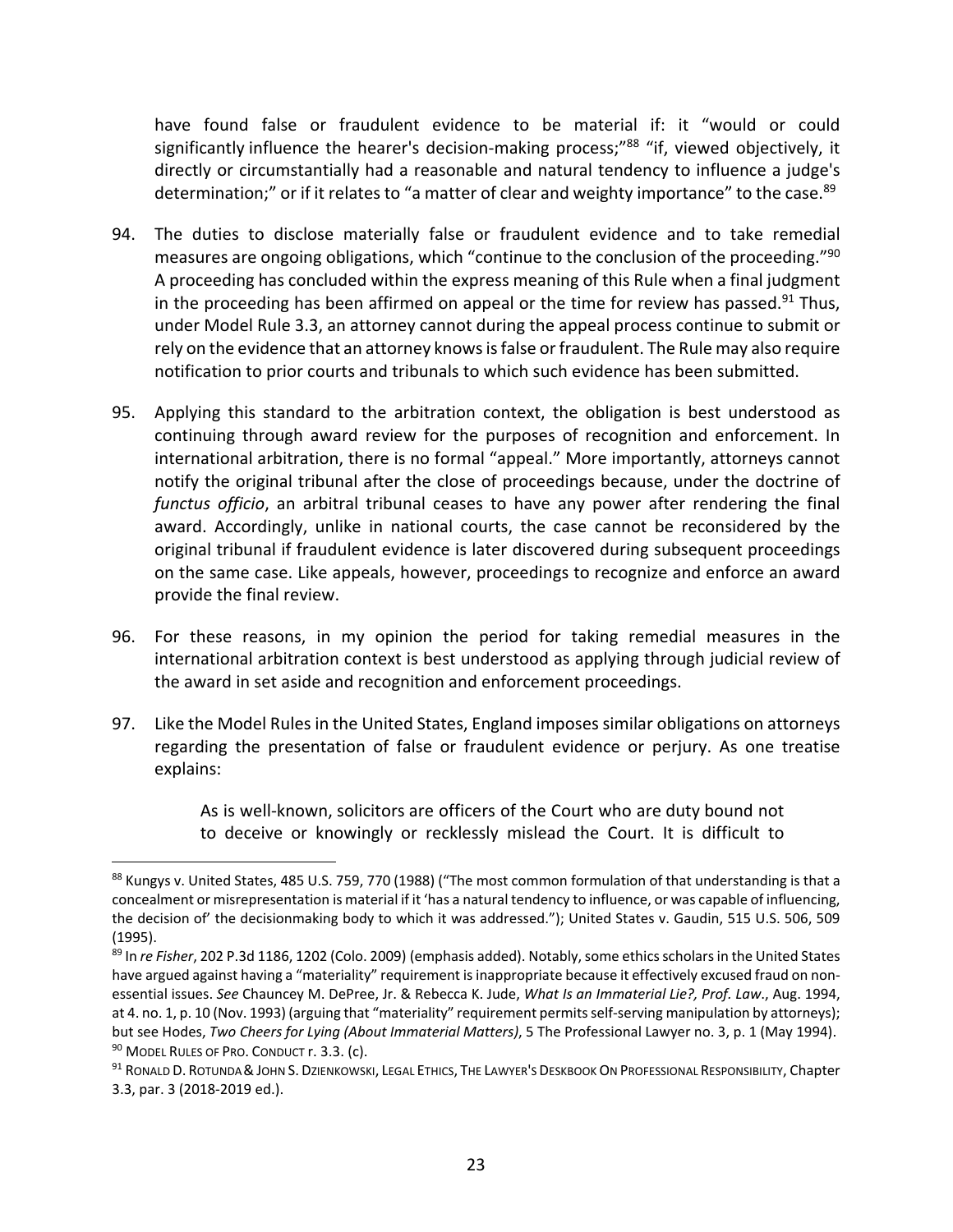have found false or fraudulent evidence to be material if: it "would or could significantly influence the hearer's decision-making process;"[88] "if, viewed objectively, it directly or circumstantially had a reasonable and natural tendency to influence a judge's determination;" or if it relates to "a matter of clear and weighty importance" to the case.[89]

94. The duties to disclose materially false or fraudulent evidence and to take remedial measures are ongoing obligations, which "continue to the conclusion of the proceeding."[90] A proceeding has concluded within the express meaning of this Rule when a final judgment in the proceeding has been affirmed on appeal or the time for review has passed.[91] Thus, under Model Rule 3.3, an attorney cannot during the appeal process continue to submit or rely on the evidence that an attorney knows is false or fraudulent. The Rule may also require notification to prior courts and tribunals to which such evidence has been submitted.

95. Applying this standard to the arbitration context, the obligation is best understood as continuing through award review for the purposes of recognition and enforcement. In international arbitration, there is no formal "appeal." More importantly, attorneys cannot notify the original tribunal after the close of proceedings because, under the doctrine of *functus officio*, an arbitral tribunal ceases to have any power after rendering the final award. Accordingly, unlike in national courts, the case cannot be reconsidered by the original tribunal if fraudulent evidence is later discovered during subsequent proceedings on the same case. Like appeals, however, proceedings to recognize and enforce an award provide the final review.

96. For these reasons, in my opinion the period for taking remedial measures in the international arbitration context is best understood as applying through judicial review of the award in set aside and recognition and enforcement proceedings.

97. Like the Model Rules in the United States, England imposes similar obligations on attorneys regarding the presentation of false or fraudulent evidence or perjury. As one treatise explains:

> As is well-known, solicitors are officers of the Court who are duty bound not to deceive or knowingly or recklessly mislead the Court. It is difficult to

---

[88] Kungys v. United States, 485 U.S. 759, 770 (1988) ("The most common formulation of that understanding is that a concealment or misrepresentation is material if it 'has a natural tendency to influence, or was capable of influencing, the decision of' the decisionmaking body to which it was addressed."); United States v. Gaudin, 515 U.S. 506, 509 (1995).

[89] In *re Fisher*, 202 P.3d 1186, 1202 (Colo. 2009) (emphasis added). Notably, some ethics scholars in the United States have argued against having a "materiality" requirement is inappropriate because it effectively excused fraud on non-essential issues. *See* Chauncey M. DePree, Jr. & Rebecca K. Jude, *What Is an Immaterial Lie?, Prof. Law*., Aug. 1994, at 4. no. 1, p. 10 (Nov. 1993) (arguing that "materiality" requirement permits self-serving manipulation by attorneys); but see Hodes, *Two Cheers for Lying (About Immaterial Matters)*, 5 The Professional Lawyer no. 3, p. 1 (May 1994).

[90] Model Rules of Pro. Conduct r. 3.3. (c).

[91] Ronald D. Rotunda & John S. Dzienkowski, Legal Ethics, The Lawyer's Deskbook On Professional Responsibility, Chapter 3.3, par. 3 (2018-2019 ed.).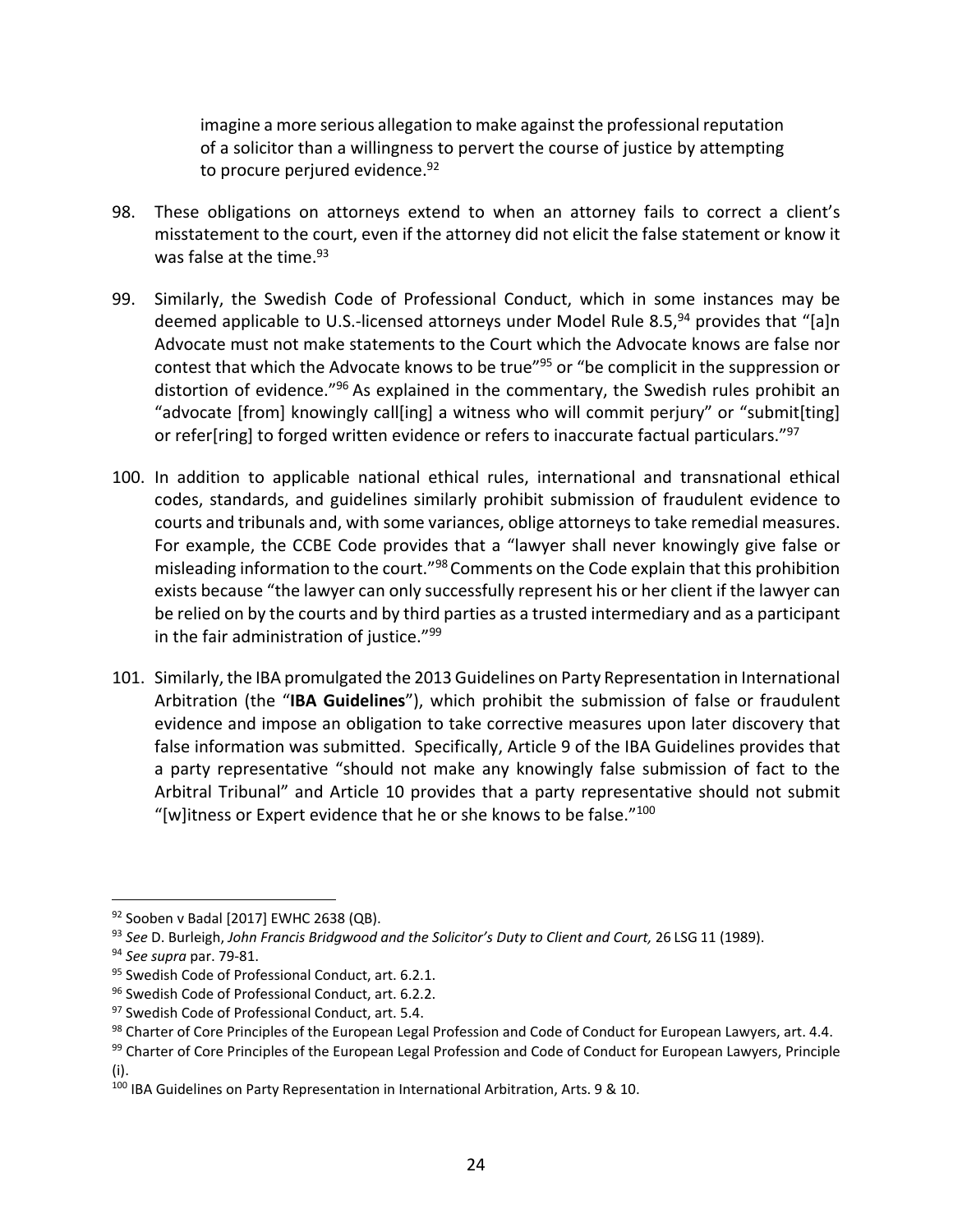> imagine a more serious allegation to make against the professional reputation of a solicitor than a willingness to pervert the course of justice by attempting to procure perjured evidence.[92]

98. These obligations on attorneys extend to when an attorney fails to correct a client's misstatement to the court, even if the attorney did not elicit the false statement or know it was false at the time.[93]

99. Similarly, the Swedish Code of Professional Conduct, which in some instances may be deemed applicable to U.S.-licensed attorneys under Model Rule 8.5,[94] provides that "[a]n Advocate must not make statements to the Court which the Advocate knows are false nor contest that which the Advocate knows to be true"[95] or "be complicit in the suppression or distortion of evidence."[96] As explained in the commentary, the Swedish rules prohibit an "advocate [from] knowingly call[ing] a witness who will commit perjury" or "submit[ting] or refer[ring] to forged written evidence or refers to inaccurate factual particulars."[97]

100. In addition to applicable national ethical rules, international and transnational ethical codes, standards, and guidelines similarly prohibit submission of fraudulent evidence to courts and tribunals and, with some variances, oblige attorneys to take remedial measures. For example, the CCBE Code provides that a "lawyer shall never knowingly give false or misleading information to the court."[98] Comments on the Code explain that this prohibition exists because "the lawyer can only successfully represent his or her client if the lawyer can be relied on by the courts and by third parties as a trusted intermediary and as a participant in the fair administration of justice."[99]

101. Similarly, the IBA promulgated the 2013 Guidelines on Party Representation in International Arbitration (the "**IBA Guidelines**"), which prohibit the submission of false or fraudulent evidence and impose an obligation to take corrective measures upon later discovery that false information was submitted. Specifically, Article 9 of the IBA Guidelines provides that a party representative "should not make any knowingly false submission of fact to the Arbitral Tribunal" and Article 10 provides that a party representative should not submit "[w]itness or Expert evidence that he or she knows to be false."[100]

---

[92] Sooben v Badal [2017] EWHC 2638 (QB).

[93] *See* D. Burleigh, *John Francis Bridgwood and the Solicitor's Duty to Client and Court,* 26 LSG 11 (1989).

[94] *See supra* par. 79-81.

[95] Swedish Code of Professional Conduct, art. 6.2.1.

[96] Swedish Code of Professional Conduct, art. 6.2.2.

[97] Swedish Code of Professional Conduct, art. 5.4.

[98] Charter of Core Principles of the European Legal Profession and Code of Conduct for European Lawyers, art. 4.4.

[99] Charter of Core Principles of the European Legal Profession and Code of Conduct for European Lawyers, Principle (i).

[100] IBA Guidelines on Party Representation in International Arbitration, Arts. 9 & 10.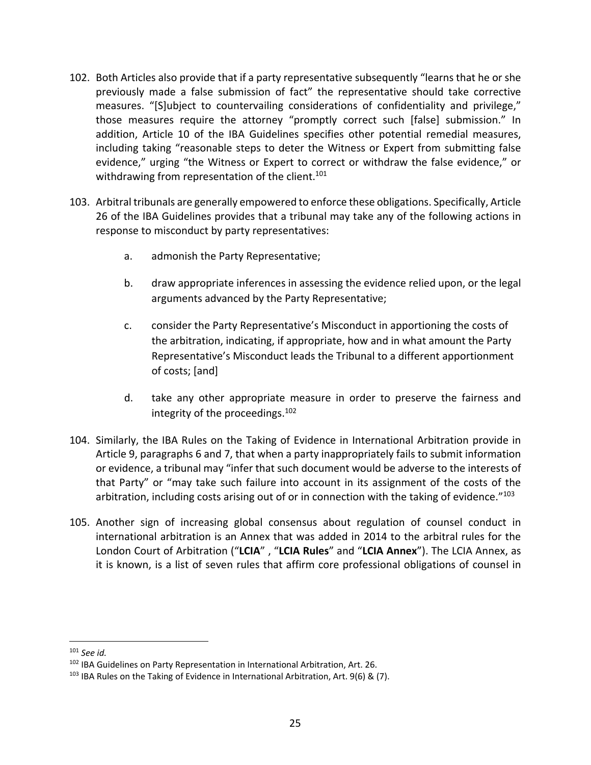102. Both Articles also provide that if a party representative subsequently "learns that he or she previously made a false submission of fact" the representative should take corrective measures. "[S]ubject to countervailing considerations of confidentiality and privilege," those measures require the attorney "promptly correct such [false] submission." In addition, Article 10 of the IBA Guidelines specifies other potential remedial measures, including taking "reasonable steps to deter the Witness or Expert from submitting false evidence," urging "the Witness or Expert to correct or withdraw the false evidence," or withdrawing from representation of the client.[101]

103. Arbitral tribunals are generally empowered to enforce these obligations. Specifically, Article 26 of the IBA Guidelines provides that a tribunal may take any of the following actions in response to misconduct by party representatives:

    a. admonish the Party Representative;

    b. draw appropriate inferences in assessing the evidence relied upon, or the legal arguments advanced by the Party Representative;

    c. consider the Party Representative's Misconduct in apportioning the costs of the arbitration, indicating, if appropriate, how and in what amount the Party Representative's Misconduct leads the Tribunal to a different apportionment of costs; [and]

    d. take any other appropriate measure in order to preserve the fairness and integrity of the proceedings.[102]

104. Similarly, the IBA Rules on the Taking of Evidence in International Arbitration provide in Article 9, paragraphs 6 and 7, that when a party inappropriately fails to submit information or evidence, a tribunal may "infer that such document would be adverse to the interests of that Party" or "may take such failure into account in its assignment of the costs of the arbitration, including costs arising out of or in connection with the taking of evidence."[103]

105. Another sign of increasing global consensus about regulation of counsel conduct in international arbitration is an Annex that was added in 2014 to the arbitral rules for the London Court of Arbitration ("**LCIA**" , "**LCIA Rules**" and "**LCIA Annex**"). The LCIA Annex, as it is known, is a list of seven rules that affirm core professional obligations of counsel in

---

[101] *See id.*

[102] IBA Guidelines on Party Representation in International Arbitration, Art. 26.

[103] IBA Rules on the Taking of Evidence in International Arbitration, Art. 9(6) & (7).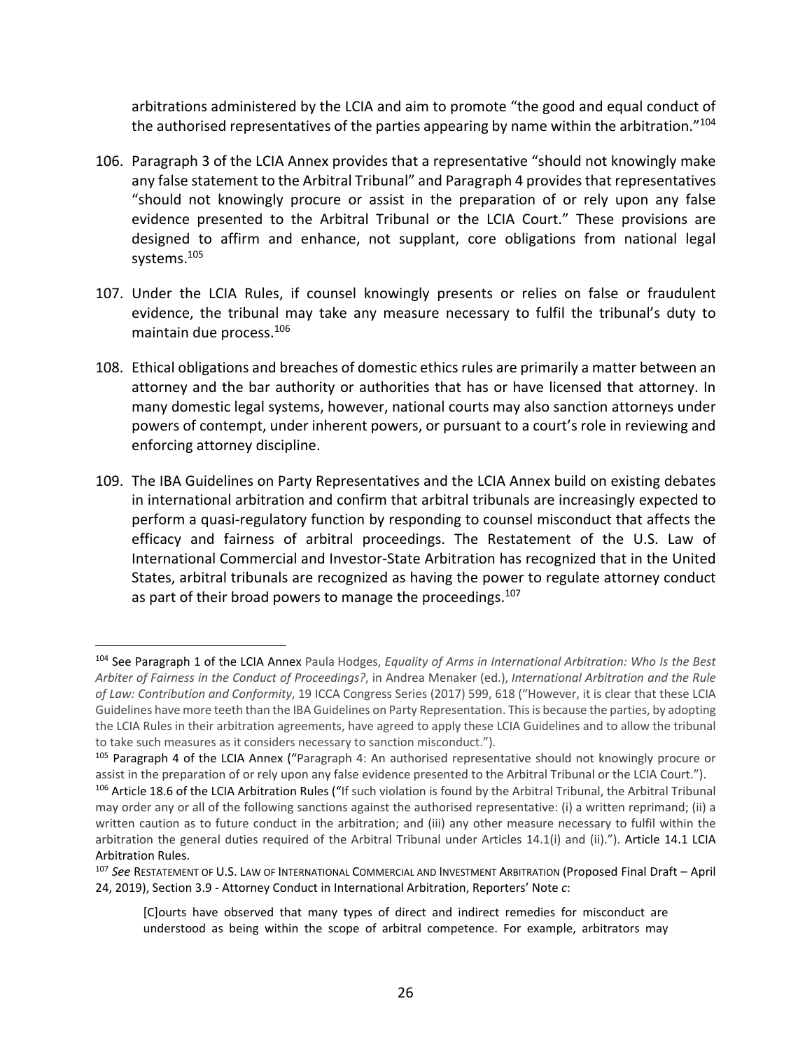arbitrations administered by the LCIA and aim to promote "the good and equal conduct of the authorised representatives of the parties appearing by name within the arbitration."[104]

106. Paragraph 3 of the LCIA Annex provides that a representative "should not knowingly make any false statement to the Arbitral Tribunal" and Paragraph 4 provides that representatives "should not knowingly procure or assist in the preparation of or rely upon any false evidence presented to the Arbitral Tribunal or the LCIA Court." These provisions are designed to affirm and enhance, not supplant, core obligations from national legal systems.[105]

107. Under the LCIA Rules, if counsel knowingly presents or relies on false or fraudulent evidence, the tribunal may take any measure necessary to fulfil the tribunal's duty to maintain due process.[106]

108. Ethical obligations and breaches of domestic ethics rules are primarily a matter between an attorney and the bar authority or authorities that has or have licensed that attorney. In many domestic legal systems, however, national courts may also sanction attorneys under powers of contempt, under inherent powers, or pursuant to a court's role in reviewing and enforcing attorney discipline.

109. The IBA Guidelines on Party Representatives and the LCIA Annex build on existing debates in international arbitration and confirm that arbitral tribunals are increasingly expected to perform a quasi-regulatory function by responding to counsel misconduct that affects the efficacy and fairness of arbitral proceedings. The Restatement of the U.S. Law of International Commercial and Investor-State Arbitration has recognized that in the United States, arbitral tribunals are recognized as having the power to regulate attorney conduct as part of their broad powers to manage the proceedings.[107]

---

[104] See Paragraph 1 of the LCIA Annex Paula Hodges, *Equality of Arms in International Arbitration: Who Is the Best Arbiter of Fairness in the Conduct of Proceedings?*, in Andrea Menaker (ed.), *International Arbitration and the Rule of Law: Contribution and Conformity*, 19 ICCA Congress Series (2017) 599, 618 ("However, it is clear that these LCIA Guidelines have more teeth than the IBA Guidelines on Party Representation. This is because the parties, by adopting the LCIA Rules in their arbitration agreements, have agreed to apply these LCIA Guidelines and to allow the tribunal to take such measures as it considers necessary to sanction misconduct.").

[105] Paragraph 4 of the LCIA Annex ("Paragraph 4: An authorised representative should not knowingly procure or assist in the preparation of or rely upon any false evidence presented to the Arbitral Tribunal or the LCIA Court.").

[106] Article 18.6 of the LCIA Arbitration Rules ("If such violation is found by the Arbitral Tribunal, the Arbitral Tribunal may order any or all of the following sanctions against the authorised representative: (i) a written reprimand; (ii) a written caution as to future conduct in the arbitration; and (iii) any other measure necessary to fulfil within the arbitration the general duties required of the Arbitral Tribunal under Articles 14.1(i) and (ii)."). Article 14.1 LCIA Arbitration Rules.

[107] *See* RESTATEMENT OF U.S. LAW OF INTERNATIONAL COMMERCIAL AND INVESTMENT ARBITRATION (Proposed Final Draft – April 24, 2019), Section 3.9 - Attorney Conduct in International Arbitration, Reporters' Note *c*:

> [C]ourts have observed that many types of direct and indirect remedies for misconduct are understood as being within the scope of arbitral competence. For example, arbitrators may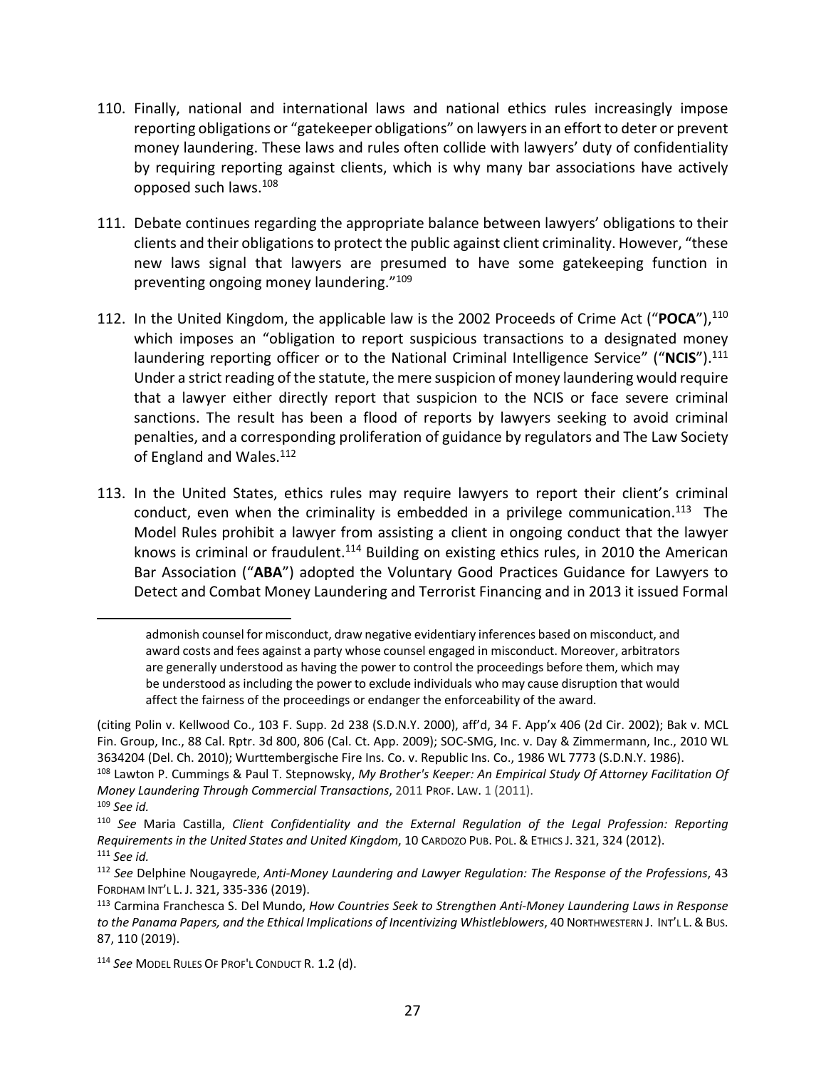110. Finally, national and international laws and national ethics rules increasingly impose reporting obligations or "gatekeeper obligations" on lawyers in an effort to deter or prevent money laundering. These laws and rules often collide with lawyers' duty of confidentiality by requiring reporting against clients, which is why many bar associations have actively opposed such laws.[108]

111. Debate continues regarding the appropriate balance between lawyers' obligations to their clients and their obligations to protect the public against client criminality. However, "these new laws signal that lawyers are presumed to have some gatekeeping function in preventing ongoing money laundering."[109]

112. In the United Kingdom, the applicable law is the 2002 Proceeds of Crime Act ("**POCA**"),[110] which imposes an "obligation to report suspicious transactions to a designated money laundering reporting officer or to the National Criminal Intelligence Service" ("**NCIS**").[111] Under a strict reading of the statute, the mere suspicion of money laundering would require that a lawyer either directly report that suspicion to the NCIS or face severe criminal sanctions. The result has been a flood of reports by lawyers seeking to avoid criminal penalties, and a corresponding proliferation of guidance by regulators and The Law Society of England and Wales.[112]

113. In the United States, ethics rules may require lawyers to report their client's criminal conduct, even when the criminality is embedded in a privilege communication.[113] The Model Rules prohibit a lawyer from assisting a client in ongoing conduct that the lawyer knows is criminal or fraudulent.[114] Building on existing ethics rules, in 2010 the American Bar Association ("**ABA**") adopted the Voluntary Good Practices Guidance for Lawyers to Detect and Combat Money Laundering and Terrorist Financing and in 2013 it issued Formal

---

> admonish counsel for misconduct, draw negative evidentiary inferences based on misconduct, and award costs and fees against a party whose counsel engaged in misconduct. Moreover, arbitrators are generally understood as having the power to control the proceedings before them, which may be understood as including the power to exclude individuals who may cause disruption that would affect the fairness of the proceedings or endanger the enforceability of the award.

(citing Polin v. Kellwood Co., 103 F. Supp. 2d 238 (S.D.N.Y. 2000), aff'd, 34 F. App'x 406 (2d Cir. 2002); Bak v. MCL Fin. Group, Inc., 88 Cal. Rptr. 3d 800, 806 (Cal. Ct. App. 2009); SOC-SMG, Inc. v. Day & Zimmermann, Inc., 2010 WL 3634204 (Del. Ch. 2010); Wurttembergische Fire Ins. Co. v. Republic Ins. Co., 1986 WL 7773 (S.D.N.Y. 1986).

[108] Lawton P. Cummings & Paul T. Stepnowsky, *My Brother's Keeper: An Empirical Study Of Attorney Facilitation Of Money Laundering Through Commercial Transactions*, 2011 PROF. LAW. 1 (2011).

[109] *See id.*

[110] *See* Maria Castilla, *Client Confidentiality and the External Regulation of the Legal Profession: Reporting Requirements in the United States and United Kingdom*, 10 CARDOZO PUB. POL. & ETHICS J. 321, 324 (2012).

[111] *See id.*

[112] *See* Delphine Nougayrede, *Anti-Money Laundering and Lawyer Regulation: The Response of the Professions*, 43 FORDHAM INT'L L. J. 321, 335-336 (2019).

[113] Carmina Franchesca S. Del Mundo, *How Countries Seek to Strengthen Anti-Money Laundering Laws in Response to the Panama Papers, and the Ethical Implications of Incentivizing Whistleblowers*, 40 NORTHWESTERN J. INT'L L. & BUS. 87, 110 (2019).

[114] *See* MODEL RULES OF PROF'L CONDUCT R. 1.2 (d).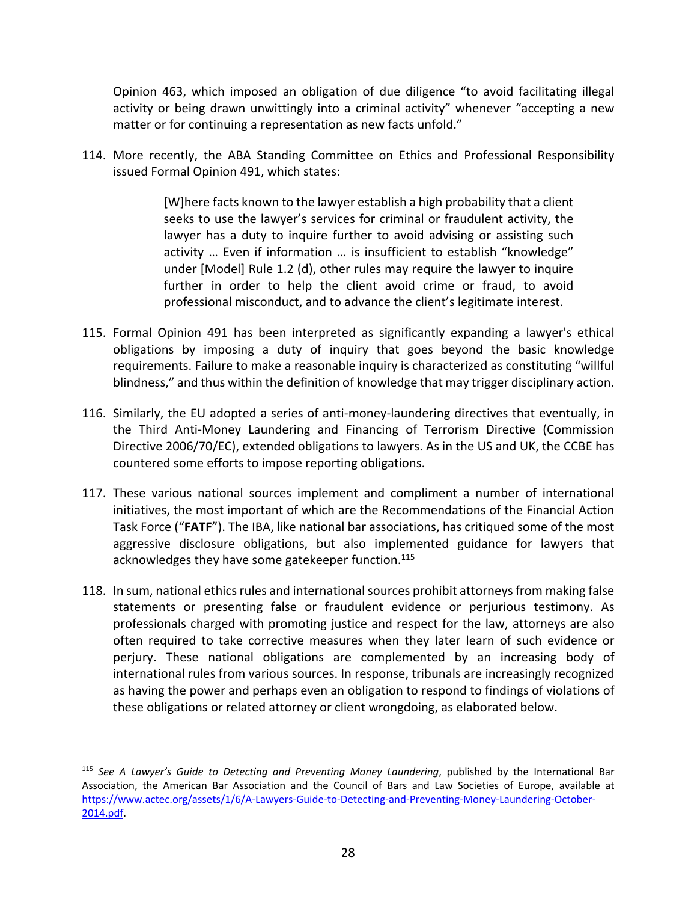Opinion 463, which imposed an obligation of due diligence "to avoid facilitating illegal activity or being drawn unwittingly into a criminal activity" whenever "accepting a new matter or for continuing a representation as new facts unfold."

114. More recently, the ABA Standing Committee on Ethics and Professional Responsibility issued Formal Opinion 491, which states:

> [W]here facts known to the lawyer establish a high probability that a client seeks to use the lawyer's services for criminal or fraudulent activity, the lawyer has a duty to inquire further to avoid advising or assisting such activity … Even if information … is insufficient to establish "knowledge" under [Model] Rule 1.2 (d), other rules may require the lawyer to inquire further in order to help the client avoid crime or fraud, to avoid professional misconduct, and to advance the client's legitimate interest.

115. Formal Opinion 491 has been interpreted as significantly expanding a lawyer's ethical obligations by imposing a duty of inquiry that goes beyond the basic knowledge requirements. Failure to make a reasonable inquiry is characterized as constituting "willful blindness," and thus within the definition of knowledge that may trigger disciplinary action.

116. Similarly, the EU adopted a series of anti-money-laundering directives that eventually, in the Third Anti-Money Laundering and Financing of Terrorism Directive (Commission Directive 2006/70/EC), extended obligations to lawyers. As in the US and UK, the CCBE has countered some efforts to impose reporting obligations.

117. These various national sources implement and compliment a number of international initiatives, the most important of which are the Recommendations of the Financial Action Task Force ("**FATF**"). The IBA, like national bar associations, has critiqued some of the most aggressive disclosure obligations, but also implemented guidance for lawyers that acknowledges they have some gatekeeper function.[115]

118. In sum, national ethics rules and international sources prohibit attorneys from making false statements or presenting false or fraudulent evidence or perjurious testimony. As professionals charged with promoting justice and respect for the law, attorneys are also often required to take corrective measures when they later learn of such evidence or perjury. These national obligations are complemented by an increasing body of international rules from various sources. In response, tribunals are increasingly recognized as having the power and perhaps even an obligation to respond to findings of violations of these obligations or related attorney or client wrongdoing, as elaborated below.

---

[115] *See A Lawyer's Guide to Detecting and Preventing Money Laundering*, published by the International Bar Association, the American Bar Association and the Council of Bars and Law Societies of Europe, available at https://www.actec.org/assets/1/6/A-Lawyers-Guide-to-Detecting-and-Preventing-Money-Laundering-October-2014.pdf.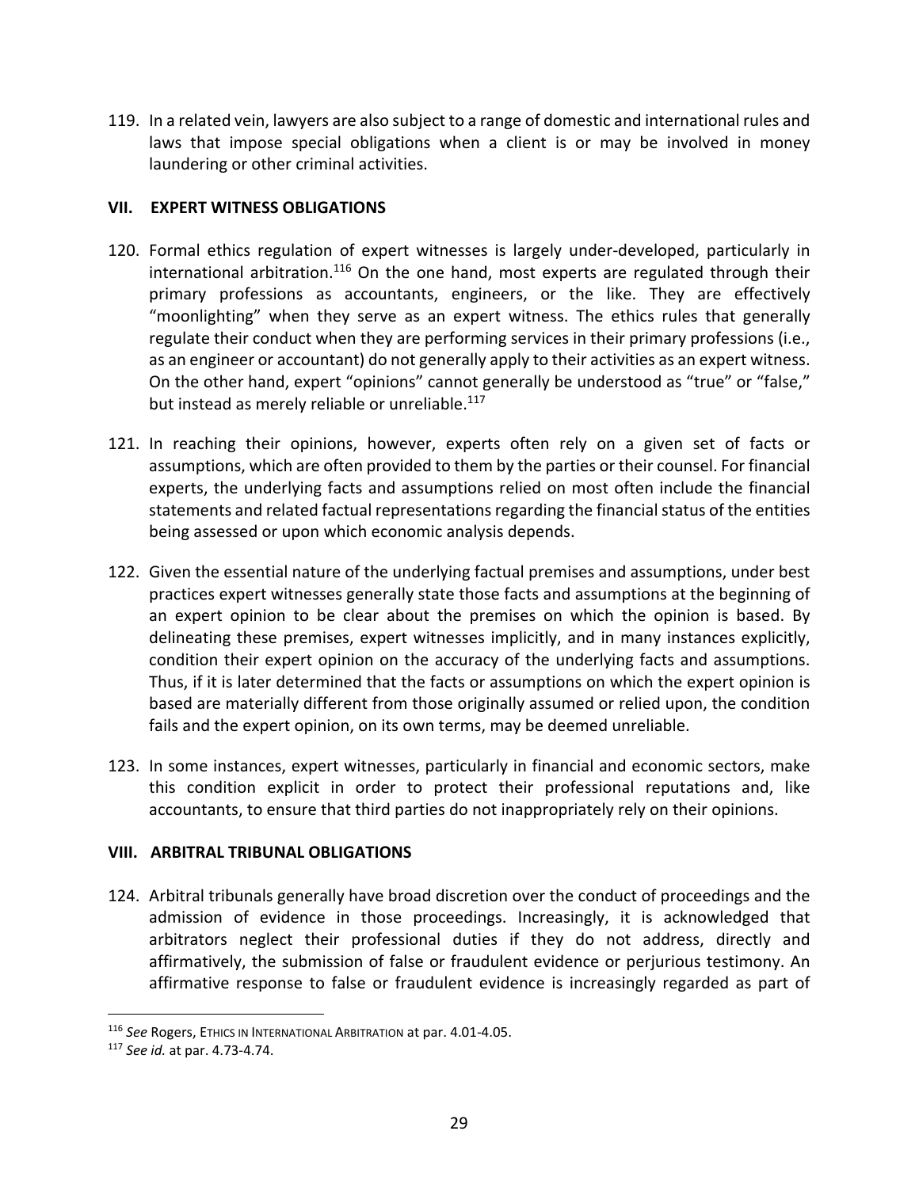119. In a related vein, lawyers are also subject to a range of domestic and international rules and laws that impose special obligations when a client is or may be involved in money laundering or other criminal activities.

## VII. EXPERT WITNESS OBLIGATIONS

120. Formal ethics regulation of expert witnesses is largely under-developed, particularly in international arbitration.[116] On the one hand, most experts are regulated through their primary professions as accountants, engineers, or the like. They are effectively "moonlighting" when they serve as an expert witness. The ethics rules that generally regulate their conduct when they are performing services in their primary professions (i.e., as an engineer or accountant) do not generally apply to their activities as an expert witness. On the other hand, expert "opinions" cannot generally be understood as "true" or "false," but instead as merely reliable or unreliable.[117]

121. In reaching their opinions, however, experts often rely on a given set of facts or assumptions, which are often provided to them by the parties or their counsel. For financial experts, the underlying facts and assumptions relied on most often include the financial statements and related factual representations regarding the financial status of the entities being assessed or upon which economic analysis depends.

122. Given the essential nature of the underlying factual premises and assumptions, under best practices expert witnesses generally state those facts and assumptions at the beginning of an expert opinion to be clear about the premises on which the opinion is based. By delineating these premises, expert witnesses implicitly, and in many instances explicitly, condition their expert opinion on the accuracy of the underlying facts and assumptions. Thus, if it is later determined that the facts or assumptions on which the expert opinion is based are materially different from those originally assumed or relied upon, the condition fails and the expert opinion, on its own terms, may be deemed unreliable.

123. In some instances, expert witnesses, particularly in financial and economic sectors, make this condition explicit in order to protect their professional reputations and, like accountants, to ensure that third parties do not inappropriately rely on their opinions.

## VIII. ARBITRAL TRIBUNAL OBLIGATIONS

124. Arbitral tribunals generally have broad discretion over the conduct of proceedings and the admission of evidence in those proceedings. Increasingly, it is acknowledged that arbitrators neglect their professional duties if they do not address, directly and affirmatively, the submission of false or fraudulent evidence or perjurious testimony. An affirmative response to false or fraudulent evidence is increasingly regarded as part of

---

[116] *See* Rogers, ETHICS IN INTERNATIONAL ARBITRATION at par. 4.01-4.05.

[117] *See id.* at par. 4.73-4.74.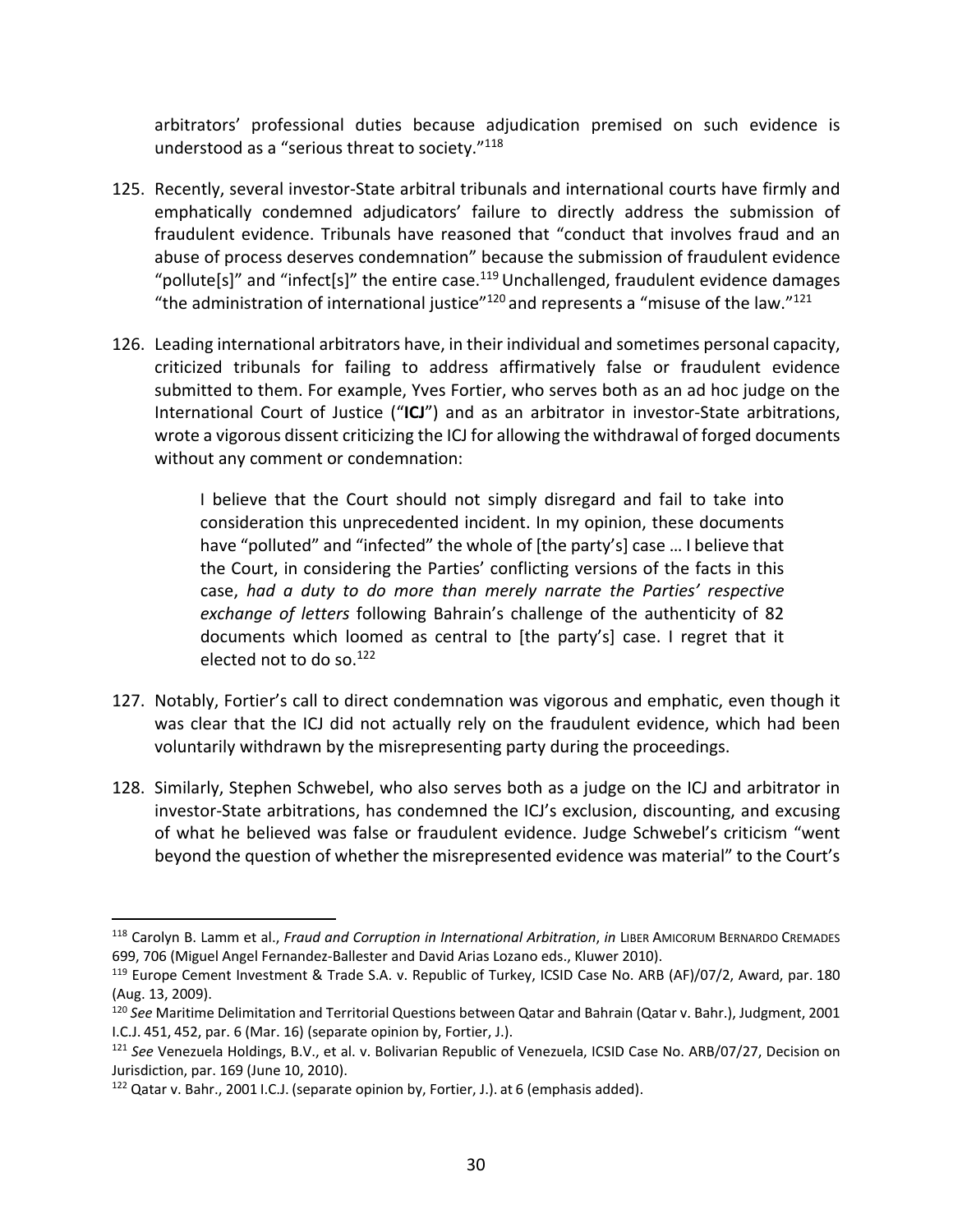arbitrators' professional duties because adjudication premised on such evidence is understood as a "serious threat to society."[118]

125. Recently, several investor-State arbitral tribunals and international courts have firmly and emphatically condemned adjudicators' failure to directly address the submission of fraudulent evidence. Tribunals have reasoned that "conduct that involves fraud and an abuse of process deserves condemnation" because the submission of fraudulent evidence "pollute[s]" and "infect[s]" the entire case.[119] Unchallenged, fraudulent evidence damages "the administration of international justice"[120] and represents a "misuse of the law."[121]

126. Leading international arbitrators have, in their individual and sometimes personal capacity, criticized tribunals for failing to address affirmatively false or fraudulent evidence submitted to them. For example, Yves Fortier, who serves both as an ad hoc judge on the International Court of Justice ("**ICJ**") and as an arbitrator in investor-State arbitrations, wrote a vigorous dissent criticizing the ICJ for allowing the withdrawal of forged documents without any comment or condemnation:

> I believe that the Court should not simply disregard and fail to take into consideration this unprecedented incident. In my opinion, these documents have "polluted" and "infected" the whole of [the party's] case … I believe that the Court, in considering the Parties' conflicting versions of the facts in this case, *had a duty to do more than merely narrate the Parties' respective exchange of letters* following Bahrain's challenge of the authenticity of 82 documents which loomed as central to [the party's] case. I regret that it elected not to do so.[122]

127. Notably, Fortier's call to direct condemnation was vigorous and emphatic, even though it was clear that the ICJ did not actually rely on the fraudulent evidence, which had been voluntarily withdrawn by the misrepresenting party during the proceedings.

128. Similarly, Stephen Schwebel, who also serves both as a judge on the ICJ and arbitrator in investor-State arbitrations, has condemned the ICJ's exclusion, discounting, and excusing of what he believed was false or fraudulent evidence. Judge Schwebel's criticism "went beyond the question of whether the misrepresented evidence was material" to the Court's

---

[118] Carolyn B. Lamm et al., *Fraud and Corruption in International Arbitration*, *in* LIBER AMICORUM BERNARDO CREMADES 699, 706 (Miguel Angel Fernandez-Ballester and David Arias Lozano eds., Kluwer 2010).

[119] Europe Cement Investment & Trade S.A. v. Republic of Turkey, ICSID Case No. ARB (AF)/07/2, Award, par. 180 (Aug. 13, 2009).

[120] *See* Maritime Delimitation and Territorial Questions between Qatar and Bahrain (Qatar v. Bahr.), Judgment, 2001 I.C.J. 451, 452, par. 6 (Mar. 16) (separate opinion by, Fortier, J.).

[121] *See* Venezuela Holdings, B.V., et al. v. Bolivarian Republic of Venezuela, ICSID Case No. ARB/07/27, Decision on Jurisdiction, par. 169 (June 10, 2010).

[122] Qatar v. Bahr., 2001 I.C.J. (separate opinion by, Fortier, J.). at 6 (emphasis added).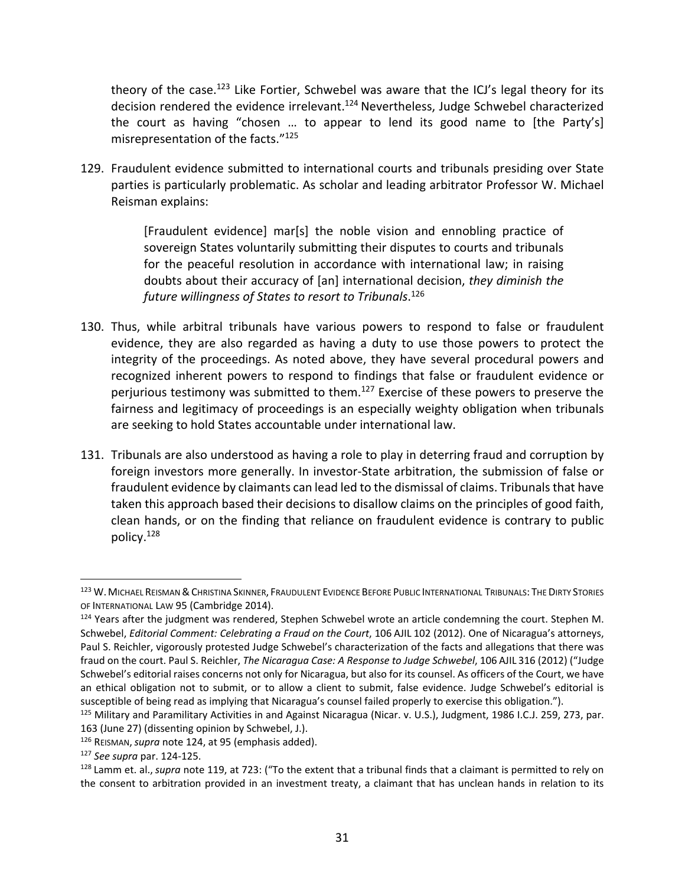theory of the case.[123] Like Fortier, Schwebel was aware that the ICJ's legal theory for its decision rendered the evidence irrelevant.[124] Nevertheless, Judge Schwebel characterized the court as having "chosen … to appear to lend its good name to [the Party's] misrepresentation of the facts."[125]

129. Fraudulent evidence submitted to international courts and tribunals presiding over State parties is particularly problematic. As scholar and leading arbitrator Professor W. Michael Reisman explains:

> [Fraudulent evidence] mar[s] the noble vision and ennobling practice of sovereign States voluntarily submitting their disputes to courts and tribunals for the peaceful resolution in accordance with international law; in raising doubts about their accuracy of [an] international decision, *they diminish the future willingness of States to resort to Tribunals*.[126]

130. Thus, while arbitral tribunals have various powers to respond to false or fraudulent evidence, they are also regarded as having a duty to use those powers to protect the integrity of the proceedings. As noted above, they have several procedural powers and recognized inherent powers to respond to findings that false or fraudulent evidence or perjurious testimony was submitted to them.[127] Exercise of these powers to preserve the fairness and legitimacy of proceedings is an especially weighty obligation when tribunals are seeking to hold States accountable under international law.

131. Tribunals are also understood as having a role to play in deterring fraud and corruption by foreign investors more generally. In investor-State arbitration, the submission of false or fraudulent evidence by claimants can lead led to the dismissal of claims. Tribunals that have taken this approach based their decisions to disallow claims on the principles of good faith, clean hands, or on the finding that reliance on fraudulent evidence is contrary to public policy.[128]

---

[123] W. Michael Reisman & Christina Skinner, Fraudulent Evidence Before Public International Tribunals: The Dirty Stories of International Law 95 (Cambridge 2014).

[124] Years after the judgment was rendered, Stephen Schwebel wrote an article condemning the court. Stephen M. Schwebel, *Editorial Comment: Celebrating a Fraud on the Court*, 106 AJIL 102 (2012). One of Nicaragua's attorneys, Paul S. Reichler, vigorously protested Judge Schwebel's characterization of the facts and allegations that there was fraud on the court. Paul S. Reichler, *The Nicaragua Case: A Response to Judge Schwebel*, 106 AJIL 316 (2012) ("Judge Schwebel's editorial raises concerns not only for Nicaragua, but also for its counsel. As officers of the Court, we have an ethical obligation not to submit, or to allow a client to submit, false evidence. Judge Schwebel's editorial is susceptible of being read as implying that Nicaragua's counsel failed properly to exercise this obligation.").

[125] Military and Paramilitary Activities in and Against Nicaragua (Nicar. v. U.S.), Judgment, 1986 I.C.J. 259, 273, par. 163 (June 27) (dissenting opinion by Schwebel, J.).

[126] Reisman, *supra* note 124, at 95 (emphasis added).

[127] *See supra* par. 124-125.

[128] Lamm et. al., *supra* note 119, at 723: ("To the extent that a tribunal finds that a claimant is permitted to rely on the consent to arbitration provided in an investment treaty, a claimant that has unclean hands in relation to its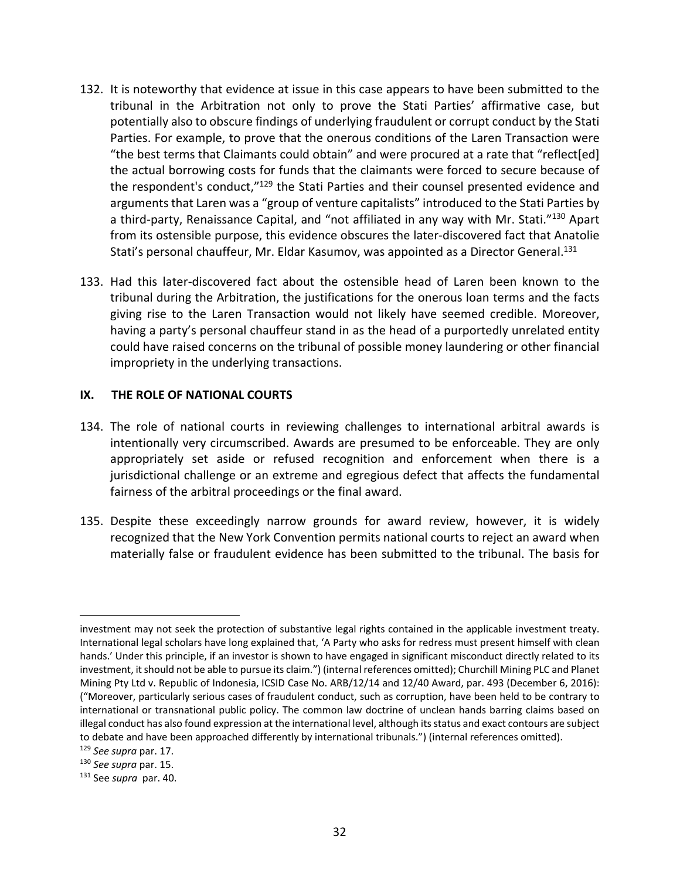132. It is noteworthy that evidence at issue in this case appears to have been submitted to the tribunal in the Arbitration not only to prove the Stati Parties' affirmative case, but potentially also to obscure findings of underlying fraudulent or corrupt conduct by the Stati Parties. For example, to prove that the onerous conditions of the Laren Transaction were "the best terms that Claimants could obtain" and were procured at a rate that "reflect[ed] the actual borrowing costs for funds that the claimants were forced to secure because of the respondent's conduct,"[129] the Stati Parties and their counsel presented evidence and arguments that Laren was a "group of venture capitalists" introduced to the Stati Parties by a third-party, Renaissance Capital, and "not affiliated in any way with Mr. Stati."[130] Apart from its ostensible purpose, this evidence obscures the later-discovered fact that Anatolie Stati's personal chauffeur, Mr. Eldar Kasumov, was appointed as a Director General.[131]

133. Had this later-discovered fact about the ostensible head of Laren been known to the tribunal during the Arbitration, the justifications for the onerous loan terms and the facts giving rise to the Laren Transaction would not likely have seemed credible. Moreover, having a party's personal chauffeur stand in as the head of a purportedly unrelated entity could have raised concerns on the tribunal of possible money laundering or other financial impropriety in the underlying transactions.

## IX. THE ROLE OF NATIONAL COURTS

134. The role of national courts in reviewing challenges to international arbitral awards is intentionally very circumscribed. Awards are presumed to be enforceable. They are only appropriately set aside or refused recognition and enforcement when there is a jurisdictional challenge or an extreme and egregious defect that affects the fundamental fairness of the arbitral proceedings or the final award.

135. Despite these exceedingly narrow grounds for award review, however, it is widely recognized that the New York Convention permits national courts to reject an award when materially false or fraudulent evidence has been submitted to the tribunal. The basis for

---

investment may not seek the protection of substantive legal rights contained in the applicable investment treaty. International legal scholars have long explained that, 'A Party who asks for redress must present himself with clean hands.' Under this principle, if an investor is shown to have engaged in significant misconduct directly related to its investment, it should not be able to pursue its claim.") (internal references omitted); Churchill Mining PLC and Planet Mining Pty Ltd v. Republic of Indonesia, ICSID Case No. ARB/12/14 and 12/40 Award, par. 493 (December 6, 2016): ("Moreover, particularly serious cases of fraudulent conduct, such as corruption, have been held to be contrary to international or transnational public policy. The common law doctrine of unclean hands barring claims based on illegal conduct has also found expression at the international level, although its status and exact contours are subject to debate and have been approached differently by international tribunals.") (internal references omitted).

[129] *See supra* par. 17.

[130] *See supra* par. 15.

[131] See *supra* par. 40.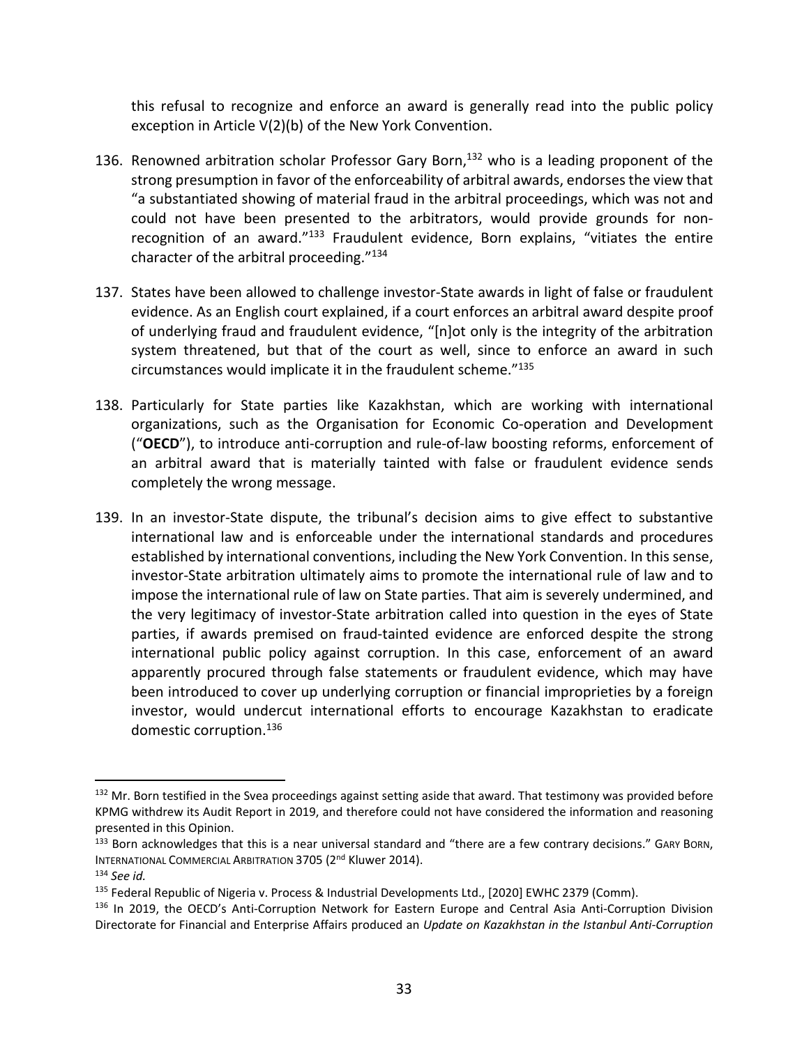this refusal to recognize and enforce an award is generally read into the public policy exception in Article V(2)(b) of the New York Convention.

136. Renowned arbitration scholar Professor Gary Born,[132] who is a leading proponent of the strong presumption in favor of the enforceability of arbitral awards, endorses the view that "a substantiated showing of material fraud in the arbitral proceedings, which was not and could not have been presented to the arbitrators, would provide grounds for non-recognition of an award."[133] Fraudulent evidence, Born explains, "vitiates the entire character of the arbitral proceeding."[134]

137. States have been allowed to challenge investor-State awards in light of false or fraudulent evidence. As an English court explained, if a court enforces an arbitral award despite proof of underlying fraud and fraudulent evidence, "[n]ot only is the integrity of the arbitration system threatened, but that of the court as well, since to enforce an award in such circumstances would implicate it in the fraudulent scheme."[135]

138. Particularly for State parties like Kazakhstan, which are working with international organizations, such as the Organisation for Economic Co-operation and Development ("**OECD**"), to introduce anti-corruption and rule-of-law boosting reforms, enforcement of an arbitral award that is materially tainted with false or fraudulent evidence sends completely the wrong message.

139. In an investor-State dispute, the tribunal's decision aims to give effect to substantive international law and is enforceable under the international standards and procedures established by international conventions, including the New York Convention. In this sense, investor-State arbitration ultimately aims to promote the international rule of law and to impose the international rule of law on State parties. That aim is severely undermined, and the very legitimacy of investor-State arbitration called into question in the eyes of State parties, if awards premised on fraud-tainted evidence are enforced despite the strong international public policy against corruption. In this case, enforcement of an award apparently procured through false statements or fraudulent evidence, which may have been introduced to cover up underlying corruption or financial improprieties by a foreign investor, would undercut international efforts to encourage Kazakhstan to eradicate domestic corruption.[136]

---

[132] Mr. Born testified in the Svea proceedings against setting aside that award. That testimony was provided before KPMG withdrew its Audit Report in 2019, and therefore could not have considered the information and reasoning presented in this Opinion.

[133] Born acknowledges that this is a near universal standard and "there are a few contrary decisions." GARY BORN, INTERNATIONAL COMMERCIAL ARBITRATION 3705 (2nd Kluwer 2014).

[134] *See id.*

[135] Federal Republic of Nigeria v. Process & Industrial Developments Ltd., [2020] EWHC 2379 (Comm).

[136] In 2019, the OECD's Anti-Corruption Network for Eastern Europe and Central Asia Anti-Corruption Division Directorate for Financial and Enterprise Affairs produced an *Update on Kazakhstan in the Istanbul Anti-Corruption*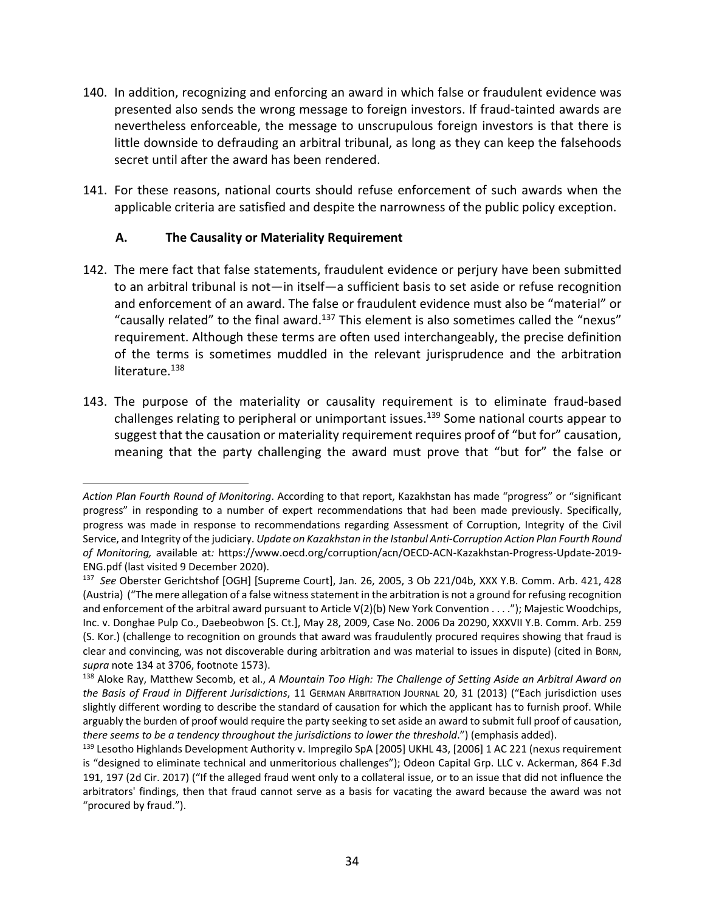140. In addition, recognizing and enforcing an award in which false or fraudulent evidence was presented also sends the wrong message to foreign investors. If fraud-tainted awards are nevertheless enforceable, the message to unscrupulous foreign investors is that there is little downside to defrauding an arbitral tribunal, as long as they can keep the falsehoods secret until after the award has been rendered.

141. For these reasons, national courts should refuse enforcement of such awards when the applicable criteria are satisfied and despite the narrowness of the public policy exception.

### A. The Causality or Materiality Requirement

142. The mere fact that false statements, fraudulent evidence or perjury have been submitted to an arbitral tribunal is not—in itself—a sufficient basis to set aside or refuse recognition and enforcement of an award. The false or fraudulent evidence must also be "material" or "causally related" to the final award.[137] This element is also sometimes called the "nexus" requirement. Although these terms are often used interchangeably, the precise definition of the terms is sometimes muddled in the relevant jurisprudence and the arbitration literature.[138]

143. The purpose of the materiality or causality requirement is to eliminate fraud-based challenges relating to peripheral or unimportant issues.[139] Some national courts appear to suggest that the causation or materiality requirement requires proof of "but for" causation, meaning that the party challenging the award must prove that "but for" the false or

---

*Action Plan Fourth Round of Monitoring*. According to that report, Kazakhstan has made "progress" or "significant progress" in responding to a number of expert recommendations that had been made previously. Specifically, progress was made in response to recommendations regarding Assessment of Corruption, Integrity of the Civil Service, and Integrity of the judiciary. *Update on Kazakhstan in the Istanbul Anti-Corruption Action Plan Fourth Round of Monitoring,* available at*:* https://www.oecd.org/corruption/acn/OECD-ACN-Kazakhstan-Progress-Update-2019-ENG.pdf (last visited 9 December 2020).

[137] *See* Oberster Gerichtshof [OGH] [Supreme Court], Jan. 26, 2005, 3 Ob 221/04b, XXX Y.B. Comm. Arb. 421, 428 (Austria) ("The mere allegation of a false witness statement in the arbitration is not a ground for refusing recognition and enforcement of the arbitral award pursuant to Article V(2)(b) New York Convention . . . ."); Majestic Woodchips, Inc. v. Donghae Pulp Co., Daebeobwon [S. Ct.], May 28, 2009, Case No. 2006 Da 20290, XXXVII Y.B. Comm. Arb. 259 (S. Kor.) (challenge to recognition on grounds that award was fraudulently procured requires showing that fraud is clear and convincing, was not discoverable during arbitration and was material to issues in dispute) (cited in BORN, *supra* note 134 at 3706, footnote 1573).

[138] Aloke Ray, Matthew Secomb, et al., *A Mountain Too High: The Challenge of Setting Aside an Arbitral Award on the Basis of Fraud in Different Jurisdictions*, 11 GERMAN ARBITRATION JOURNAL 20, 31 (2013) ("Each jurisdiction uses slightly different wording to describe the standard of causation for which the applicant has to furnish proof. While arguably the burden of proof would require the party seeking to set aside an award to submit full proof of causation, *there seems to be a tendency throughout the jurisdictions to lower the threshold*.") (emphasis added).

[139] Lesotho Highlands Development Authority v. Impregilo SpA [2005] UKHL 43, [2006] 1 AC 221 (nexus requirement is "designed to eliminate technical and unmeritorious challenges"); Odeon Capital Grp. LLC v. Ackerman, 864 F.3d 191, 197 (2d Cir. 2017) ("If the alleged fraud went only to a collateral issue, or to an issue that did not influence the arbitrators' findings, then that fraud cannot serve as a basis for vacating the award because the award was not "procured by fraud.").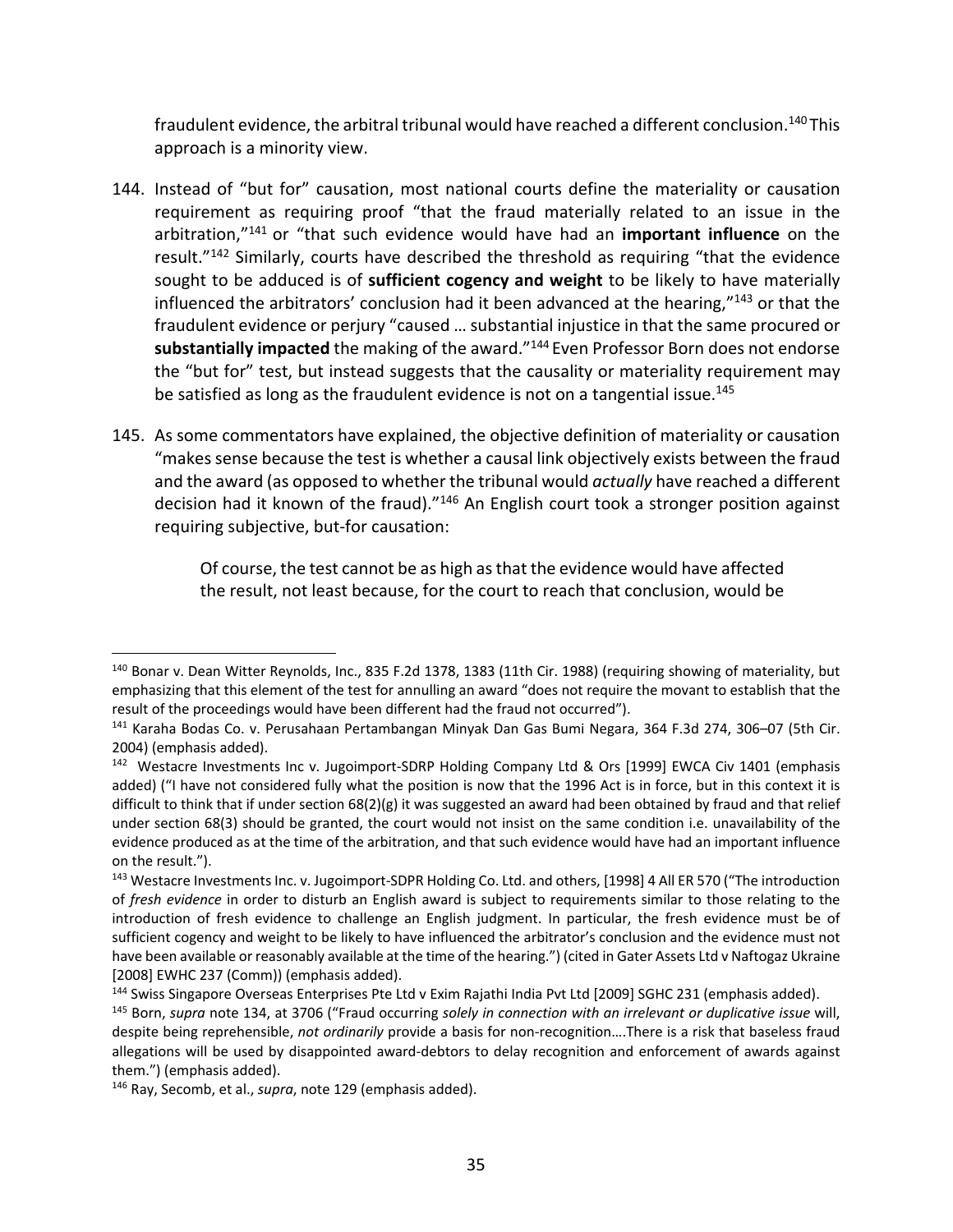fraudulent evidence, the arbitral tribunal would have reached a different conclusion.[140] This approach is a minority view.

144. Instead of "but for" causation, most national courts define the materiality or causation requirement as requiring proof "that the fraud materially related to an issue in the arbitration,"[141] or "that such evidence would have had an **important influence** on the result."[142] Similarly, courts have described the threshold as requiring "that the evidence sought to be adduced is of **sufficient cogency and weight** to be likely to have materially influenced the arbitrators' conclusion had it been advanced at the hearing,"[143] or that the fraudulent evidence or perjury "caused … substantial injustice in that the same procured or **substantially impacted** the making of the award."[144] Even Professor Born does not endorse the "but for" test, but instead suggests that the causality or materiality requirement may be satisfied as long as the fraudulent evidence is not on a tangential issue.[145]

145. As some commentators have explained, the objective definition of materiality or causation "makes sense because the test is whether a causal link objectively exists between the fraud and the award (as opposed to whether the tribunal would *actually* have reached a different decision had it known of the fraud)."[146] An English court took a stronger position against requiring subjective, but-for causation:

> Of course, the test cannot be as high as that the evidence would have affected the result, not least because, for the court to reach that conclusion, would be

---

[140] Bonar v. Dean Witter Reynolds, Inc., 835 F.2d 1378, 1383 (11th Cir. 1988) (requiring showing of materiality, but emphasizing that this element of the test for annulling an award "does not require the movant to establish that the result of the proceedings would have been different had the fraud not occurred").

[141] Karaha Bodas Co. v. Perusahaan Pertambangan Minyak Dan Gas Bumi Negara, 364 F.3d 274, 306–07 (5th Cir. 2004) (emphasis added).

[142] Westacre Investments Inc v. Jugoimport-SDRP Holding Company Ltd & Ors [1999] EWCA Civ 1401 (emphasis added) ("I have not considered fully what the position is now that the 1996 Act is in force, but in this context it is difficult to think that if under section 68(2)(g) it was suggested an award had been obtained by fraud and that relief under section 68(3) should be granted, the court would not insist on the same condition i.e. unavailability of the evidence produced as at the time of the arbitration, and that such evidence would have had an important influence on the result.").

[143] Westacre Investments Inc. v. Jugoimport-SDPR Holding Co. Ltd. and others, [1998] 4 All ER 570 ("The introduction of *fresh evidence* in order to disturb an English award is subject to requirements similar to those relating to the introduction of fresh evidence to challenge an English judgment. In particular, the fresh evidence must be of sufficient cogency and weight to be likely to have influenced the arbitrator's conclusion and the evidence must not have been available or reasonably available at the time of the hearing.") (cited in Gater Assets Ltd v Naftogaz Ukraine [2008] EWHC 237 (Comm)) (emphasis added).

[144] Swiss Singapore Overseas Enterprises Pte Ltd v Exim Rajathi India Pvt Ltd [2009] SGHC 231 (emphasis added).

[145] Born, *supra* note 134, at 3706 ("Fraud occurring *solely in connection with an irrelevant or duplicative issue* will, despite being reprehensible, *not ordinarily* provide a basis for non-recognition….There is a risk that baseless fraud allegations will be used by disappointed award-debtors to delay recognition and enforcement of awards against them.") (emphasis added).

[146] Ray, Secomb, et al., *supra*, note 129 (emphasis added).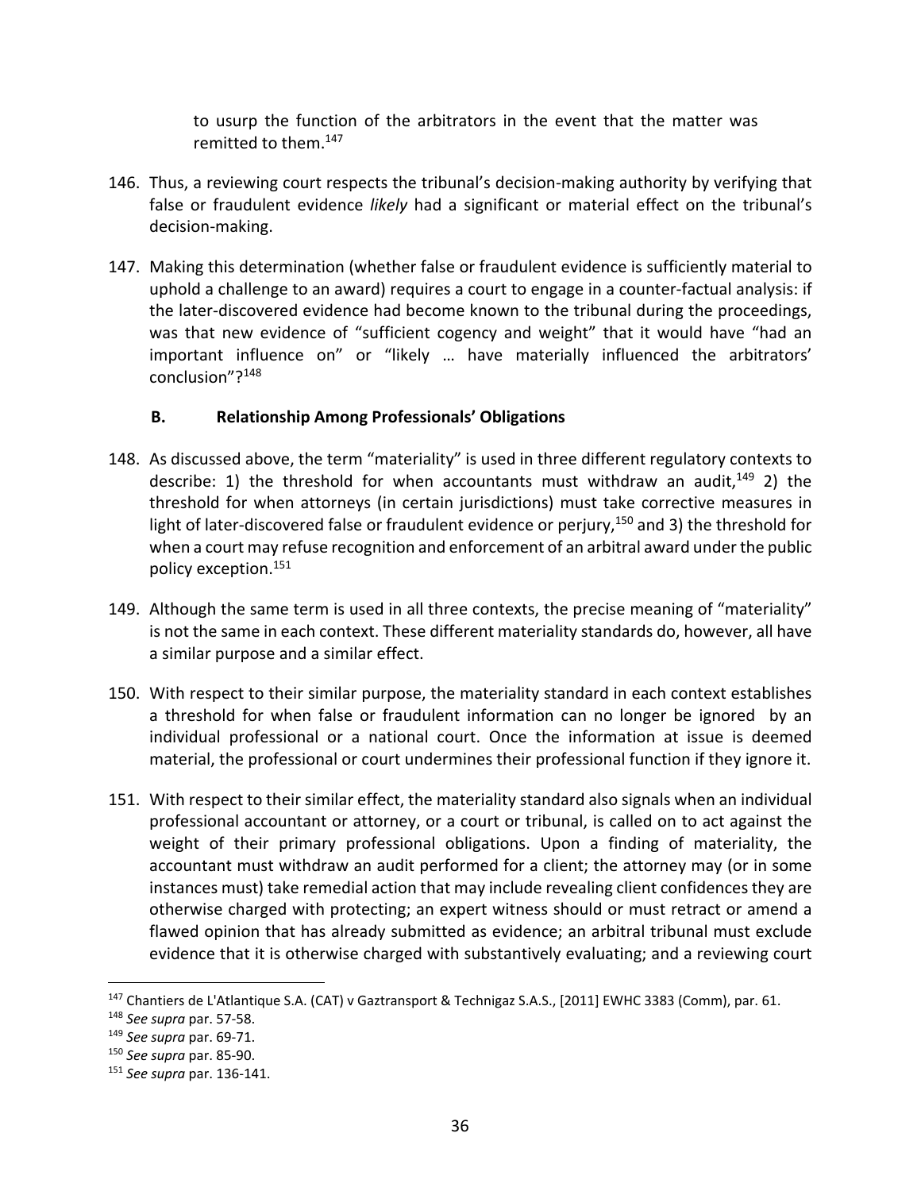to usurp the function of the arbitrators in the event that the matter was remitted to them.[147]

146. Thus, a reviewing court respects the tribunal's decision-making authority by verifying that false or fraudulent evidence *likely* had a significant or material effect on the tribunal's decision-making.

147. Making this determination (whether false or fraudulent evidence is sufficiently material to uphold a challenge to an award) requires a court to engage in a counter-factual analysis: if the later-discovered evidence had become known to the tribunal during the proceedings, was that new evidence of "sufficient cogency and weight" that it would have "had an important influence on" or "likely … have materially influenced the arbitrators' conclusion"?[148]

### B. Relationship Among Professionals' Obligations

148. As discussed above, the term "materiality" is used in three different regulatory contexts to describe: 1) the threshold for when accountants must withdraw an audit,[149] 2) the threshold for when attorneys (in certain jurisdictions) must take corrective measures in light of later-discovered false or fraudulent evidence or perjury,[150] and 3) the threshold for when a court may refuse recognition and enforcement of an arbitral award under the public policy exception.[151]

149. Although the same term is used in all three contexts, the precise meaning of "materiality" is not the same in each context. These different materiality standards do, however, all have a similar purpose and a similar effect.

150. With respect to their similar purpose, the materiality standard in each context establishes a threshold for when false or fraudulent information can no longer be ignored by an individual professional or a national court. Once the information at issue is deemed material, the professional or court undermines their professional function if they ignore it.

151. With respect to their similar effect, the materiality standard also signals when an individual professional accountant or attorney, or a court or tribunal, is called on to act against the weight of their primary professional obligations. Upon a finding of materiality, the accountant must withdraw an audit performed for a client; the attorney may (or in some instances must) take remedial action that may include revealing client confidences they are otherwise charged with protecting; an expert witness should or must retract or amend a flawed opinion that has already submitted as evidence; an arbitral tribunal must exclude evidence that it is otherwise charged with substantively evaluating; and a reviewing court

---

[147] Chantiers de L'Atlantique S.A. (CAT) v Gaztransport & Technigaz S.A.S., [2011] EWHC 3383 (Comm), par. 61.

[148] *See supra* par. 57-58.

[149] *See supra* par. 69-71.

[150] *See supra* par. 85-90.

[151] *See supra* par. 136-141.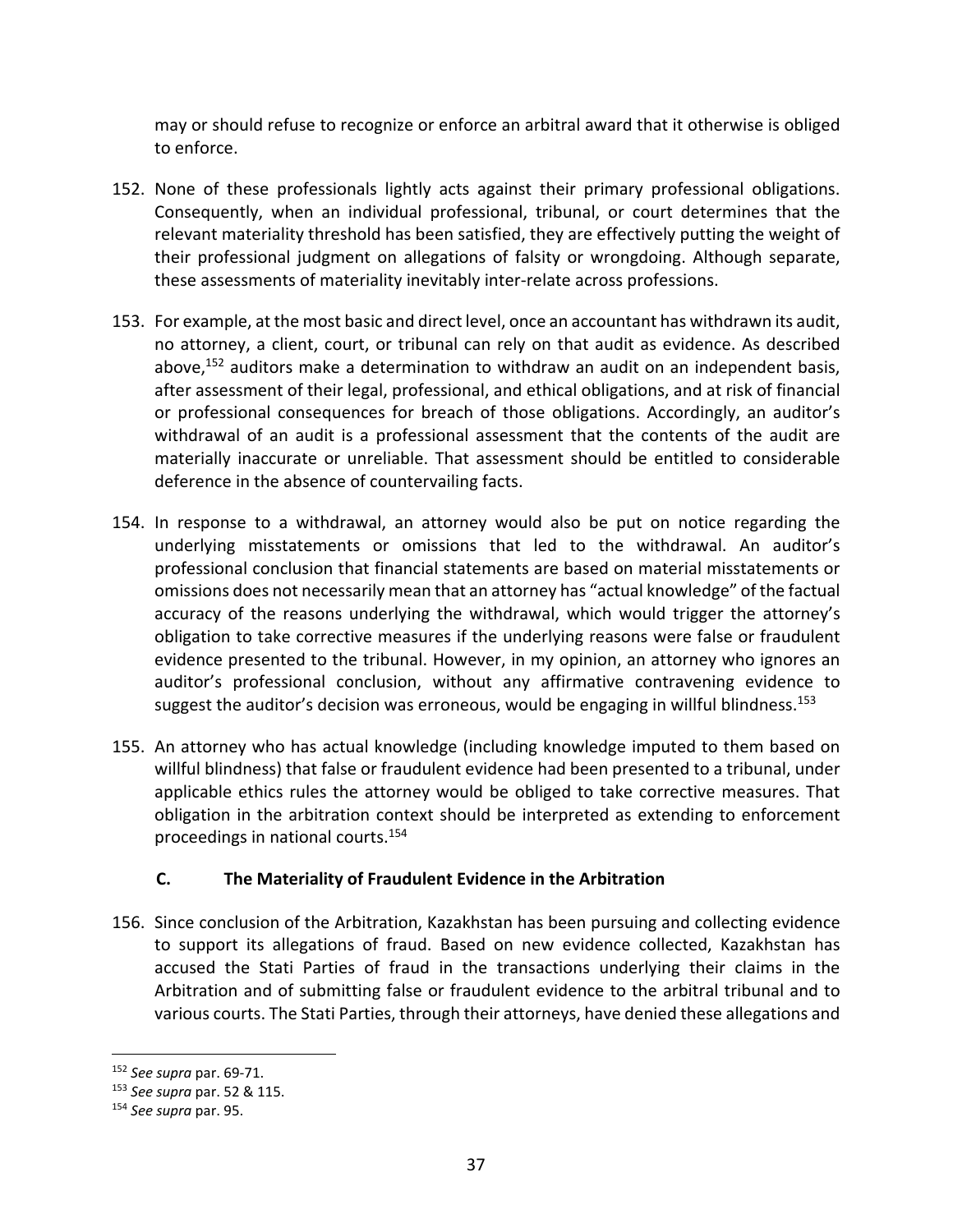may or should refuse to recognize or enforce an arbitral award that it otherwise is obliged to enforce.

152. None of these professionals lightly acts against their primary professional obligations. Consequently, when an individual professional, tribunal, or court determines that the relevant materiality threshold has been satisfied, they are effectively putting the weight of their professional judgment on allegations of falsity or wrongdoing. Although separate, these assessments of materiality inevitably inter-relate across professions.

153. For example, at the most basic and direct level, once an accountant has withdrawn its audit, no attorney, a client, court, or tribunal can rely on that audit as evidence. As described above,[152] auditors make a determination to withdraw an audit on an independent basis, after assessment of their legal, professional, and ethical obligations, and at risk of financial or professional consequences for breach of those obligations. Accordingly, an auditor's withdrawal of an audit is a professional assessment that the contents of the audit are materially inaccurate or unreliable. That assessment should be entitled to considerable deference in the absence of countervailing facts.

154. In response to a withdrawal, an attorney would also be put on notice regarding the underlying misstatements or omissions that led to the withdrawal. An auditor's professional conclusion that financial statements are based on material misstatements or omissions does not necessarily mean that an attorney has "actual knowledge" of the factual accuracy of the reasons underlying the withdrawal, which would trigger the attorney's obligation to take corrective measures if the underlying reasons were false or fraudulent evidence presented to the tribunal. However, in my opinion, an attorney who ignores an auditor's professional conclusion, without any affirmative contravening evidence to suggest the auditor's decision was erroneous, would be engaging in willful blindness.[153]

155. An attorney who has actual knowledge (including knowledge imputed to them based on willful blindness) that false or fraudulent evidence had been presented to a tribunal, under applicable ethics rules the attorney would be obliged to take corrective measures. That obligation in the arbitration context should be interpreted as extending to enforcement proceedings in national courts.[154]

### C. The Materiality of Fraudulent Evidence in the Arbitration

156. Since conclusion of the Arbitration, Kazakhstan has been pursuing and collecting evidence to support its allegations of fraud. Based on new evidence collected, Kazakhstan has accused the Stati Parties of fraud in the transactions underlying their claims in the Arbitration and of submitting false or fraudulent evidence to the arbitral tribunal and to various courts. The Stati Parties, through their attorneys, have denied these allegations and

---

[152] *See supra* par. 69-71.

[153] *See supra* par. 52 & 115.

[154] *See supra* par. 95.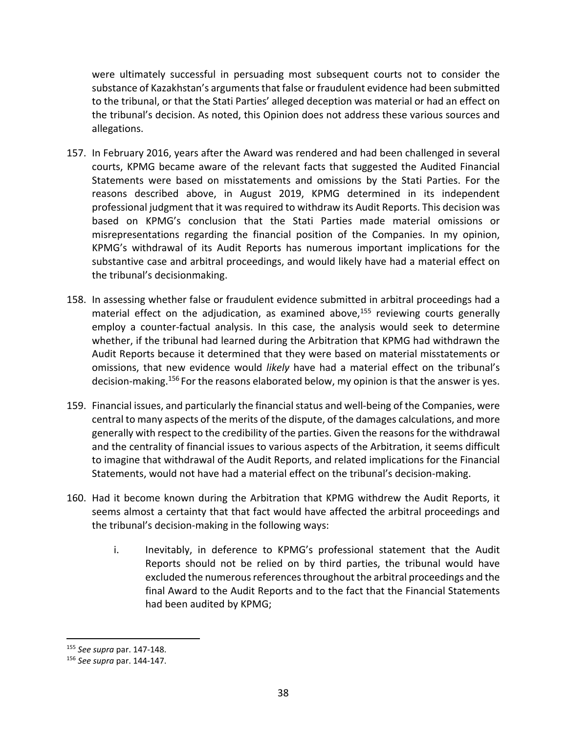were ultimately successful in persuading most subsequent courts not to consider the substance of Kazakhstan's arguments that false or fraudulent evidence had been submitted to the tribunal, or that the Stati Parties' alleged deception was material or had an effect on the tribunal's decision. As noted, this Opinion does not address these various sources and allegations.

157. In February 2016, years after the Award was rendered and had been challenged in several courts, KPMG became aware of the relevant facts that suggested the Audited Financial Statements were based on misstatements and omissions by the Stati Parties. For the reasons described above, in August 2019, KPMG determined in its independent professional judgment that it was required to withdraw its Audit Reports. This decision was based on KPMG's conclusion that the Stati Parties made material omissions or misrepresentations regarding the financial position of the Companies. In my opinion, KPMG's withdrawal of its Audit Reports has numerous important implications for the substantive case and arbitral proceedings, and would likely have had a material effect on the tribunal's decisionmaking.

158. In assessing whether false or fraudulent evidence submitted in arbitral proceedings had a material effect on the adjudication, as examined above,[155] reviewing courts generally employ a counter-factual analysis. In this case, the analysis would seek to determine whether, if the tribunal had learned during the Arbitration that KPMG had withdrawn the Audit Reports because it determined that they were based on material misstatements or omissions, that new evidence would *likely* have had a material effect on the tribunal's decision-making.[156] For the reasons elaborated below, my opinion is that the answer is yes.

159. Financial issues, and particularly the financial status and well-being of the Companies, were central to many aspects of the merits of the dispute, of the damages calculations, and more generally with respect to the credibility of the parties. Given the reasons for the withdrawal and the centrality of financial issues to various aspects of the Arbitration, it seems difficult to imagine that withdrawal of the Audit Reports, and related implications for the Financial Statements, would not have had a material effect on the tribunal's decision-making.

160. Had it become known during the Arbitration that KPMG withdrew the Audit Reports, it seems almost a certainty that that fact would have affected the arbitral proceedings and the tribunal's decision-making in the following ways:

    i. Inevitably, in deference to KPMG's professional statement that the Audit Reports should not be relied on by third parties, the tribunal would have excluded the numerous references throughout the arbitral proceedings and the final Award to the Audit Reports and to the fact that the Financial Statements had been audited by KPMG;

---

[155] *See supra* par. 147-148.

[156] *See supra* par. 144-147.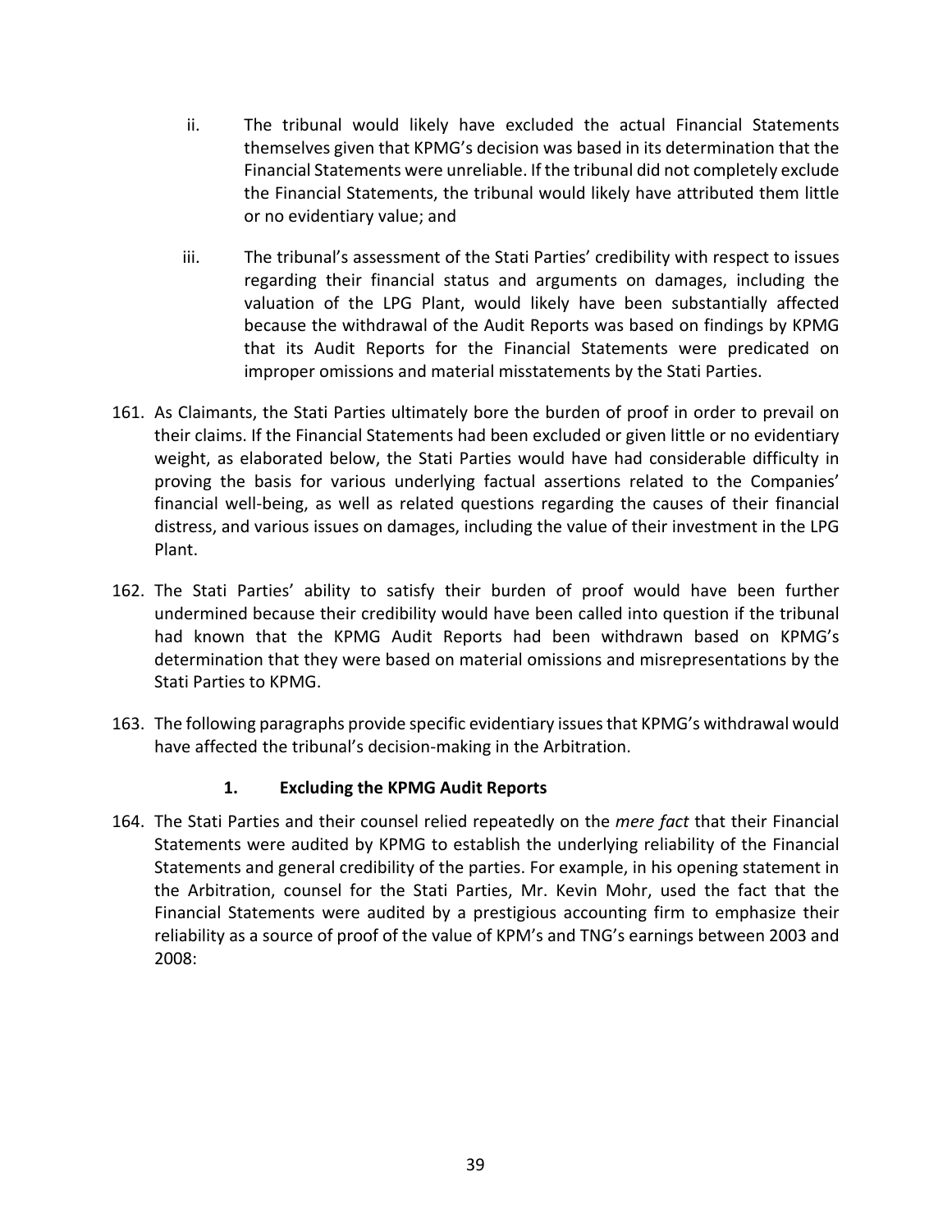ii. The tribunal would likely have excluded the actual Financial Statements themselves given that KPMG's decision was based in its determination that the Financial Statements were unreliable. If the tribunal did not completely exclude the Financial Statements, the tribunal would likely have attributed them little or no evidentiary value; and

iii. The tribunal's assessment of the Stati Parties' credibility with respect to issues regarding their financial status and arguments on damages, including the valuation of the LPG Plant, would likely have been substantially affected because the withdrawal of the Audit Reports was based on findings by KPMG that its Audit Reports for the Financial Statements were predicated on improper omissions and material misstatements by the Stati Parties.

161. As Claimants, the Stati Parties ultimately bore the burden of proof in order to prevail on their claims. If the Financial Statements had been excluded or given little or no evidentiary weight, as elaborated below, the Stati Parties would have had considerable difficulty in proving the basis for various underlying factual assertions related to the Companies' financial well-being, as well as related questions regarding the causes of their financial distress, and various issues on damages, including the value of their investment in the LPG Plant.

162. The Stati Parties' ability to satisfy their burden of proof would have been further undermined because their credibility would have been called into question if the tribunal had known that the KPMG Audit Reports had been withdrawn based on KPMG's determination that they were based on material omissions and misrepresentations by the Stati Parties to KPMG.

163. The following paragraphs provide specific evidentiary issues that KPMG's withdrawal would have affected the tribunal's decision-making in the Arbitration.

### 1. Excluding the KPMG Audit Reports

164. The Stati Parties and their counsel relied repeatedly on the *mere fact* that their Financial Statements were audited by KPMG to establish the underlying reliability of the Financial Statements and general credibility of the parties. For example, in his opening statement in the Arbitration, counsel for the Stati Parties, Mr. Kevin Mohr, used the fact that the Financial Statements were audited by a prestigious accounting firm to emphasize their reliability as a source of proof of the value of KPM's and TNG's earnings between 2003 and 2008: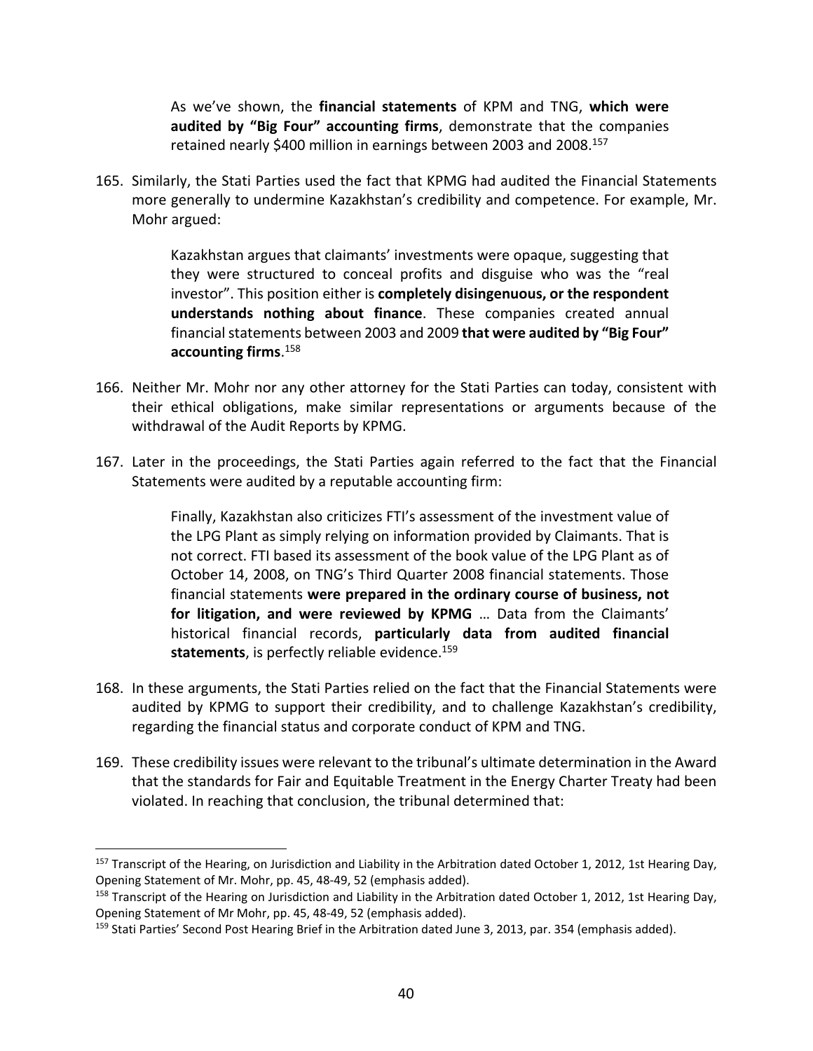> As we've shown, the **financial statements** of KPM and TNG, **which were audited by "Big Four" accounting firms**, demonstrate that the companies retained nearly $400 million in earnings between 2003 and 2008.[157]

165. Similarly, the Stati Parties used the fact that KPMG had audited the Financial Statements more generally to undermine Kazakhstan's credibility and competence. For example, Mr. Mohr argued:

> Kazakhstan argues that claimants' investments were opaque, suggesting that they were structured to conceal profits and disguise who was the "real investor". This position either is **completely disingenuous, or the respondent understands nothing about finance**. These companies created annual financial statements between 2003 and 2009 **that were audited by "Big Four" accounting firms**.[158]

166. Neither Mr. Mohr nor any other attorney for the Stati Parties can today, consistent with their ethical obligations, make similar representations or arguments because of the withdrawal of the Audit Reports by KPMG.

167. Later in the proceedings, the Stati Parties again referred to the fact that the Financial Statements were audited by a reputable accounting firm:

> Finally, Kazakhstan also criticizes FTI's assessment of the investment value of the LPG Plant as simply relying on information provided by Claimants. That is not correct. FTI based its assessment of the book value of the LPG Plant as of October 14, 2008, on TNG's Third Quarter 2008 financial statements. Those financial statements **were prepared in the ordinary course of business, not for litigation, and were reviewed by KPMG** … Data from the Claimants' historical financial records, **particularly data from audited financial statements**, is perfectly reliable evidence.[159]

168. In these arguments, the Stati Parties relied on the fact that the Financial Statements were audited by KPMG to support their credibility, and to challenge Kazakhstan's credibility, regarding the financial status and corporate conduct of KPM and TNG.

169. These credibility issues were relevant to the tribunal's ultimate determination in the Award that the standards for Fair and Equitable Treatment in the Energy Charter Treaty had been violated. In reaching that conclusion, the tribunal determined that:

---

[157] Transcript of the Hearing, on Jurisdiction and Liability in the Arbitration dated October 1, 2012, 1st Hearing Day, Opening Statement of Mr. Mohr, pp. 45, 48-49, 52 (emphasis added).

[158] Transcript of the Hearing on Jurisdiction and Liability in the Arbitration dated October 1, 2012, 1st Hearing Day, Opening Statement of Mr Mohr, pp. 45, 48-49, 52 (emphasis added).

[159] Stati Parties' Second Post Hearing Brief in the Arbitration dated June 3, 2013, par. 354 (emphasis added).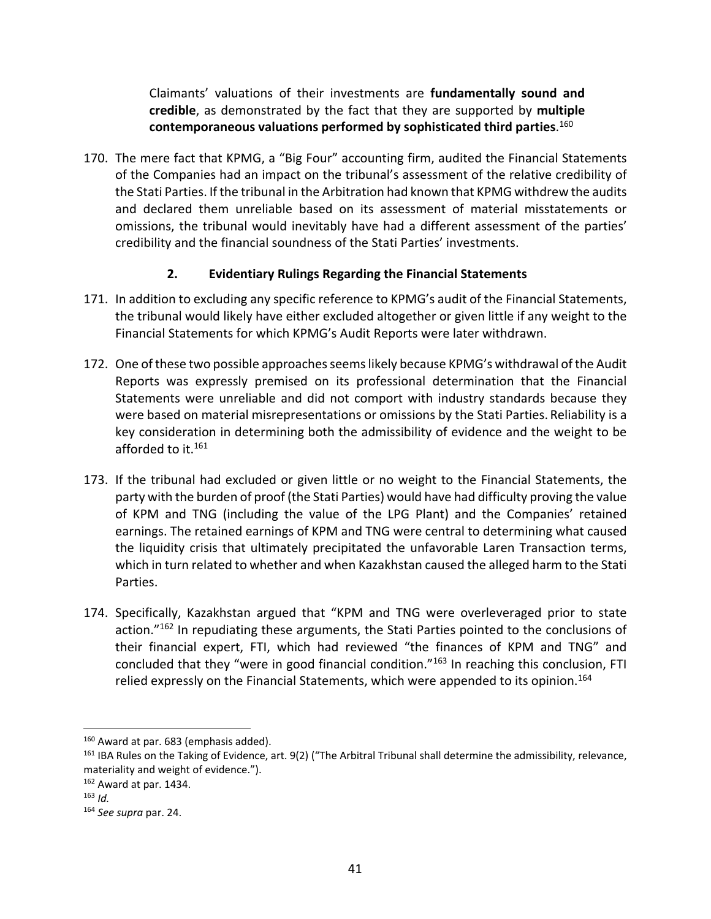> Claimants' valuations of their investments are **fundamentally sound and credible**, as demonstrated by the fact that they are supported by **multiple contemporaneous valuations performed by sophisticated third parties**.[160]

170. The mere fact that KPMG, a "Big Four" accounting firm, audited the Financial Statements of the Companies had an impact on the tribunal's assessment of the relative credibility of the Stati Parties. If the tribunal in the Arbitration had known that KPMG withdrew the audits and declared them unreliable based on its assessment of material misstatements or omissions, the tribunal would inevitably have had a different assessment of the parties' credibility and the financial soundness of the Stati Parties' investments.

### 2. Evidentiary Rulings Regarding the Financial Statements

171. In addition to excluding any specific reference to KPMG's audit of the Financial Statements, the tribunal would likely have either excluded altogether or given little if any weight to the Financial Statements for which KPMG's Audit Reports were later withdrawn.

172. One of these two possible approaches seems likely because KPMG's withdrawal of the Audit Reports was expressly premised on its professional determination that the Financial Statements were unreliable and did not comport with industry standards because they were based on material misrepresentations or omissions by the Stati Parties. Reliability is a key consideration in determining both the admissibility of evidence and the weight to be afforded to it.[161]

173. If the tribunal had excluded or given little or no weight to the Financial Statements, the party with the burden of proof (the Stati Parties) would have had difficulty proving the value of KPM and TNG (including the value of the LPG Plant) and the Companies' retained earnings. The retained earnings of KPM and TNG were central to determining what caused the liquidity crisis that ultimately precipitated the unfavorable Laren Transaction terms, which in turn related to whether and when Kazakhstan caused the alleged harm to the Stati Parties.

174. Specifically, Kazakhstan argued that "KPM and TNG were overleveraged prior to state action."[162] In repudiating these arguments, the Stati Parties pointed to the conclusions of their financial expert, FTI, which had reviewed "the finances of KPM and TNG" and concluded that they "were in good financial condition."[163] In reaching this conclusion, FTI relied expressly on the Financial Statements, which were appended to its opinion.[164]

---

[160] Award at par. 683 (emphasis added).

[161] IBA Rules on the Taking of Evidence, art. 9(2) ("The Arbitral Tribunal shall determine the admissibility, relevance, materiality and weight of evidence.").

[162] Award at par. 1434.

[163] *Id.*

[164] *See supra* par. 24.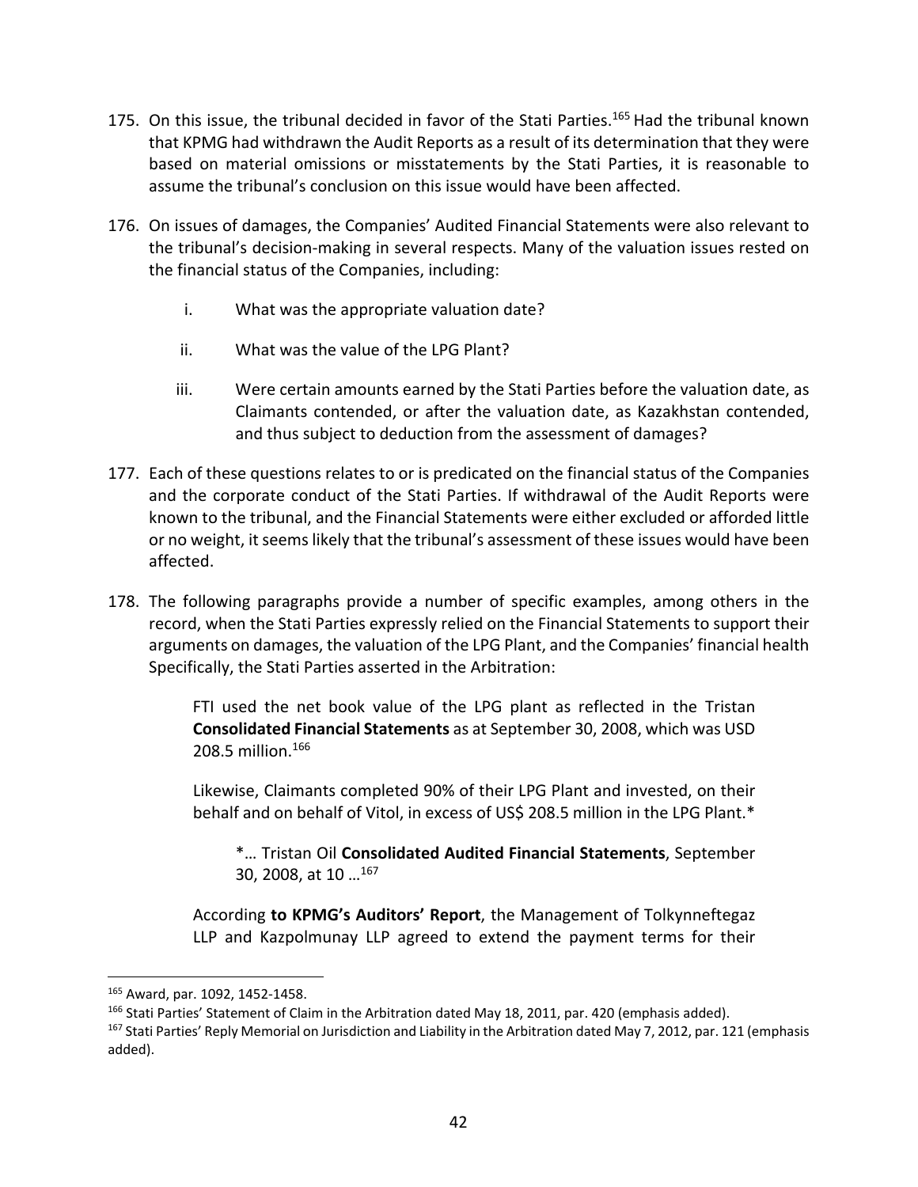175. On this issue, the tribunal decided in favor of the Stati Parties.[165] Had the tribunal known that KPMG had withdrawn the Audit Reports as a result of its determination that they were based on material omissions or misstatements by the Stati Parties, it is reasonable to assume the tribunal's conclusion on this issue would have been affected.

176. On issues of damages, the Companies' Audited Financial Statements were also relevant to the tribunal's decision-making in several respects. Many of the valuation issues rested on the financial status of the Companies, including:

    i. What was the appropriate valuation date?

    ii. What was the value of the LPG Plant?

    iii. Were certain amounts earned by the Stati Parties before the valuation date, as Claimants contended, or after the valuation date, as Kazakhstan contended, and thus subject to deduction from the assessment of damages?

177. Each of these questions relates to or is predicated on the financial status of the Companies and the corporate conduct of the Stati Parties. If withdrawal of the Audit Reports were known to the tribunal, and the Financial Statements were either excluded or afforded little or no weight, it seems likely that the tribunal's assessment of these issues would have been affected.

178. The following paragraphs provide a number of specific examples, among others in the record, when the Stati Parties expressly relied on the Financial Statements to support their arguments on damages, the valuation of the LPG Plant, and the Companies' financial health Specifically, the Stati Parties asserted in the Arbitration:

> FTI used the net book value of the LPG plant as reflected in the Tristan **Consolidated Financial Statements** as at September 30, 2008, which was USD 208.5 million.[166]

> Likewise, Claimants completed 90% of their LPG Plant and invested, on their behalf and on behalf of Vitol, in excess of US$ 208.5 million in the LPG Plant.*
>
> > *… Tristan Oil **Consolidated Audited Financial Statements**, September 30, 2008, at 10 …[167]

> According **to KPMG's Auditors' Report**, the Management of Tolkynneftegaz LLP and Kazpolmunay LLP agreed to extend the payment terms for their

---

[165] Award, par. 1092, 1452-1458.

[166] Stati Parties' Statement of Claim in the Arbitration dated May 18, 2011, par. 420 (emphasis added).

[167] Stati Parties' Reply Memorial on Jurisdiction and Liability in the Arbitration dated May 7, 2012, par. 121 (emphasis added).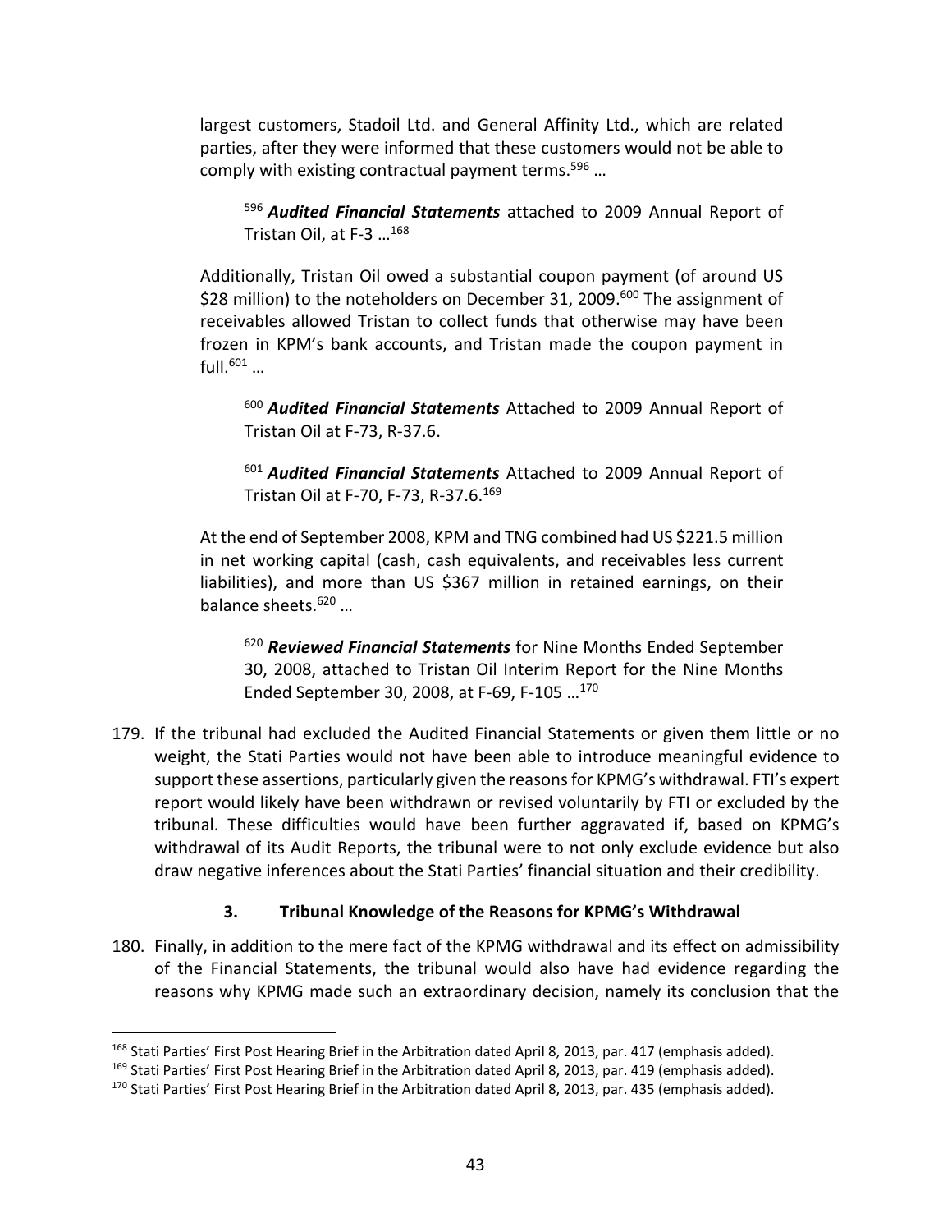largest customers, Stadoil Ltd. and General Affinity Ltd., which are related parties, after they were informed that these customers would not be able to comply with existing contractual payment terms.[596] …

> [596] ***Audited Financial Statements*** attached to 2009 Annual Report of Tristan Oil, at F-3 …[168]

Additionally, Tristan Oil owed a substantial coupon payment (of around US \$28 million) to the noteholders on December 31, 2009.[600] The assignment of receivables allowed Tristan to collect funds that otherwise may have been frozen in KPM's bank accounts, and Tristan made the coupon payment in full.[601] …

> [600] ***Audited Financial Statements*** Attached to 2009 Annual Report of Tristan Oil at F-73, R-37.6.
>
> [601] ***Audited Financial Statements*** Attached to 2009 Annual Report of Tristan Oil at F-70, F-73, R-37.6.[169]

At the end of September 2008, KPM and TNG combined had US \$221.5 million in net working capital (cash, cash equivalents, and receivables less current liabilities), and more than US \$367 million in retained earnings, on their balance sheets.[620] …

> [620] ***Reviewed Financial Statements*** for Nine Months Ended September 30, 2008, attached to Tristan Oil Interim Report for the Nine Months Ended September 30, 2008, at F-69, F-105 …[170]

179. If the tribunal had excluded the Audited Financial Statements or given them little or no weight, the Stati Parties would not have been able to introduce meaningful evidence to support these assertions, particularly given the reasons for KPMG's withdrawal. FTI's expert report would likely have been withdrawn or revised voluntarily by FTI or excluded by the tribunal. These difficulties would have been further aggravated if, based on KPMG's withdrawal of its Audit Reports, the tribunal were to not only exclude evidence but also draw negative inferences about the Stati Parties' financial situation and their credibility.

### 3. Tribunal Knowledge of the Reasons for KPMG's Withdrawal

180. Finally, in addition to the mere fact of the KPMG withdrawal and its effect on admissibility of the Financial Statements, the tribunal would also have had evidence regarding the reasons why KPMG made such an extraordinary decision, namely its conclusion that the

---

[168] Stati Parties' First Post Hearing Brief in the Arbitration dated April 8, 2013, par. 417 (emphasis added).

[169] Stati Parties' First Post Hearing Brief in the Arbitration dated April 8, 2013, par. 419 (emphasis added).

[170] Stati Parties' First Post Hearing Brief in the Arbitration dated April 8, 2013, par. 435 (emphasis added).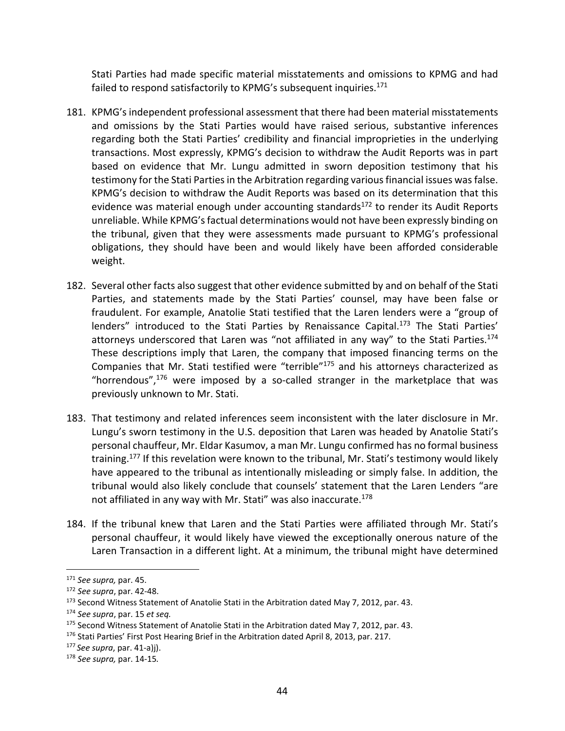Stati Parties had made specific material misstatements and omissions to KPMG and had failed to respond satisfactorily to KPMG's subsequent inquiries.[171]

181. KPMG's independent professional assessment that there had been material misstatements and omissions by the Stati Parties would have raised serious, substantive inferences regarding both the Stati Parties' credibility and financial improprieties in the underlying transactions. Most expressly, KPMG's decision to withdraw the Audit Reports was in part based on evidence that Mr. Lungu admitted in sworn deposition testimony that his testimony for the Stati Parties in the Arbitration regarding various financial issues was false. KPMG's decision to withdraw the Audit Reports was based on its determination that this evidence was material enough under accounting standards[172] to render its Audit Reports unreliable. While KPMG's factual determinations would not have been expressly binding on the tribunal, given that they were assessments made pursuant to KPMG's professional obligations, they should have been and would likely have been afforded considerable weight.

182. Several other facts also suggest that other evidence submitted by and on behalf of the Stati Parties, and statements made by the Stati Parties' counsel, may have been false or fraudulent. For example, Anatolie Stati testified that the Laren lenders were a "group of lenders" introduced to the Stati Parties by Renaissance Capital.[173] The Stati Parties' attorneys underscored that Laren was "not affiliated in any way" to the Stati Parties.[174] These descriptions imply that Laren, the company that imposed financing terms on the Companies that Mr. Stati testified were "terrible"[175] and his attorneys characterized as "horrendous",[176] were imposed by a so-called stranger in the marketplace that was previously unknown to Mr. Stati.

183. That testimony and related inferences seem inconsistent with the later disclosure in Mr. Lungu's sworn testimony in the U.S. deposition that Laren was headed by Anatolie Stati's personal chauffeur, Mr. Eldar Kasumov, a man Mr. Lungu confirmed has no formal business training.[177] If this revelation were known to the tribunal, Mr. Stati's testimony would likely have appeared to the tribunal as intentionally misleading or simply false. In addition, the tribunal would also likely conclude that counsels' statement that the Laren Lenders "are not affiliated in any way with Mr. Stati" was also inaccurate.[178]

184. If the tribunal knew that Laren and the Stati Parties were affiliated through Mr. Stati's personal chauffeur, it would likely have viewed the exceptionally onerous nature of the Laren Transaction in a different light. At a minimum, the tribunal might have determined

---

[171] *See supra,* par. 45.

[172] *See supra*, par. 42-48.

[173] Second Witness Statement of Anatolie Stati in the Arbitration dated May 7, 2012, par. 43.

[174] *See supra*, par. 15 *et seq.*

[175] Second Witness Statement of Anatolie Stati in the Arbitration dated May 7, 2012, par. 43.

[176] Stati Parties' First Post Hearing Brief in the Arbitration dated April 8, 2013, par. 217.

[177] *See supra*, par. 41-a)j).

[178] *See supra,* par. 14-15.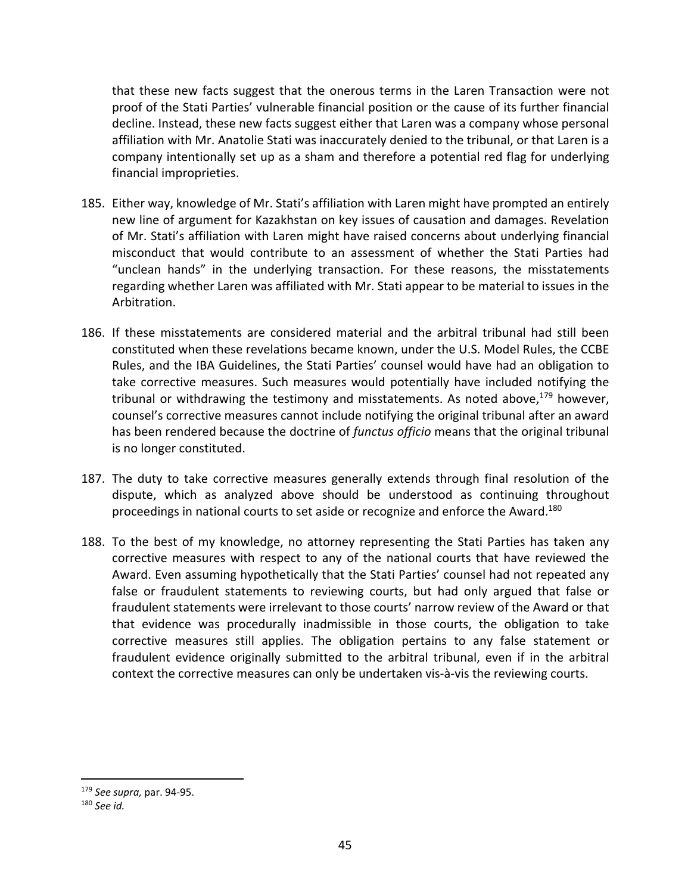that these new facts suggest that the onerous terms in the Laren Transaction were not proof of the Stati Parties' vulnerable financial position or the cause of its further financial decline. Instead, these new facts suggest either that Laren was a company whose personal affiliation with Mr. Anatolie Stati was inaccurately denied to the tribunal, or that Laren is a company intentionally set up as a sham and therefore a potential red flag for underlying financial improprieties.

185. Either way, knowledge of Mr. Stati's affiliation with Laren might have prompted an entirely new line of argument for Kazakhstan on key issues of causation and damages. Revelation of Mr. Stati's affiliation with Laren might have raised concerns about underlying financial misconduct that would contribute to an assessment of whether the Stati Parties had "unclean hands" in the underlying transaction. For these reasons, the misstatements regarding whether Laren was affiliated with Mr. Stati appear to be material to issues in the Arbitration.

186. If these misstatements are considered material and the arbitral tribunal had still been constituted when these revelations became known, under the U.S. Model Rules, the CCBE Rules, and the IBA Guidelines, the Stati Parties' counsel would have had an obligation to take corrective measures. Such measures would potentially have included notifying the tribunal or withdrawing the testimony and misstatements. As noted above,[179] however, counsel's corrective measures cannot include notifying the original tribunal after an award has been rendered because the doctrine of *functus officio* means that the original tribunal is no longer constituted.

187. The duty to take corrective measures generally extends through final resolution of the dispute, which as analyzed above should be understood as continuing throughout proceedings in national courts to set aside or recognize and enforce the Award.[180]

188. To the best of my knowledge, no attorney representing the Stati Parties has taken any corrective measures with respect to any of the national courts that have reviewed the Award. Even assuming hypothetically that the Stati Parties' counsel had not repeated any false or fraudulent statements to reviewing courts, but had only argued that false or fraudulent statements were irrelevant to those courts' narrow review of the Award or that that evidence was procedurally inadmissible in those courts, the obligation to take corrective measures still applies. The obligation pertains to any false statement or fraudulent evidence originally submitted to the arbitral tribunal, even if in the arbitral context the corrective measures can only be undertaken vis-à-vis the reviewing courts.

---

[179] *See supra,* par. 94-95.

[180] *See id.*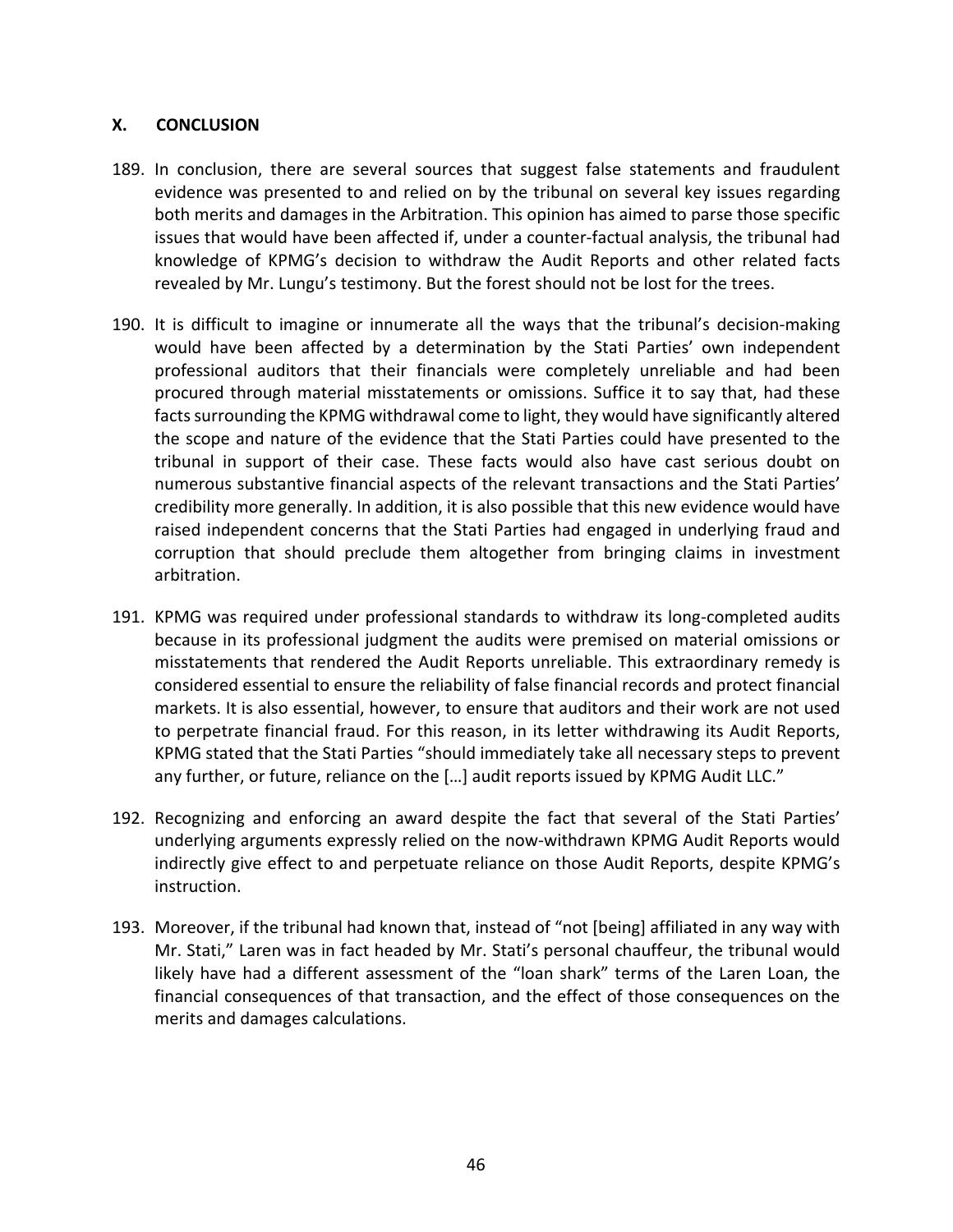## X. CONCLUSION

189. In conclusion, there are several sources that suggest false statements and fraudulent evidence was presented to and relied on by the tribunal on several key issues regarding both merits and damages in the Arbitration. This opinion has aimed to parse those specific issues that would have been affected if, under a counter-factual analysis, the tribunal had knowledge of KPMG's decision to withdraw the Audit Reports and other related facts revealed by Mr. Lungu's testimony. But the forest should not be lost for the trees.

190. It is difficult to imagine or innumerate all the ways that the tribunal's decision-making would have been affected by a determination by the Stati Parties' own independent professional auditors that their financials were completely unreliable and had been procured through material misstatements or omissions. Suffice it to say that, had these facts surrounding the KPMG withdrawal come to light, they would have significantly altered the scope and nature of the evidence that the Stati Parties could have presented to the tribunal in support of their case. These facts would also have cast serious doubt on numerous substantive financial aspects of the relevant transactions and the Stati Parties' credibility more generally. In addition, it is also possible that this new evidence would have raised independent concerns that the Stati Parties had engaged in underlying fraud and corruption that should preclude them altogether from bringing claims in investment arbitration.

191. KPMG was required under professional standards to withdraw its long-completed audits because in its professional judgment the audits were premised on material omissions or misstatements that rendered the Audit Reports unreliable. This extraordinary remedy is considered essential to ensure the reliability of false financial records and protect financial markets. It is also essential, however, to ensure that auditors and their work are not used to perpetrate financial fraud. For this reason, in its letter withdrawing its Audit Reports, KPMG stated that the Stati Parties "should immediately take all necessary steps to prevent any further, or future, reliance on the […] audit reports issued by KPMG Audit LLC."

192. Recognizing and enforcing an award despite the fact that several of the Stati Parties' underlying arguments expressly relied on the now-withdrawn KPMG Audit Reports would indirectly give effect to and perpetuate reliance on those Audit Reports, despite KPMG's instruction.

193. Moreover, if the tribunal had known that, instead of "not [being] affiliated in any way with Mr. Stati," Laren was in fact headed by Mr. Stati's personal chauffeur, the tribunal would likely have had a different assessment of the "loan shark" terms of the Laren Loan, the financial consequences of that transaction, and the effect of those consequences on the merits and damages calculations.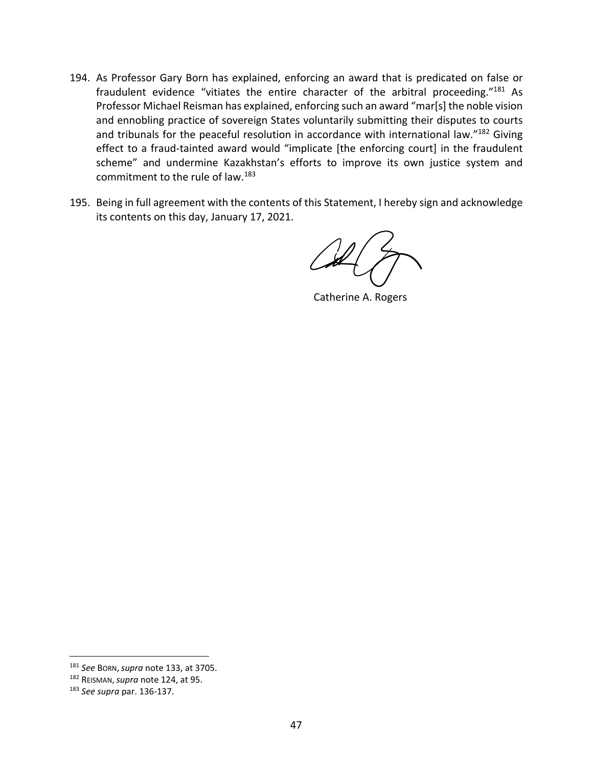194. As Professor Gary Born has explained, enforcing an award that is predicated on false or fraudulent evidence "vitiates the entire character of the arbitral proceeding."[181] As Professor Michael Reisman has explained, enforcing such an award "mar[s] the noble vision and ennobling practice of sovereign States voluntarily submitting their disputes to courts and tribunals for the peaceful resolution in accordance with international law."[182] Giving effect to a fraud-tainted award would "implicate [the enforcing court] in the fraudulent scheme" and undermine Kazakhstan's efforts to improve its own justice system and commitment to the rule of law.[183]

195. Being in full agreement with the contents of this Statement, I hereby sign and acknowledge its contents on this day, January 17, 2021.

Catherine A. Rogers

---

[181] *See* BORN, *supra* note 133, at 3705.

[182] REISMAN, *supra* note 124, at 95.

[183] *See supra* par. 136-137.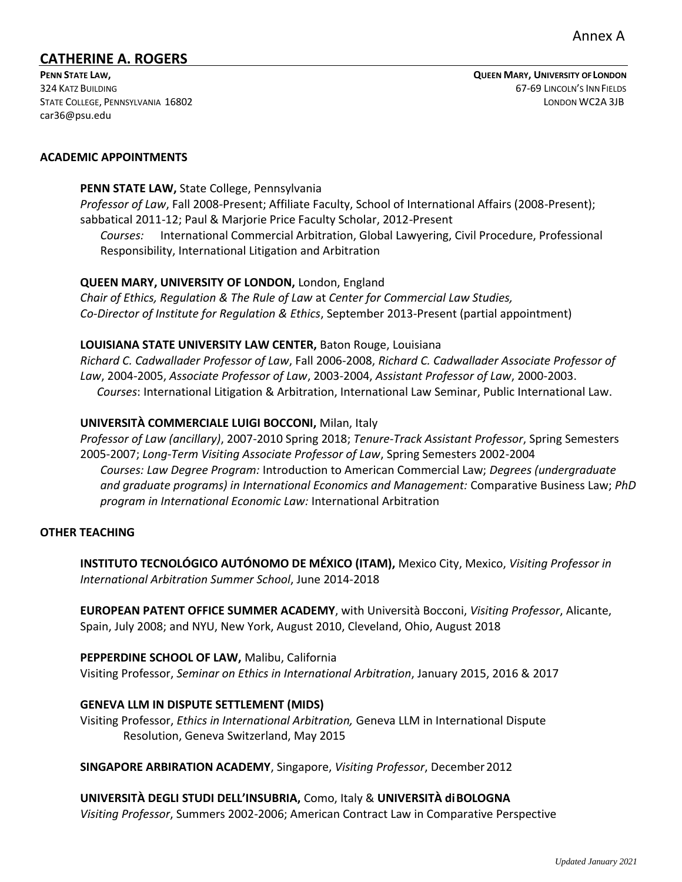Annex A

# CATHERINE A. ROGERS

**PENN STATE LAW,**
324 KATZ BUILDING
STATE COLLEGE, PENNSYLVANIA 16802
car36@psu.edu

**QUEEN MARY, UNIVERSITY OF LONDON**
67-69 LINCOLN'S INN FIELDS
LONDON WC2A 3JB

## ACADEMIC APPOINTMENTS

**PENN STATE LAW,** State College, Pennsylvania
*Professor of Law*, Fall 2008-Present; Affiliate Faculty, School of International Affairs (2008-Present); sabbatical 2011-12; Paul & Marjorie Price Faculty Scholar, 2012-Present
*Courses:* International Commercial Arbitration, Global Lawyering, Civil Procedure, Professional Responsibility, International Litigation and Arbitration

**QUEEN MARY, UNIVERSITY OF LONDON,** London, England
*Chair of Ethics, Regulation & The Rule of Law* at *Center for Commercial Law Studies, Co-Director of Institute for Regulation & Ethics*, September 2013-Present (partial appointment)

**LOUISIANA STATE UNIVERSITY LAW CENTER,** Baton Rouge, Louisiana
*Richard C. Cadwallader Professor of Law*, Fall 2006-2008, *Richard C. Cadwallader Associate Professor of Law*, 2004-2005, *Associate Professor of Law*, 2003-2004, *Assistant Professor of Law*, 2000-2003.
*Courses*: International Litigation & Arbitration, International Law Seminar, Public International Law.

**UNIVERSITÀ COMMERCIALE LUIGI BOCCONI,** Milan, Italy
*Professor of Law (ancillary)*, 2007-2010 Spring 2018; *Tenure-Track Assistant Professor*, Spring Semesters 2005-2007; *Long-Term Visiting Associate Professor of Law*, Spring Semesters 2002-2004
*Courses: Law Degree Program:* Introduction to American Commercial Law; *Degrees (undergraduate and graduate programs) in International Economics and Management:* Comparative Business Law; *PhD program in International Economic Law:* International Arbitration

## OTHER TEACHING

**INSTITUTO TECNOLÓGICO AUTÓNOMO DE MÉXICO (ITAM),** Mexico City, Mexico, *Visiting Professor in International Arbitration Summer School*, June 2014-2018

**EUROPEAN PATENT OFFICE SUMMER ACADEMY**, with Università Bocconi, *Visiting Professor*, Alicante, Spain, July 2008; and NYU, New York, August 2010, Cleveland, Ohio, August 2018

**PEPPERDINE SCHOOL OF LAW,** Malibu, California
Visiting Professor, *Seminar on Ethics in International Arbitration*, January 2015, 2016 & 2017

**GENEVA LLM IN DISPUTE SETTLEMENT (MIDS)**
Visiting Professor, *Ethics in International Arbitration,* Geneva LLM in International Dispute Resolution, Geneva Switzerland, May 2015

**SINGAPORE ARBIRATION ACADEMY**, Singapore, *Visiting Professor*, December 2012

**UNIVERSITÀ DEGLI STUDI DELL'INSUBRIA,** Como, Italy & **UNIVERSITÀ di BOLOGNA**
*Visiting Professor*, Summers 2002-2006; American Contract Law in Comparative Perspective

*Updated January 2021*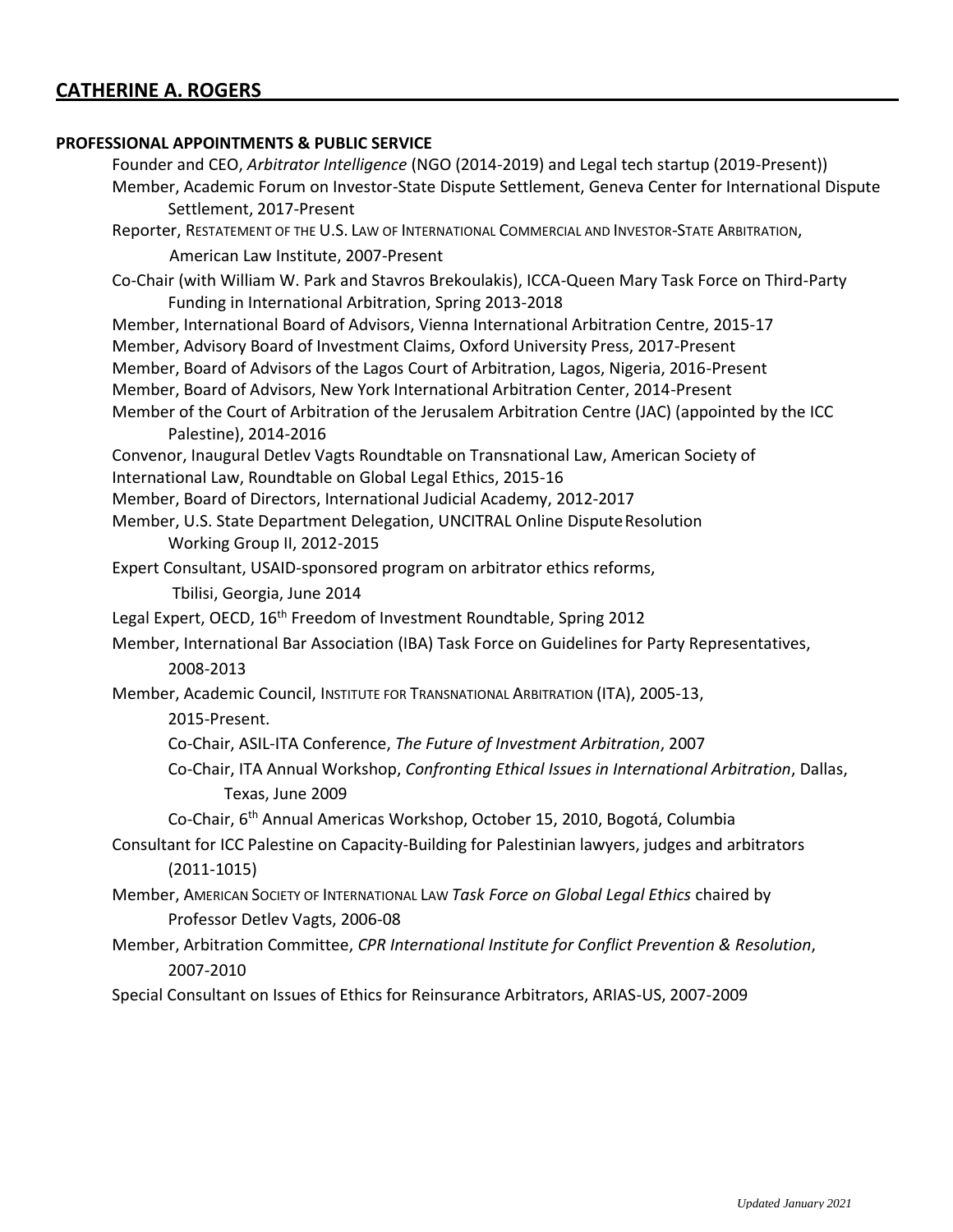## CATHERINE A. ROGERS

**PROFESSIONAL APPOINTMENTS & PUBLIC SERVICE**

Founder and CEO, *Arbitrator Intelligence* (NGO (2014-2019) and Legal tech startup (2019-Present))

Member, Academic Forum on Investor-State Dispute Settlement, Geneva Center for International Dispute Settlement, 2017-Present

Reporter, RESTATEMENT OF THE U.S. LAW OF INTERNATIONAL COMMERCIAL AND INVESTOR-STATE ARBITRATION, American Law Institute, 2007-Present

Co-Chair (with William W. Park and Stavros Brekoulakis), ICCA-Queen Mary Task Force on Third-Party Funding in International Arbitration, Spring 2013-2018

Member, International Board of Advisors, Vienna International Arbitration Centre, 2015-17

Member, Advisory Board of Investment Claims, Oxford University Press, 2017-Present

Member, Board of Advisors of the Lagos Court of Arbitration, Lagos, Nigeria, 2016-Present

Member, Board of Advisors, New York International Arbitration Center, 2014-Present

Member of the Court of Arbitration of the Jerusalem Arbitration Centre (JAC) (appointed by the ICC Palestine), 2014-2016

Convenor, Inaugural Detlev Vagts Roundtable on Transnational Law, American Society of International Law, Roundtable on Global Legal Ethics, 2015-16

Member, Board of Directors, International Judicial Academy, 2012-2017

Member, U.S. State Department Delegation, UNCITRAL Online Dispute Resolution Working Group II, 2012-2015

Expert Consultant, USAID-sponsored program on arbitrator ethics reforms, Tbilisi, Georgia, June 2014

Legal Expert, OECD, 16th Freedom of Investment Roundtable, Spring 2012

Member, International Bar Association (IBA) Task Force on Guidelines for Party Representatives, 2008-2013

Member, Academic Council, INSTITUTE FOR TRANSNATIONAL ARBITRATION (ITA), 2005-13, 2015-Present.

- Co-Chair, ASIL-ITA Conference, *The Future of Investment Arbitration*, 2007
- Co-Chair, ITA Annual Workshop, *Confronting Ethical Issues in International Arbitration*, Dallas, Texas, June 2009
- Co-Chair, 6th Annual Americas Workshop, October 15, 2010, Bogotá, Columbia

Consultant for ICC Palestine on Capacity-Building for Palestinian lawyers, judges and arbitrators (2011-1015)

Member, AMERICAN SOCIETY OF INTERNATIONAL LAW *Task Force on Global Legal Ethics* chaired by Professor Detlev Vagts, 2006-08

Member, Arbitration Committee, *CPR International Institute for Conflict Prevention & Resolution*, 2007-2010

Special Consultant on Issues of Ethics for Reinsurance Arbitrators, ARIAS-US, 2007-2009

*Updated January 2021*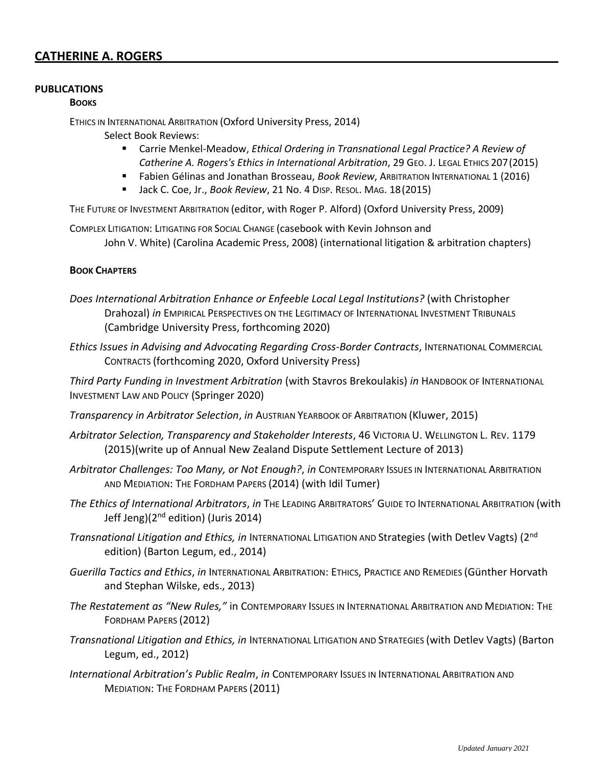# CATHERINE A. ROGERS

## PUBLICATIONS

### BOOKS

ETHICS IN INTERNATIONAL ARBITRATION (Oxford University Press, 2014)

Select Book Reviews:

- Carrie Menkel-Meadow, *Ethical Ordering in Transnational Legal Practice? A Review of Catherine A. Rogers's Ethics in International Arbitration*, 29 GEO. J. LEGAL ETHICS 207 (2015)
- Fabien Gélinas and Jonathan Brosseau, *Book Review*, ARBITRATION INTERNATIONAL 1 (2016)
- Jack C. Coe, Jr., *Book Review*, 21 No. 4 DISP. RESOL. MAG. 18 (2015)

THE FUTURE OF INVESTMENT ARBITRATION (editor, with Roger P. Alford) (Oxford University Press, 2009)

COMPLEX LITIGATION: LITIGATING FOR SOCIAL CHANGE (casebook with Kevin Johnson and John V. White) (Carolina Academic Press, 2008) (international litigation & arbitration chapters)

### BOOK CHAPTERS

*Does International Arbitration Enhance or Enfeeble Local Legal Institutions?* (with Christopher Drahozal) *in* EMPIRICAL PERSPECTIVES ON THE LEGITIMACY OF INTERNATIONAL INVESTMENT TRIBUNALS (Cambridge University Press, forthcoming 2020)

*Ethics Issues in Advising and Advocating Regarding Cross-Border Contracts*, INTERNATIONAL COMMERCIAL CONTRACTS (forthcoming 2020, Oxford University Press)

*Third Party Funding in Investment Arbitration* (with Stavros Brekoulakis) *in* HANDBOOK OF INTERNATIONAL INVESTMENT LAW AND POLICY (Springer 2020)

*Transparency in Arbitrator Selection*, *in* AUSTRIAN YEARBOOK OF ARBITRATION (Kluwer, 2015)

*Arbitrator Selection, Transparency and Stakeholder Interests*, 46 VICTORIA U. WELLINGTON L. REV. 1179 (2015)(write up of Annual New Zealand Dispute Settlement Lecture of 2013)

*Arbitrator Challenges: Too Many, or Not Enough?*, *in* CONTEMPORARY ISSUES IN INTERNATIONAL ARBITRATION AND MEDIATION: THE FORDHAM PAPERS (2014) (with Idil Tumer)

*The Ethics of International Arbitrators*, *in* THE LEADING ARBITRATORS' GUIDE TO INTERNATIONAL ARBITRATION (with Jeff Jeng)(2nd edition) (Juris 2014)

*Transnational Litigation and Ethics, in* INTERNATIONAL LITIGATION AND Strategies (with Detlev Vagts) (2nd edition) (Barton Legum, ed., 2014)

*Guerilla Tactics and Ethics*, *in* INTERNATIONAL ARBITRATION: ETHICS, PRACTICE AND REMEDIES (Günther Horvath and Stephan Wilske, eds., 2013)

*The Restatement as "New Rules,"* in CONTEMPORARY ISSUES IN INTERNATIONAL ARBITRATION AND MEDIATION: THE FORDHAM PAPERS (2012)

*Transnational Litigation and Ethics, in* INTERNATIONAL LITIGATION AND STRATEGIES (with Detlev Vagts) (Barton Legum, ed., 2012)

*International Arbitration's Public Realm*, *in* CONTEMPORARY ISSUES IN INTERNATIONAL ARBITRATION AND MEDIATION: THE FORDHAM PAPERS (2011)

*Updated January 2021*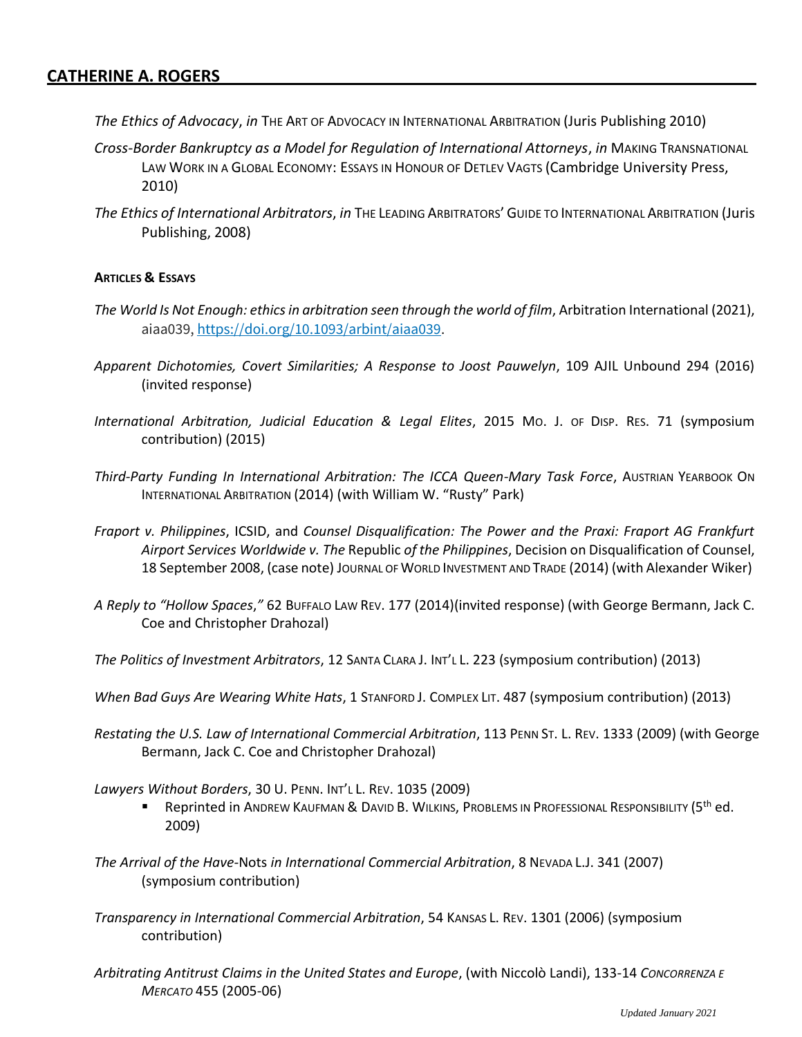*The Ethics of Advocacy*, *in* THE ART OF ADVOCACY IN INTERNATIONAL ARBITRATION (Juris Publishing 2010)

*Cross-Border Bankruptcy as a Model for Regulation of International Attorneys*, *in* MAKING TRANSNATIONAL LAW WORK IN A GLOBAL ECONOMY: ESSAYS IN HONOUR OF DETLEV VAGTS (Cambridge University Press, 2010)

*The Ethics of International Arbitrators*, *in* THE LEADING ARBITRATORS' GUIDE TO INTERNATIONAL ARBITRATION (Juris Publishing, 2008)

**ARTICLES & ESSAYS**

*The World Is Not Enough: ethics in arbitration seen through the world of film*, Arbitration International (2021), aiaa039, https://doi.org/10.1093/arbint/aiaa039.

*Apparent Dichotomies, Covert Similarities; A Response to Joost Pauwelyn*, 109 AJIL Unbound 294 (2016) (invited response)

*International Arbitration, Judicial Education & Legal Elites*, 2015 MO. J. OF DISP. RES. 71 (symposium contribution) (2015)

*Third-Party Funding In International Arbitration: The ICCA Queen-Mary Task Force*, AUSTRIAN YEARBOOK ON INTERNATIONAL ARBITRATION (2014) (with William W. "Rusty" Park)

*Fraport v. Philippines*, ICSID, and *Counsel Disqualification: The Power and the Praxi: Fraport AG Frankfurt Airport Services Worldwide v. The* Republic *of the Philippines*, Decision on Disqualification of Counsel, 18 September 2008, (case note) JOURNAL OF WORLD INVESTMENT AND TRADE (2014) (with Alexander Wiker)

*A Reply to "Hollow Spaces,"* 62 BUFFALO LAW REV. 177 (2014)(invited response) (with George Bermann, Jack C. Coe and Christopher Drahozal)

*The Politics of Investment Arbitrators*, 12 SANTA CLARA J. INT'L L. 223 (symposium contribution) (2013)

*When Bad Guys Are Wearing White Hats*, 1 STANFORD J. COMPLEX LIT. 487 (symposium contribution) (2013)

*Restating the U.S. Law of International Commercial Arbitration*, 113 PENN ST. L. REV. 1333 (2009) (with George Bermann, Jack C. Coe and Christopher Drahozal)

*Lawyers Without Borders*, 30 U. PENN. INT'L L. REV. 1035 (2009)

- Reprinted in ANDREW KAUFMAN & DAVID B. WILKINS, PROBLEMS IN PROFESSIONAL RESPONSIBILITY (5th ed. 2009)

*The Arrival of the Have-*Nots *in International Commercial Arbitration*, 8 NEVADA L.J. 341 (2007) (symposium contribution)

*Transparency in International Commercial Arbitration*, 54 KANSAS L. REV. 1301 (2006) (symposium contribution)

*Arbitrating Antitrust Claims in the United States and Europe*, (with Niccolò Landi), 133-14 *CONCORRENZA E MERCATO* 455 (2005-06)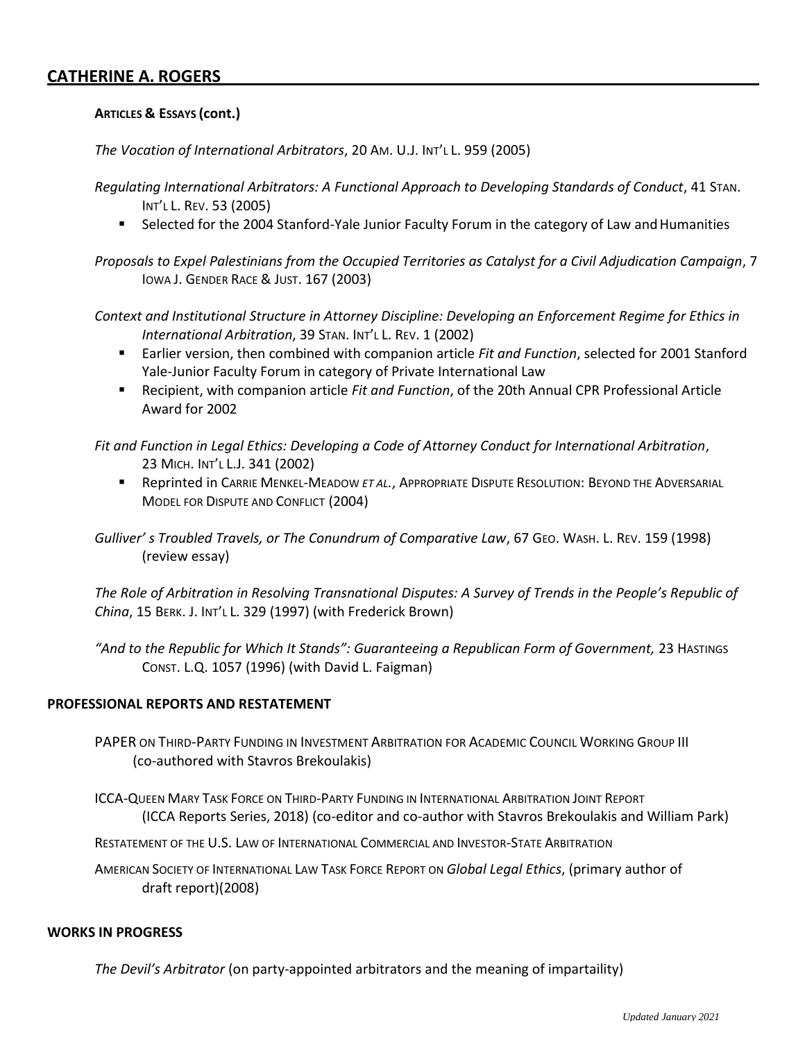**Articles & Essays (cont.)**

*The Vocation of International Arbitrators*, 20 Am. U.J. Int'l L. 959 (2005)

*Regulating International Arbitrators: A Functional Approach to Developing Standards of Conduct*, 41 Stan. Int'l L. Rev. 53 (2005)

- Selected for the 2004 Stanford-Yale Junior Faculty Forum in the category of Law and Humanities

*Proposals to Expel Palestinians from the Occupied Territories as Catalyst for a Civil Adjudication Campaign*, 7 Iowa J. Gender Race & Just. 167 (2003)

*Context and Institutional Structure in Attorney Discipline: Developing an Enforcement Regime for Ethics in International Arbitration*, 39 Stan. Int'l L. Rev. 1 (2002)

- Earlier version, then combined with companion article *Fit and Function*, selected for 2001 Stanford Yale-Junior Faculty Forum in category of Private International Law
- Recipient, with companion article *Fit and Function*, of the 20th Annual CPR Professional Article Award for 2002

*Fit and Function in Legal Ethics: Developing a Code of Attorney Conduct for International Arbitration*, 23 Mich. Int'l L.J. 341 (2002)

- Reprinted in Carrie Menkel-Meadow *et al.*, Appropriate Dispute Resolution: Beyond the Adversarial Model for Dispute and Conflict (2004)

*Gulliver' s Troubled Travels, or The Conundrum of Comparative Law*, 67 Geo. Wash. L. Rev. 159 (1998) (review essay)

*The Role of Arbitration in Resolving Transnational Disputes: A Survey of Trends in the People's Republic of China*, 15 Berk. J. Int'l L. 329 (1997) (with Frederick Brown)

*"And to the Republic for Which It Stands": Guaranteeing a Republican Form of Government,* 23 Hastings Const. L.Q. 1057 (1996) (with David L. Faigman)

**PROFESSIONAL REPORTS AND RESTATEMENT**

Paper on Third-Party Funding in Investment Arbitration for Academic Council Working Group III (co-authored with Stavros Brekoulakis)

ICCA-Queen Mary Task Force on Third-Party Funding in International Arbitration Joint Report (ICCA Reports Series, 2018) (co-editor and co-author with Stavros Brekoulakis and William Park)

Restatement of the U.S. Law of International Commercial and Investor-State Arbitration

American Society of International Law Task Force Report on *Global Legal Ethics*, (primary author of draft report)(2008)

**WORKS IN PROGRESS**

*The Devil's Arbitrator* (on party-appointed arbitrators and the meaning of impartaility)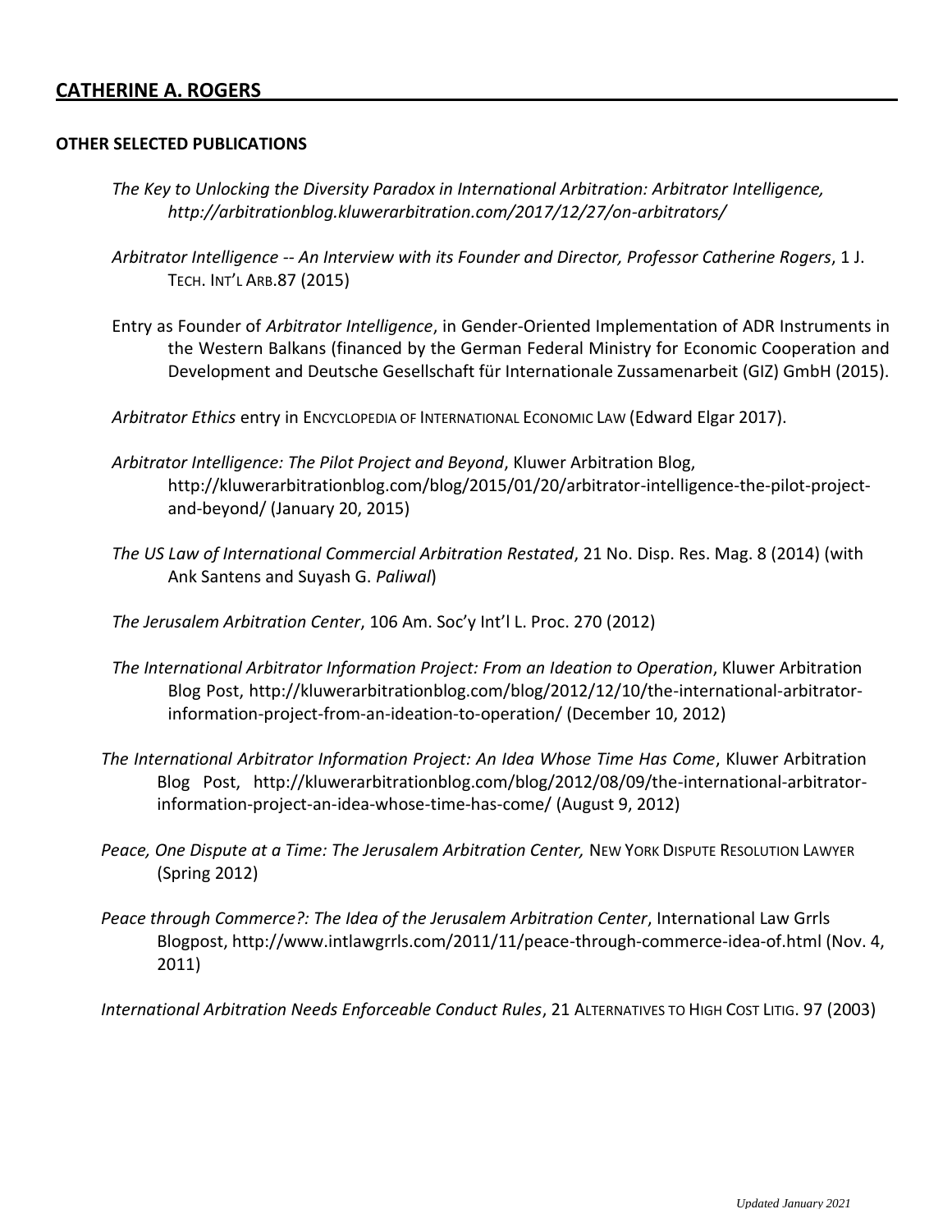**OTHER SELECTED PUBLICATIONS**

*The Key to Unlocking the Diversity Paradox in International Arbitration: Arbitrator Intelligence, http://arbitrationblog.kluwerarbitration.com/2017/12/27/on-arbitrators/*

*Arbitrator Intelligence -- An Interview with its Founder and Director, Professor Catherine Rogers*, 1 J. TECH. INT'L ARB.87 (2015)

Entry as Founder of *Arbitrator Intelligence*, in Gender-Oriented Implementation of ADR Instruments in the Western Balkans (financed by the German Federal Ministry for Economic Cooperation and Development and Deutsche Gesellschaft für Internationale Zussamenarbeit (GIZ) GmbH (2015).

*Arbitrator Ethics* entry in ENCYCLOPEDIA OF INTERNATIONAL ECONOMIC LAW (Edward Elgar 2017).

*Arbitrator Intelligence: The Pilot Project and Beyond*, Kluwer Arbitration Blog, http://kluwerarbitrationblog.com/blog/2015/01/20/arbitrator-intelligence-the-pilot-project-and-beyond/ (January 20, 2015)

*The US Law of International Commercial Arbitration Restated*, 21 No. Disp. Res. Mag. 8 (2014) (with Ank Santens and Suyash G. *Paliwal*)

*The Jerusalem Arbitration Center*, 106 Am. Soc'y Int'l L. Proc. 270 (2012)

*The International Arbitrator Information Project: From an Ideation to Operation*, Kluwer Arbitration Blog Post, http://kluwerarbitrationblog.com/blog/2012/12/10/the-international-arbitrator-information-project-from-an-ideation-to-operation/ (December 10, 2012)

*The International Arbitrator Information Project: An Idea Whose Time Has Come*, Kluwer Arbitration Blog Post, http://kluwerarbitrationblog.com/blog/2012/08/09/the-international-arbitrator-information-project-an-idea-whose-time-has-come/ (August 9, 2012)

*Peace, One Dispute at a Time: The Jerusalem Arbitration Center,* NEW YORK DISPUTE RESOLUTION LAWYER (Spring 2012)

*Peace through Commerce?: The Idea of the Jerusalem Arbitration Center*, International Law Grrls Blogpost, http://www.intlawgrrls.com/2011/11/peace-through-commerce-idea-of.html (Nov. 4, 2011)

*International Arbitration Needs Enforceable Conduct Rules*, 21 ALTERNATIVES TO HIGH COST LITIG. 97 (2003)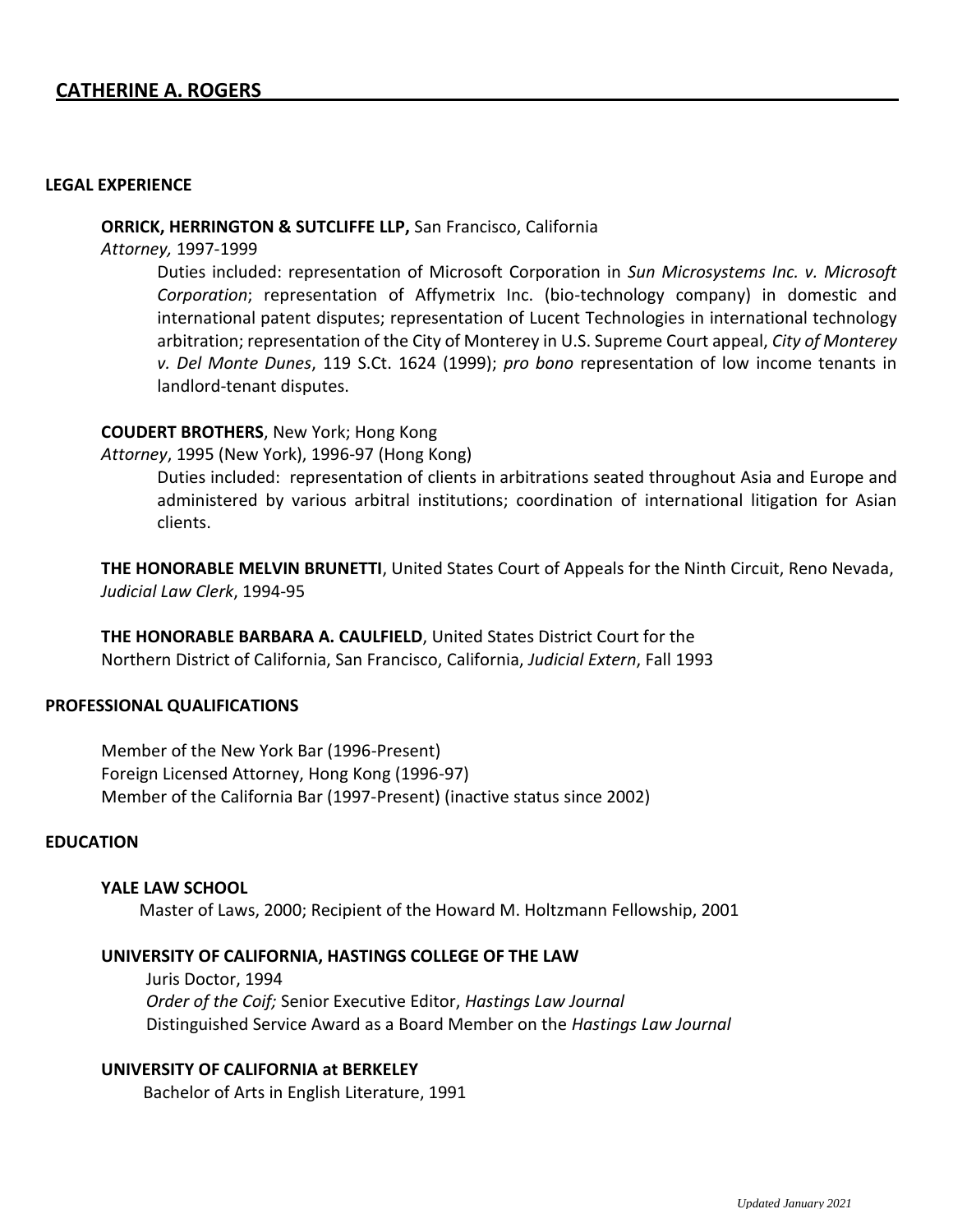## CATHERINE A. ROGERS

### LEGAL EXPERIENCE

**ORRICK, HERRINGTON & SUTCLIFFE LLP,** San Francisco, California
*Attorney,* 1997-1999

Duties included: representation of Microsoft Corporation in *Sun Microsystems Inc. v. Microsoft Corporation*; representation of Affymetrix Inc. (bio-technology company) in domestic and international patent disputes; representation of Lucent Technologies in international technology arbitration; representation of the City of Monterey in U.S. Supreme Court appeal, *City of Monterey v. Del Monte Dunes*, 119 S.Ct. 1624 (1999); *pro bono* representation of low income tenants in landlord-tenant disputes.

**COUDERT BROTHERS**, New York; Hong Kong
*Attorney*, 1995 (New York), 1996-97 (Hong Kong)

Duties included: representation of clients in arbitrations seated throughout Asia and Europe and administered by various arbitral institutions; coordination of international litigation for Asian clients.

**THE HONORABLE MELVIN BRUNETTI**, United States Court of Appeals for the Ninth Circuit, Reno Nevada, *Judicial Law Clerk*, 1994-95

**THE HONORABLE BARBARA A. CAULFIELD**, United States District Court for the Northern District of California, San Francisco, California, *Judicial Extern*, Fall 1993

### PROFESSIONAL QUALIFICATIONS

Member of the New York Bar (1996-Present)
Foreign Licensed Attorney, Hong Kong (1996-97)
Member of the California Bar (1997-Present) (inactive status since 2002)

### EDUCATION

**YALE LAW SCHOOL**
Master of Laws, 2000; Recipient of the Howard M. Holtzmann Fellowship, 2001

**UNIVERSITY OF CALIFORNIA, HASTINGS COLLEGE OF THE LAW**
Juris Doctor, 1994
*Order of the Coif;* Senior Executive Editor, *Hastings Law Journal*
Distinguished Service Award as a Board Member on the *Hastings Law Journal*

**UNIVERSITY OF CALIFORNIA at BERKELEY**
Bachelor of Arts in English Literature, 1991

*Updated January 2021*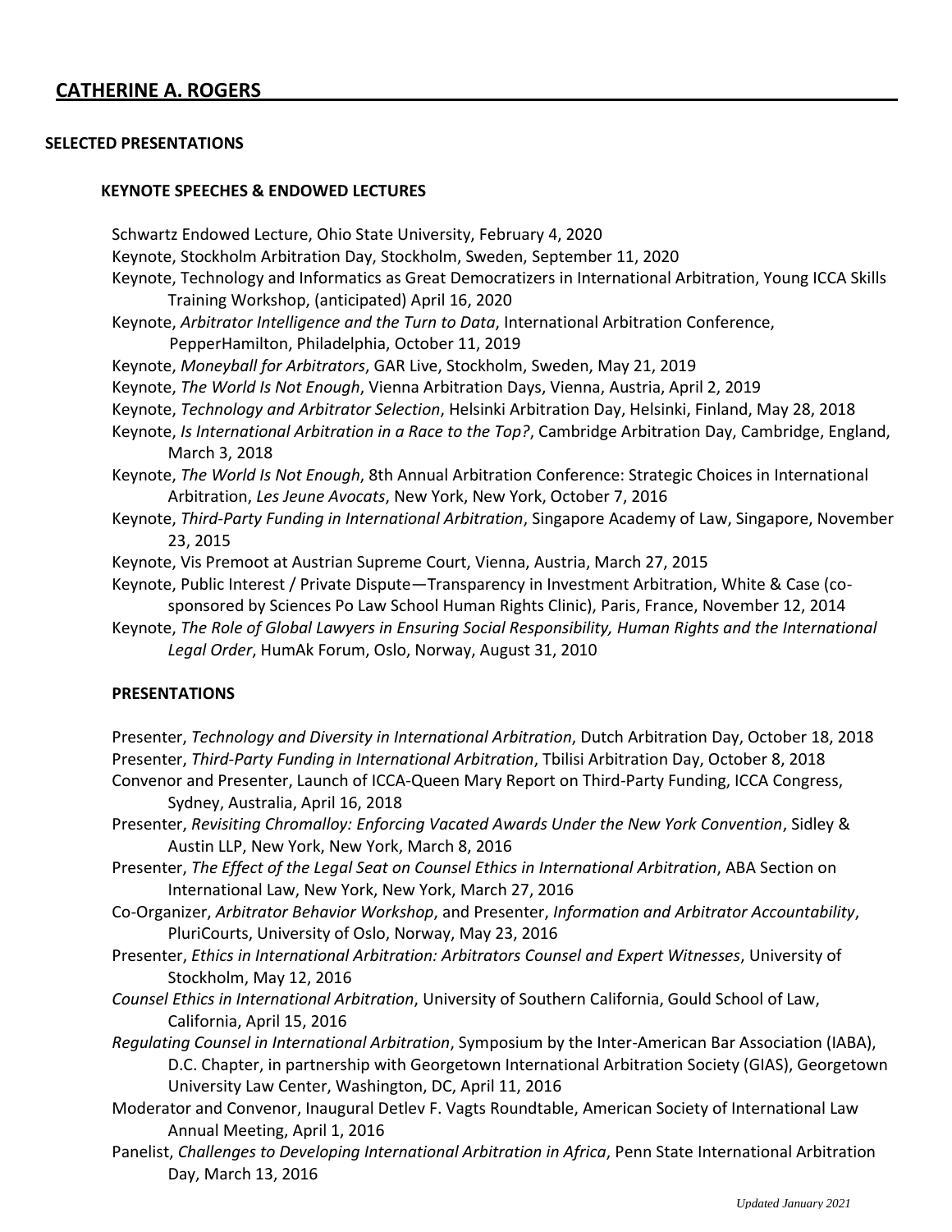# CATHERINE A. ROGERS

## SELECTED PRESENTATIONS

### KEYNOTE SPEECHES & ENDOWED LECTURES

Schwartz Endowed Lecture, Ohio State University, February 4, 2020

Keynote, Stockholm Arbitration Day, Stockholm, Sweden, September 11, 2020

Keynote, Technology and Informatics as Great Democratizers in International Arbitration, Young ICCA Skills Training Workshop, (anticipated) April 16, 2020

Keynote, *Arbitrator Intelligence and the Turn to Data*, International Arbitration Conference, PepperHamilton, Philadelphia, October 11, 2019

Keynote, *Moneyball for Arbitrators*, GAR Live, Stockholm, Sweden, May 21, 2019

Keynote, *The World Is Not Enough*, Vienna Arbitration Days, Vienna, Austria, April 2, 2019

Keynote, *Technology and Arbitrator Selection*, Helsinki Arbitration Day, Helsinki, Finland, May 28, 2018

Keynote, *Is International Arbitration in a Race to the Top?*, Cambridge Arbitration Day, Cambridge, England, March 3, 2018

Keynote, *The World Is Not Enough*, 8th Annual Arbitration Conference: Strategic Choices in International Arbitration, *Les Jeune Avocats*, New York, New York, October 7, 2016

Keynote, *Third-Party Funding in International Arbitration*, Singapore Academy of Law, Singapore, November 23, 2015

Keynote, Vis Premoot at Austrian Supreme Court, Vienna, Austria, March 27, 2015

Keynote, Public Interest / Private Dispute—Transparency in Investment Arbitration, White & Case (co-sponsored by Sciences Po Law School Human Rights Clinic), Paris, France, November 12, 2014

Keynote, *The Role of Global Lawyers in Ensuring Social Responsibility, Human Rights and the International Legal Order*, HumAk Forum, Oslo, Norway, August 31, 2010

### PRESENTATIONS

Presenter, *Technology and Diversity in International Arbitration*, Dutch Arbitration Day, October 18, 2018

Presenter, *Third-Party Funding in International Arbitration*, Tbilisi Arbitration Day, October 8, 2018

Convenor and Presenter, Launch of ICCA-Queen Mary Report on Third-Party Funding, ICCA Congress, Sydney, Australia, April 16, 2018

Presenter, *Revisiting Chromalloy: Enforcing Vacated Awards Under the New York Convention*, Sidley & Austin LLP, New York, New York, March 8, 2016

Presenter, *The Effect of the Legal Seat on Counsel Ethics in International Arbitration*, ABA Section on International Law, New York, New York, March 27, 2016

Co-Organizer, *Arbitrator Behavior Workshop*, and Presenter, *Information and Arbitrator Accountability*, PluriCourts, University of Oslo, Norway, May 23, 2016

Presenter, *Ethics in International Arbitration: Arbitrators Counsel and Expert Witnesses*, University of Stockholm, May 12, 2016

*Counsel Ethics in International Arbitration*, University of Southern California, Gould School of Law, California, April 15, 2016

*Regulating Counsel in International Arbitration*, Symposium by the Inter-American Bar Association (IABA), D.C. Chapter, in partnership with Georgetown International Arbitration Society (GIAS), Georgetown University Law Center, Washington, DC, April 11, 2016

Moderator and Convenor, Inaugural Detlev F. Vagts Roundtable, American Society of International Law Annual Meeting, April 1, 2016

Panelist, *Challenges to Developing International Arbitration in Africa*, Penn State International Arbitration Day, March 13, 2016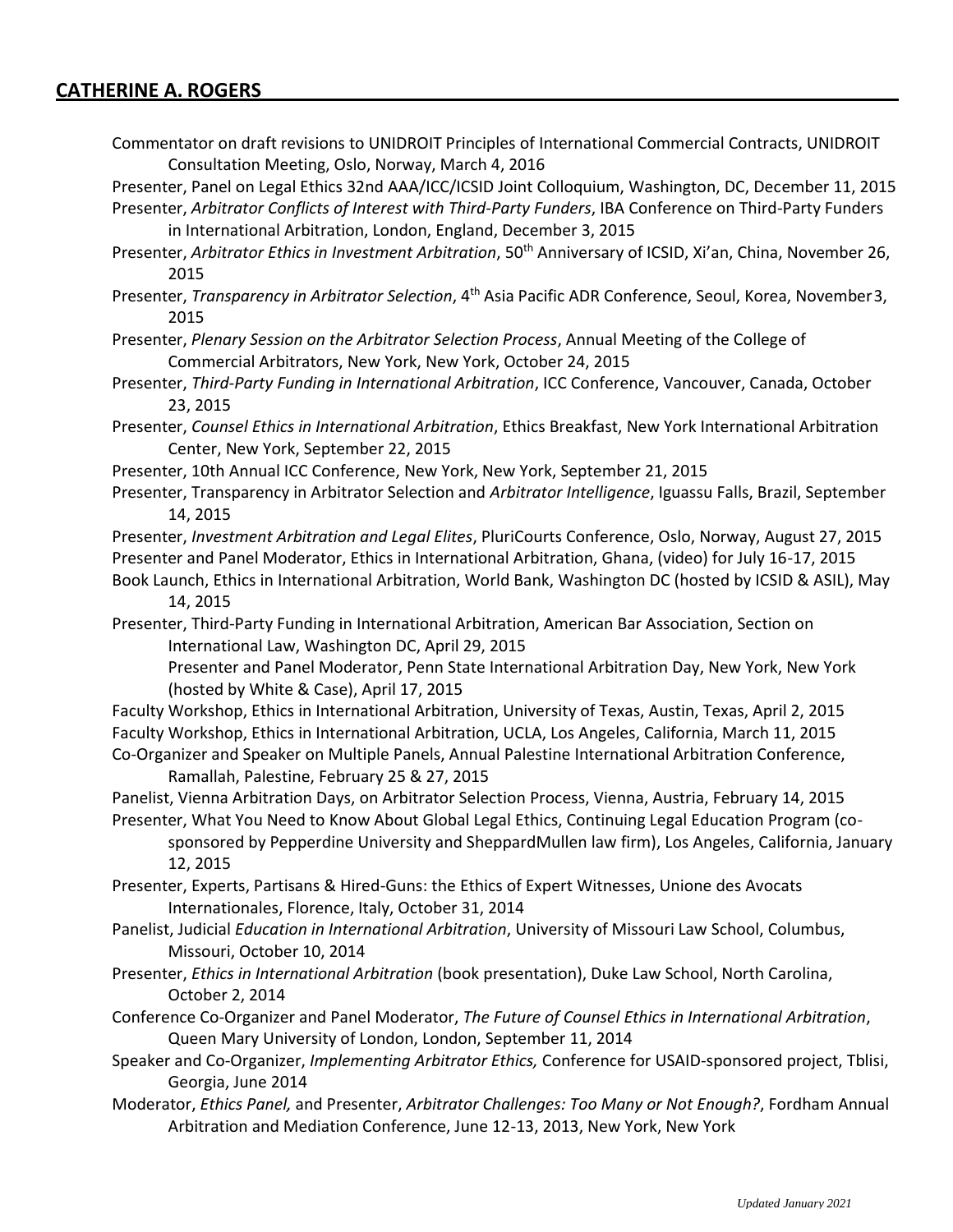Commentator on draft revisions to UNIDROIT Principles of International Commercial Contracts, UNIDROIT Consultation Meeting, Oslo, Norway, March 4, 2016

Presenter, Panel on Legal Ethics 32nd AAA/ICC/ICSID Joint Colloquium, Washington, DC, December 11, 2015

Presenter, *Arbitrator Conflicts of Interest with Third-Party Funders*, IBA Conference on Third-Party Funders in International Arbitration, London, England, December 3, 2015

Presenter, *Arbitrator Ethics in Investment Arbitration*, 50th Anniversary of ICSID, Xi'an, China, November 26, 2015

Presenter, *Transparency in Arbitrator Selection*, 4th Asia Pacific ADR Conference, Seoul, Korea, November 3, 2015

Presenter, *Plenary Session on the Arbitrator Selection Process*, Annual Meeting of the College of Commercial Arbitrators, New York, New York, October 24, 2015

Presenter, *Third-Party Funding in International Arbitration*, ICC Conference, Vancouver, Canada, October 23, 2015

Presenter, *Counsel Ethics in International Arbitration*, Ethics Breakfast, New York International Arbitration Center, New York, September 22, 2015

Presenter, 10th Annual ICC Conference, New York, New York, September 21, 2015

Presenter, Transparency in Arbitrator Selection and *Arbitrator Intelligence*, Iguassu Falls, Brazil, September 14, 2015

Presenter, *Investment Arbitration and Legal Elites*, PluriCourts Conference, Oslo, Norway, August 27, 2015

Presenter and Panel Moderator, Ethics in International Arbitration, Ghana, (video) for July 16-17, 2015

Book Launch, Ethics in International Arbitration, World Bank, Washington DC (hosted by ICSID & ASIL), May 14, 2015

Presenter, Third-Party Funding in International Arbitration, American Bar Association, Section on International Law, Washington DC, April 29, 2015

Presenter and Panel Moderator, Penn State International Arbitration Day, New York, New York (hosted by White & Case), April 17, 2015

Faculty Workshop, Ethics in International Arbitration, University of Texas, Austin, Texas, April 2, 2015

Faculty Workshop, Ethics in International Arbitration, UCLA, Los Angeles, California, March 11, 2015

Co-Organizer and Speaker on Multiple Panels, Annual Palestine International Arbitration Conference, Ramallah, Palestine, February 25 & 27, 2015

Panelist, Vienna Arbitration Days, on Arbitrator Selection Process, Vienna, Austria, February 14, 2015

Presenter, What You Need to Know About Global Legal Ethics, Continuing Legal Education Program (co-sponsored by Pepperdine University and SheppardMullen law firm), Los Angeles, California, January 12, 2015

Presenter, Experts, Partisans & Hired-Guns: the Ethics of Expert Witnesses, Unione des Avocats Internationales, Florence, Italy, October 31, 2014

Panelist, Judicial *Education in International Arbitration*, University of Missouri Law School, Columbus, Missouri, October 10, 2014

Presenter, *Ethics in International Arbitration* (book presentation), Duke Law School, North Carolina, October 2, 2014

Conference Co-Organizer and Panel Moderator, *The Future of Counsel Ethics in International Arbitration*, Queen Mary University of London, London, September 11, 2014

Speaker and Co-Organizer, *Implementing Arbitrator Ethics,* Conference for USAID-sponsored project, Tblisi, Georgia, June 2014

Moderator, *Ethics Panel,* and Presenter, *Arbitrator Challenges: Too Many or Not Enough?*, Fordham Annual Arbitration and Mediation Conference, June 12-13, 2013, New York, New York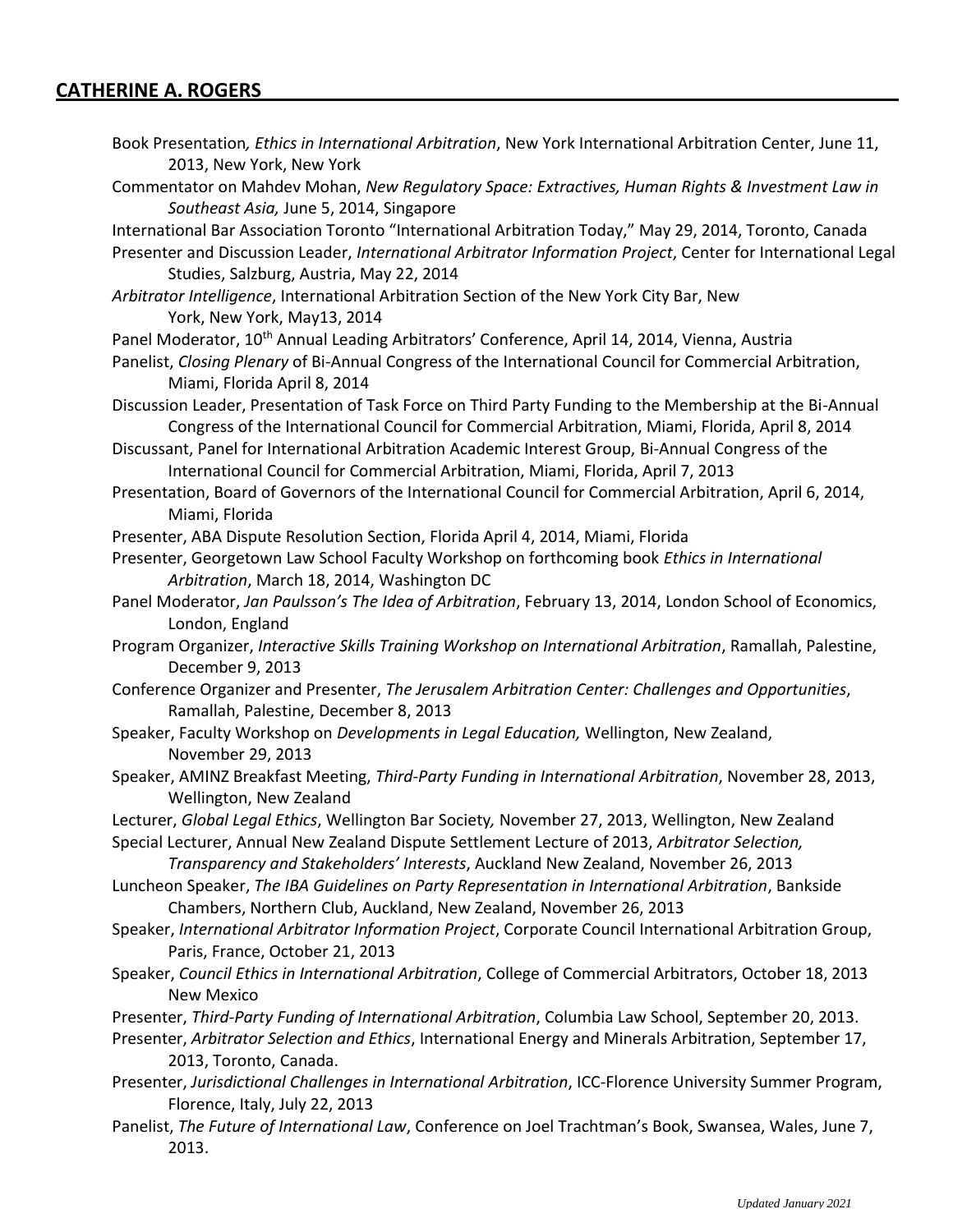Book Presentation*, Ethics in International Arbitration*, New York International Arbitration Center, June 11, 2013, New York, New York

Commentator on Mahdev Mohan, *New Regulatory Space: Extractives, Human Rights & Investment Law in Southeast Asia,* June 5, 2014, Singapore

International Bar Association Toronto "International Arbitration Today," May 29, 2014, Toronto, Canada

Presenter and Discussion Leader, *International Arbitrator Information Project*, Center for International Legal Studies, Salzburg, Austria, May 22, 2014

*Arbitrator Intelligence*, International Arbitration Section of the New York City Bar, New York, New York, May13, 2014

Panel Moderator, 10th Annual Leading Arbitrators' Conference, April 14, 2014, Vienna, Austria

Panelist, *Closing Plenary* of Bi-Annual Congress of the International Council for Commercial Arbitration, Miami, Florida April 8, 2014

Discussion Leader, Presentation of Task Force on Third Party Funding to the Membership at the Bi-Annual Congress of the International Council for Commercial Arbitration, Miami, Florida, April 8, 2014

Discussant, Panel for International Arbitration Academic Interest Group, Bi-Annual Congress of the International Council for Commercial Arbitration, Miami, Florida, April 7, 2013

Presentation, Board of Governors of the International Council for Commercial Arbitration, April 6, 2014, Miami, Florida

Presenter, ABA Dispute Resolution Section, Florida April 4, 2014, Miami, Florida

Presenter, Georgetown Law School Faculty Workshop on forthcoming book *Ethics in International Arbitration*, March 18, 2014, Washington DC

Panel Moderator, *Jan Paulsson's The Idea of Arbitration*, February 13, 2014, London School of Economics, London, England

Program Organizer, *Interactive Skills Training Workshop on International Arbitration*, Ramallah, Palestine, December 9, 2013

Conference Organizer and Presenter, *The Jerusalem Arbitration Center: Challenges and Opportunities*, Ramallah, Palestine, December 8, 2013

Speaker, Faculty Workshop on *Developments in Legal Education,* Wellington, New Zealand, November 29, 2013

Speaker, AMINZ Breakfast Meeting, *Third-Party Funding in International Arbitration*, November 28, 2013, Wellington, New Zealand

Lecturer, *Global Legal Ethics*, Wellington Bar Society*,* November 27, 2013, Wellington, New Zealand

Special Lecturer, Annual New Zealand Dispute Settlement Lecture of 2013, *Arbitrator Selection, Transparency and Stakeholders' Interests*, Auckland New Zealand, November 26, 2013

Luncheon Speaker, *The IBA Guidelines on Party Representation in International Arbitration*, Bankside Chambers, Northern Club, Auckland, New Zealand, November 26, 2013

Speaker, *International Arbitrator Information Project*, Corporate Council International Arbitration Group, Paris, France, October 21, 2013

Speaker, *Council Ethics in International Arbitration*, College of Commercial Arbitrators, October 18, 2013 New Mexico

Presenter, *Third-Party Funding of International Arbitration*, Columbia Law School, September 20, 2013.

Presenter, *Arbitrator Selection and Ethics*, International Energy and Minerals Arbitration, September 17, 2013, Toronto, Canada.

Presenter, *Jurisdictional Challenges in International Arbitration*, ICC-Florence University Summer Program, Florence, Italy, July 22, 2013

Panelist, *The Future of International Law*, Conference on Joel Trachtman's Book, Swansea, Wales, June 7, 2013.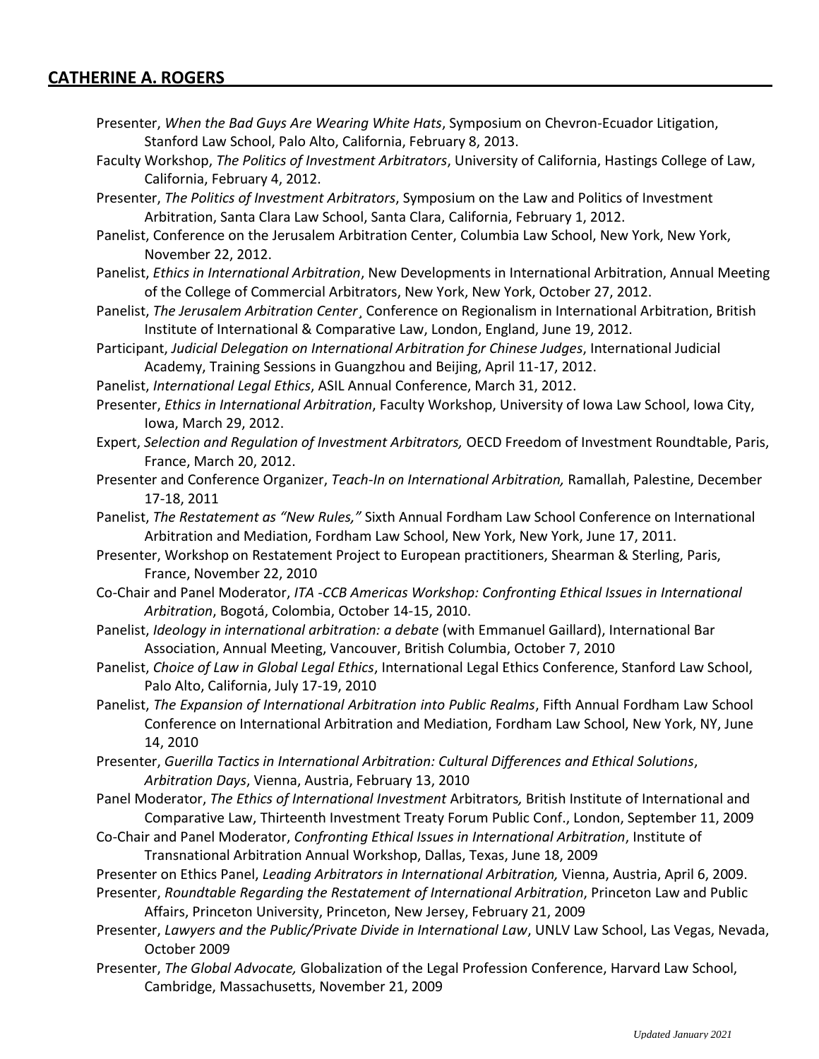Presenter, *When the Bad Guys Are Wearing White Hats*, Symposium on Chevron-Ecuador Litigation, Stanford Law School, Palo Alto, California, February 8, 2013.

Faculty Workshop, *The Politics of Investment Arbitrators*, University of California, Hastings College of Law, California, February 4, 2012.

Presenter, *The Politics of Investment Arbitrators*, Symposium on the Law and Politics of Investment Arbitration, Santa Clara Law School, Santa Clara, California, February 1, 2012.

Panelist, Conference on the Jerusalem Arbitration Center, Columbia Law School, New York, New York, November 22, 2012.

Panelist, *Ethics in International Arbitration*, New Developments in International Arbitration, Annual Meeting of the College of Commercial Arbitrators, New York, New York, October 27, 2012.

Panelist, *The Jerusalem Arbitration Center*¸ Conference on Regionalism in International Arbitration, British Institute of International & Comparative Law, London, England, June 19, 2012.

Participant, *Judicial Delegation on International Arbitration for Chinese Judges*, International Judicial Academy, Training Sessions in Guangzhou and Beijing, April 11-17, 2012.

Panelist, *International Legal Ethics*, ASIL Annual Conference, March 31, 2012.

Presenter, *Ethics in International Arbitration*, Faculty Workshop, University of Iowa Law School, Iowa City, Iowa, March 29, 2012.

Expert, *Selection and Regulation of Investment Arbitrators,* OECD Freedom of Investment Roundtable, Paris, France, March 20, 2012.

Presenter and Conference Organizer, *Teach-In on International Arbitration,* Ramallah, Palestine, December 17-18, 2011

Panelist, *The Restatement as "New Rules,"* Sixth Annual Fordham Law School Conference on International Arbitration and Mediation, Fordham Law School, New York, New York, June 17, 2011.

Presenter, Workshop on Restatement Project to European practitioners, Shearman & Sterling, Paris, France, November 22, 2010

Co-Chair and Panel Moderator, *ITA -CCB Americas Workshop: Confronting Ethical Issues in International Arbitration*, Bogotá, Colombia, October 14-15, 2010.

Panelist, *Ideology in international arbitration: a debate* (with Emmanuel Gaillard), International Bar Association, Annual Meeting, Vancouver, British Columbia, October 7, 2010

Panelist, *Choice of Law in Global Legal Ethics*, International Legal Ethics Conference, Stanford Law School, Palo Alto, California, July 17-19, 2010

Panelist, *The Expansion of International Arbitration into Public Realms*, Fifth Annual Fordham Law School Conference on International Arbitration and Mediation, Fordham Law School, New York, NY, June 14, 2010

Presenter, *Guerilla Tactics in International Arbitration: Cultural Differences and Ethical Solutions*, *Arbitration Days*, Vienna, Austria, February 13, 2010

Panel Moderator, *The Ethics of International Investment* Arbitrators*,* British Institute of International and Comparative Law, Thirteenth Investment Treaty Forum Public Conf., London, September 11, 2009

Co-Chair and Panel Moderator, *Confronting Ethical Issues in International Arbitration*, Institute of Transnational Arbitration Annual Workshop, Dallas, Texas, June 18, 2009

Presenter on Ethics Panel, *Leading Arbitrators in International Arbitration,* Vienna, Austria, April 6, 2009.

Presenter, *Roundtable Regarding the Restatement of International Arbitration*, Princeton Law and Public Affairs, Princeton University, Princeton, New Jersey, February 21, 2009

Presenter, *Lawyers and the Public/Private Divide in International Law*, UNLV Law School, Las Vegas, Nevada, October 2009

Presenter, *The Global Advocate,* Globalization of the Legal Profession Conference, Harvard Law School, Cambridge, Massachusetts, November 21, 2009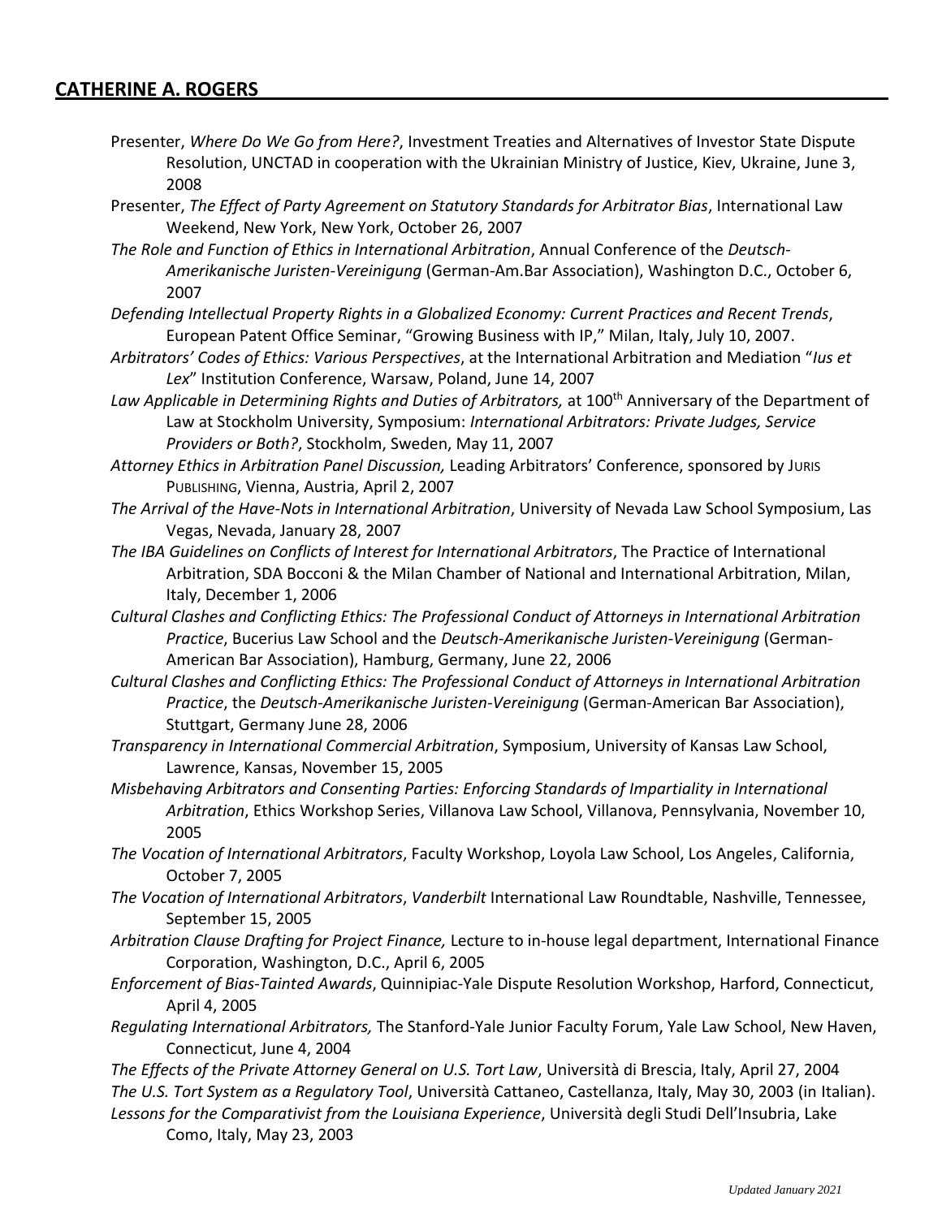Presenter, *Where Do We Go from Here?*, Investment Treaties and Alternatives of Investor State Dispute Resolution, UNCTAD in cooperation with the Ukrainian Ministry of Justice, Kiev, Ukraine, June 3, 2008

Presenter, *The Effect of Party Agreement on Statutory Standards for Arbitrator Bias*, International Law Weekend, New York, New York, October 26, 2007

*The Role and Function of Ethics in International Arbitration*, Annual Conference of the *Deutsch-Amerikanische Juristen-Vereinigung* (German-Am.Bar Association), Washington D.C., October 6, 2007

*Defending Intellectual Property Rights in a Globalized Economy: Current Practices and Recent Trends*, European Patent Office Seminar, "Growing Business with IP," Milan, Italy, July 10, 2007.

*Arbitrators' Codes of Ethics: Various Perspectives*, at the International Arbitration and Mediation "*Ius et Lex*" Institution Conference, Warsaw, Poland, June 14, 2007

*Law Applicable in Determining Rights and Duties of Arbitrators,* at 100th Anniversary of the Department of Law at Stockholm University, Symposium: *International Arbitrators: Private Judges, Service Providers or Both?*, Stockholm, Sweden, May 11, 2007

*Attorney Ethics in Arbitration Panel Discussion,* Leading Arbitrators' Conference, sponsored by JURIS PUBLISHING, Vienna, Austria, April 2, 2007

*The Arrival of the Have-Nots in International Arbitration*, University of Nevada Law School Symposium, Las Vegas, Nevada, January 28, 2007

*The IBA Guidelines on Conflicts of Interest for International Arbitrators*, The Practice of International Arbitration, SDA Bocconi & the Milan Chamber of National and International Arbitration, Milan, Italy, December 1, 2006

*Cultural Clashes and Conflicting Ethics: The Professional Conduct of Attorneys in International Arbitration Practice*, Bucerius Law School and the *Deutsch-Amerikanische Juristen-Vereinigung* (German-American Bar Association), Hamburg, Germany, June 22, 2006

*Cultural Clashes and Conflicting Ethics: The Professional Conduct of Attorneys in International Arbitration Practice*, the *Deutsch-Amerikanische Juristen-Vereinigung* (German-American Bar Association), Stuttgart, Germany June 28, 2006

*Transparency in International Commercial Arbitration*, Symposium, University of Kansas Law School, Lawrence, Kansas, November 15, 2005

*Misbehaving Arbitrators and Consenting Parties: Enforcing Standards of Impartiality in International Arbitration*, Ethics Workshop Series, Villanova Law School, Villanova, Pennsylvania, November 10, 2005

*The Vocation of International Arbitrators*, Faculty Workshop, Loyola Law School, Los Angeles, California, October 7, 2005

*The Vocation of International Arbitrators*, *Vanderbilt* International Law Roundtable, Nashville, Tennessee, September 15, 2005

*Arbitration Clause Drafting for Project Finance,* Lecture to in-house legal department, International Finance Corporation, Washington, D.C., April 6, 2005

*Enforcement of Bias-Tainted Awards*, Quinnipiac-Yale Dispute Resolution Workshop, Harford, Connecticut, April 4, 2005

*Regulating International Arbitrators,* The Stanford-Yale Junior Faculty Forum, Yale Law School, New Haven, Connecticut, June 4, 2004

*The Effects of the Private Attorney General on U.S. Tort Law*, Università di Brescia, Italy, April 27, 2004

*The U.S. Tort System as a Regulatory Tool*, Università Cattaneo, Castellanza, Italy, May 30, 2003 (in Italian).

*Lessons for the Comparativist from the Louisiana Experience*, Università degli Studi Dell'Insubria, Lake Como, Italy, May 23, 2003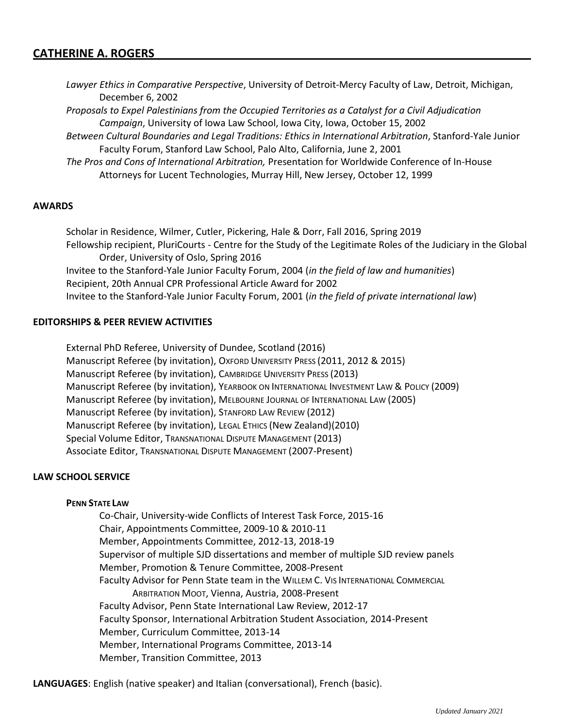*Lawyer Ethics in Comparative Perspective*, University of Detroit-Mercy Faculty of Law, Detroit, Michigan, December 6, 2002

*Proposals to Expel Palestinians from the Occupied Territories as a Catalyst for a Civil Adjudication Campaign*, University of Iowa Law School, Iowa City, Iowa, October 15, 2002

*Between Cultural Boundaries and Legal Traditions: Ethics in International Arbitration*, Stanford-Yale Junior Faculty Forum, Stanford Law School, Palo Alto, California, June 2, 2001

*The Pros and Cons of International Arbitration,* Presentation for Worldwide Conference of In-House Attorneys for Lucent Technologies, Murray Hill, New Jersey, October 12, 1999

## AWARDS

Scholar in Residence, Wilmer, Cutler, Pickering, Hale & Dorr, Fall 2016, Spring 2019

Fellowship recipient, PluriCourts - Centre for the Study of the Legitimate Roles of the Judiciary in the Global Order, University of Oslo, Spring 2016

Invitee to the Stanford-Yale Junior Faculty Forum, 2004 (*in the field of law and humanities*)

Recipient, 20th Annual CPR Professional Article Award for 2002

Invitee to the Stanford-Yale Junior Faculty Forum, 2001 (*in the field of private international law*)

## EDITORSHIPS & PEER REVIEW ACTIVITIES

External PhD Referee, University of Dundee, Scotland (2016)

Manuscript Referee (by invitation), Oxford University Press (2011, 2012 & 2015)

Manuscript Referee (by invitation), Cambridge University Press (2013)

Manuscript Referee (by invitation), Yearbook on International Investment Law & Policy (2009)

Manuscript Referee (by invitation), Melbourne Journal of International Law (2005)

Manuscript Referee (by invitation), Stanford Law Review (2012)

Manuscript Referee (by invitation), Legal Ethics (New Zealand)(2010)

Special Volume Editor, Transnational Dispute Management (2013)

Associate Editor, Transnational Dispute Management (2007-Present)

## LAW SCHOOL SERVICE

### Penn State Law

Co-Chair, University-wide Conflicts of Interest Task Force, 2015-16

Chair, Appointments Committee, 2009-10 & 2010-11

Member, Appointments Committee, 2012-13, 2018-19

Supervisor of multiple SJD dissertations and member of multiple SJD review panels

Member, Promotion & Tenure Committee, 2008-Present

Faculty Advisor for Penn State team in the Willem C. Vis International Commercial Arbitration Moot, Vienna, Austria, 2008-Present

Faculty Advisor, Penn State International Law Review, 2012-17

Faculty Sponsor, International Arbitration Student Association, 2014-Present

Member, Curriculum Committee, 2013-14

Member, International Programs Committee, 2013-14

Member, Transition Committee, 2013

**LANGUAGES**: English (native speaker) and Italian (conversational), French (basic).

*Updated January 2021*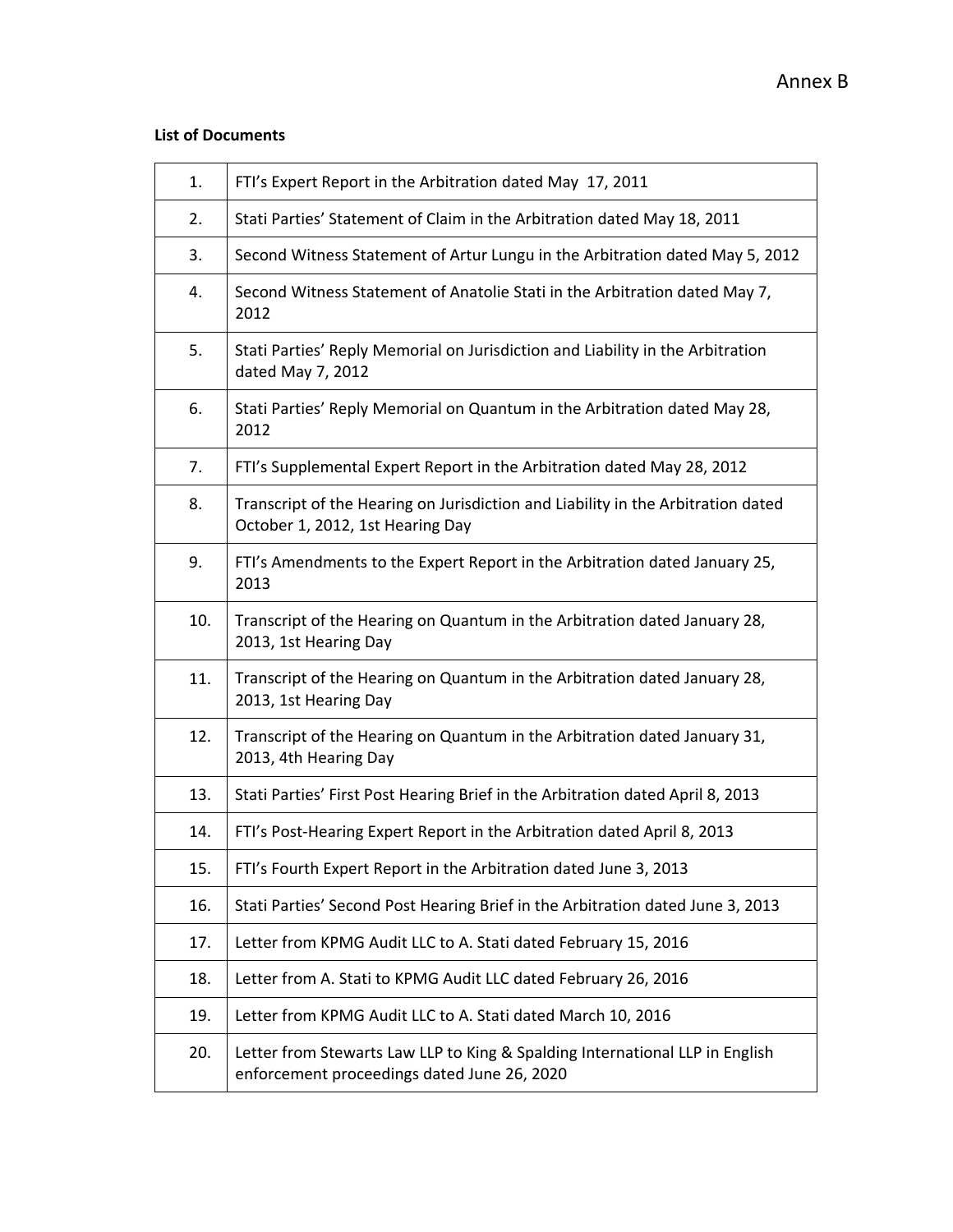Annex B

**List of Documents**

| | |
|---|---|
| 1. | FTI's Expert Report in the Arbitration dated May 17, 2011 |
| 2. | Stati Parties' Statement of Claim in the Arbitration dated May 18, 2011 |
| 3. | Second Witness Statement of Artur Lungu in the Arbitration dated May 5, 2012 |
| 4. | Second Witness Statement of Anatolie Stati in the Arbitration dated May 7, 2012 |
| 5. | Stati Parties' Reply Memorial on Jurisdiction and Liability in the Arbitration dated May 7, 2012 |
| 6. | Stati Parties' Reply Memorial on Quantum in the Arbitration dated May 28, 2012 |
| 7. | FTI's Supplemental Expert Report in the Arbitration dated May 28, 2012 |
| 8. | Transcript of the Hearing on Jurisdiction and Liability in the Arbitration dated October 1, 2012, 1st Hearing Day |
| 9. | FTI's Amendments to the Expert Report in the Arbitration dated January 25, 2013 |
| 10. | Transcript of the Hearing on Quantum in the Arbitration dated January 28, 2013, 1st Hearing Day |
| 11. | Transcript of the Hearing on Quantum in the Arbitration dated January 28, 2013, 1st Hearing Day |
| 12. | Transcript of the Hearing on Quantum in the Arbitration dated January 31, 2013, 4th Hearing Day |
| 13. | Stati Parties' First Post Hearing Brief in the Arbitration dated April 8, 2013 |
| 14. | FTI's Post-Hearing Expert Report in the Arbitration dated April 8, 2013 |
| 15. | FTI's Fourth Expert Report in the Arbitration dated June 3, 2013 |
| 16. | Stati Parties' Second Post Hearing Brief in the Arbitration dated June 3, 2013 |
| 17. | Letter from KPMG Audit LLC to A. Stati dated February 15, 2016 |
| 18. | Letter from A. Stati to KPMG Audit LLC dated February 26, 2016 |
| 19. | Letter from KPMG Audit LLC to A. Stati dated March 10, 2016 |
| 20. | Letter from Stewarts Law LLP to King & Spalding International LLP in English enforcement proceedings dated June 26, 2020 |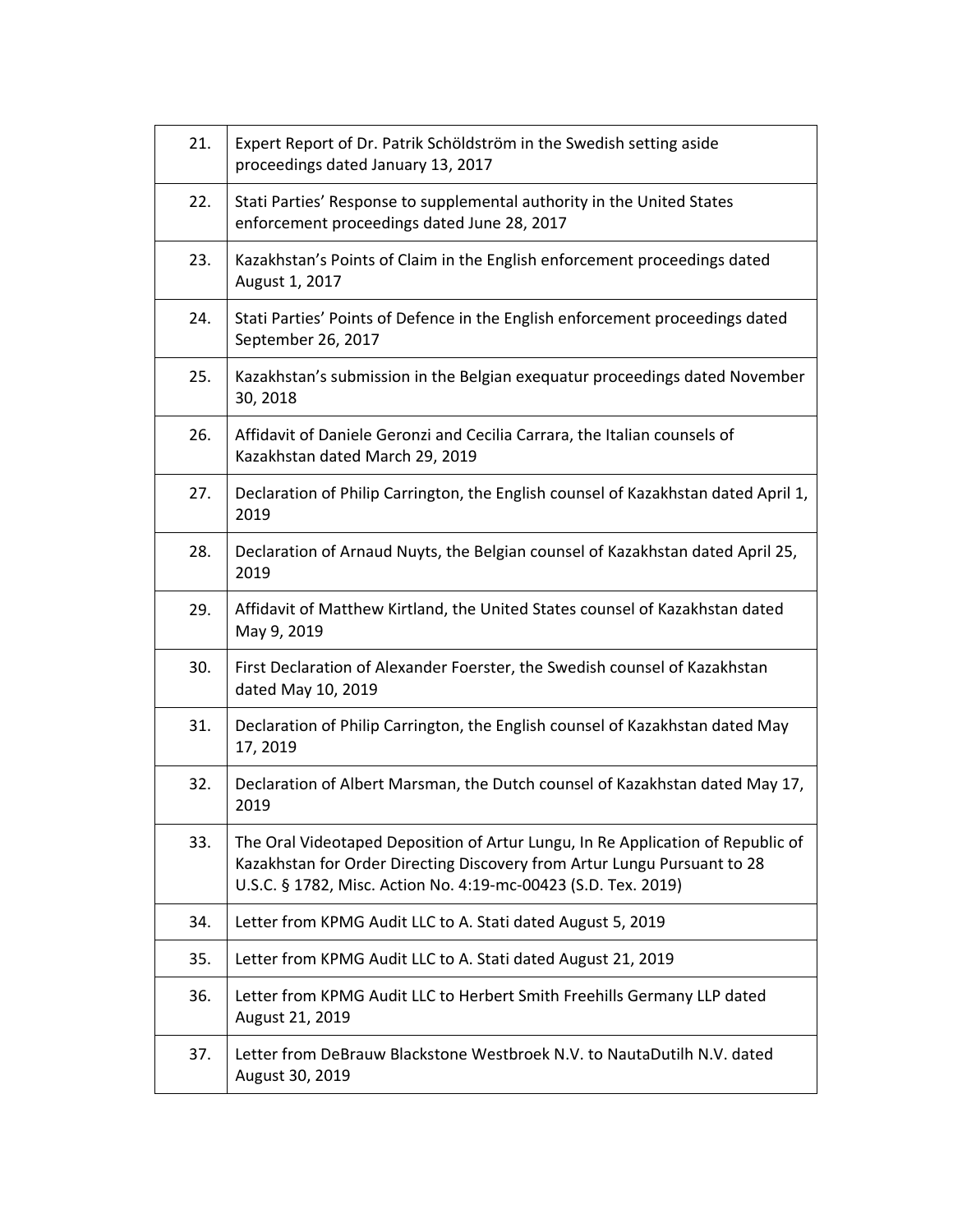| | |
|---|---|
| 21. | Expert Report of Dr. Patrik Schöldström in the Swedish setting aside proceedings dated January 13, 2017 |
| 22. | Stati Parties' Response to supplemental authority in the United States enforcement proceedings dated June 28, 2017 |
| 23. | Kazakhstan's Points of Claim in the English enforcement proceedings dated August 1, 2017 |
| 24. | Stati Parties' Points of Defence in the English enforcement proceedings dated September 26, 2017 |
| 25. | Kazakhstan's submission in the Belgian exequatur proceedings dated November 30, 2018 |
| 26. | Affidavit of Daniele Geronzi and Cecilia Carrara, the Italian counsels of Kazakhstan dated March 29, 2019 |
| 27. | Declaration of Philip Carrington, the English counsel of Kazakhstan dated April 1, 2019 |
| 28. | Declaration of Arnaud Nuyts, the Belgian counsel of Kazakhstan dated April 25, 2019 |
| 29. | Affidavit of Matthew Kirtland, the United States counsel of Kazakhstan dated May 9, 2019 |
| 30. | First Declaration of Alexander Foerster, the Swedish counsel of Kazakhstan dated May 10, 2019 |
| 31. | Declaration of Philip Carrington, the English counsel of Kazakhstan dated May 17, 2019 |
| 32. | Declaration of Albert Marsman, the Dutch counsel of Kazakhstan dated May 17, 2019 |
| 33. | The Oral Videotaped Deposition of Artur Lungu, In Re Application of Republic of Kazakhstan for Order Directing Discovery from Artur Lungu Pursuant to 28 U.S.C. § 1782, Misc. Action No. 4:19-mc-00423 (S.D. Tex. 2019) |
| 34. | Letter from KPMG Audit LLC to A. Stati dated August 5, 2019 |
| 35. | Letter from KPMG Audit LLC to A. Stati dated August 21, 2019 |
| 36. | Letter from KPMG Audit LLC to Herbert Smith Freehills Germany LLP dated August 21, 2019 |
| 37. | Letter from DeBrauw Blackstone Westbroek N.V. to NautaDutilh N.V. dated August 30, 2019 |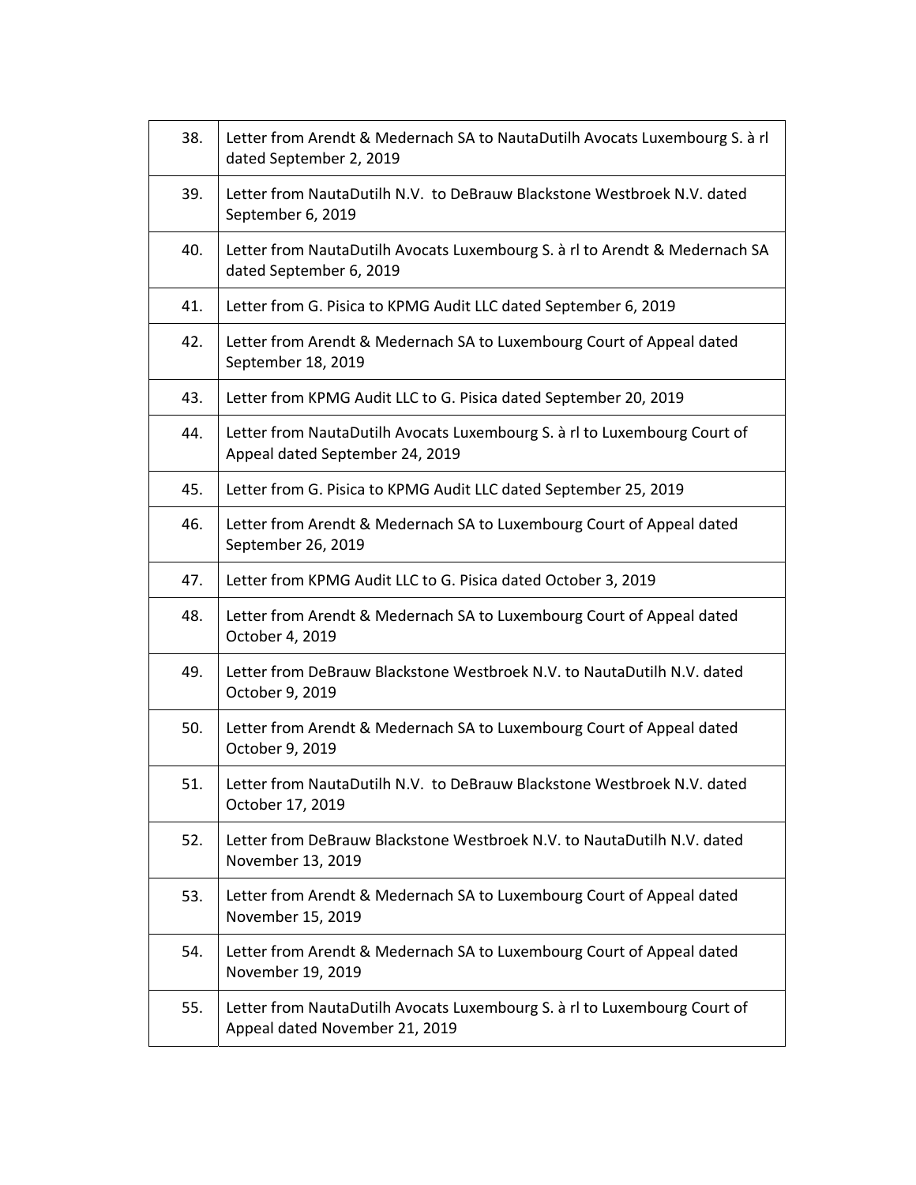| | |
|---|---|
| 38. | Letter from Arendt & Medernach SA to NautaDutilh Avocats Luxembourg S. à rl dated September 2, 2019 |
| 39. | Letter from NautaDutilh N.V. to DeBrauw Blackstone Westbroek N.V. dated September 6, 2019 |
| 40. | Letter from NautaDutilh Avocats Luxembourg S. à rl to Arendt & Medernach SA dated September 6, 2019 |
| 41. | Letter from G. Pisica to KPMG Audit LLC dated September 6, 2019 |
| 42. | Letter from Arendt & Medernach SA to Luxembourg Court of Appeal dated September 18, 2019 |
| 43. | Letter from KPMG Audit LLC to G. Pisica dated September 20, 2019 |
| 44. | Letter from NautaDutilh Avocats Luxembourg S. à rl to Luxembourg Court of Appeal dated September 24, 2019 |
| 45. | Letter from G. Pisica to KPMG Audit LLC dated September 25, 2019 |
| 46. | Letter from Arendt & Medernach SA to Luxembourg Court of Appeal dated September 26, 2019 |
| 47. | Letter from KPMG Audit LLC to G. Pisica dated October 3, 2019 |
| 48. | Letter from Arendt & Medernach SA to Luxembourg Court of Appeal dated October 4, 2019 |
| 49. | Letter from DeBrauw Blackstone Westbroek N.V. to NautaDutilh N.V. dated October 9, 2019 |
| 50. | Letter from Arendt & Medernach SA to Luxembourg Court of Appeal dated October 9, 2019 |
| 51. | Letter from NautaDutilh N.V. to DeBrauw Blackstone Westbroek N.V. dated October 17, 2019 |
| 52. | Letter from DeBrauw Blackstone Westbroek N.V. to NautaDutilh N.V. dated November 13, 2019 |
| 53. | Letter from Arendt & Medernach SA to Luxembourg Court of Appeal dated November 15, 2019 |
| 54. | Letter from Arendt & Medernach SA to Luxembourg Court of Appeal dated November 19, 2019 |
| 55. | Letter from NautaDutilh Avocats Luxembourg S. à rl to Luxembourg Court of Appeal dated November 21, 2019 |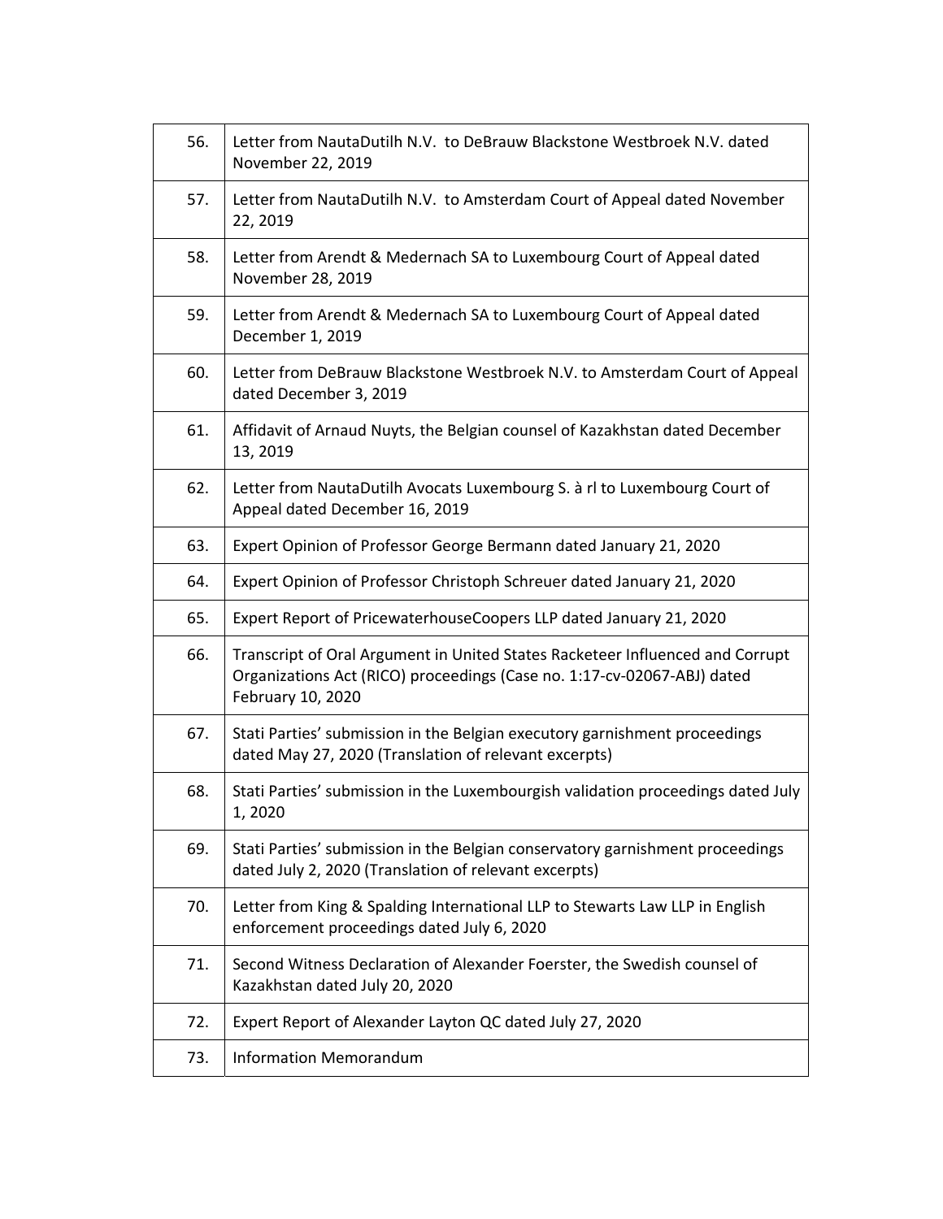| | |
|---|---|
| 56. | Letter from NautaDutilh N.V. to DeBrauw Blackstone Westbroek N.V. dated November 22, 2019 |
| 57. | Letter from NautaDutilh N.V. to Amsterdam Court of Appeal dated November 22, 2019 |
| 58. | Letter from Arendt & Medernach SA to Luxembourg Court of Appeal dated November 28, 2019 |
| 59. | Letter from Arendt & Medernach SA to Luxembourg Court of Appeal dated December 1, 2019 |
| 60. | Letter from DeBrauw Blackstone Westbroek N.V. to Amsterdam Court of Appeal dated December 3, 2019 |
| 61. | Affidavit of Arnaud Nuyts, the Belgian counsel of Kazakhstan dated December 13, 2019 |
| 62. | Letter from NautaDutilh Avocats Luxembourg S. à rl to Luxembourg Court of Appeal dated December 16, 2019 |
| 63. | Expert Opinion of Professor George Bermann dated January 21, 2020 |
| 64. | Expert Opinion of Professor Christoph Schreuer dated January 21, 2020 |
| 65. | Expert Report of PricewaterhouseCoopers LLP dated January 21, 2020 |
| 66. | Transcript of Oral Argument in United States Racketeer Influenced and Corrupt Organizations Act (RICO) proceedings (Case no. 1:17-cv-02067-ABJ) dated February 10, 2020 |
| 67. | Stati Parties' submission in the Belgian executory garnishment proceedings dated May 27, 2020 (Translation of relevant excerpts) |
| 68. | Stati Parties' submission in the Luxembourgish validation proceedings dated July 1, 2020 |
| 69. | Stati Parties' submission in the Belgian conservatory garnishment proceedings dated July 2, 2020 (Translation of relevant excerpts) |
| 70. | Letter from King & Spalding International LLP to Stewarts Law LLP in English enforcement proceedings dated July 6, 2020 |
| 71. | Second Witness Declaration of Alexander Foerster, the Swedish counsel of Kazakhstan dated July 20, 2020 |
| 72. | Expert Report of Alexander Layton QC dated July 27, 2020 |
| 73. | Information Memorandum |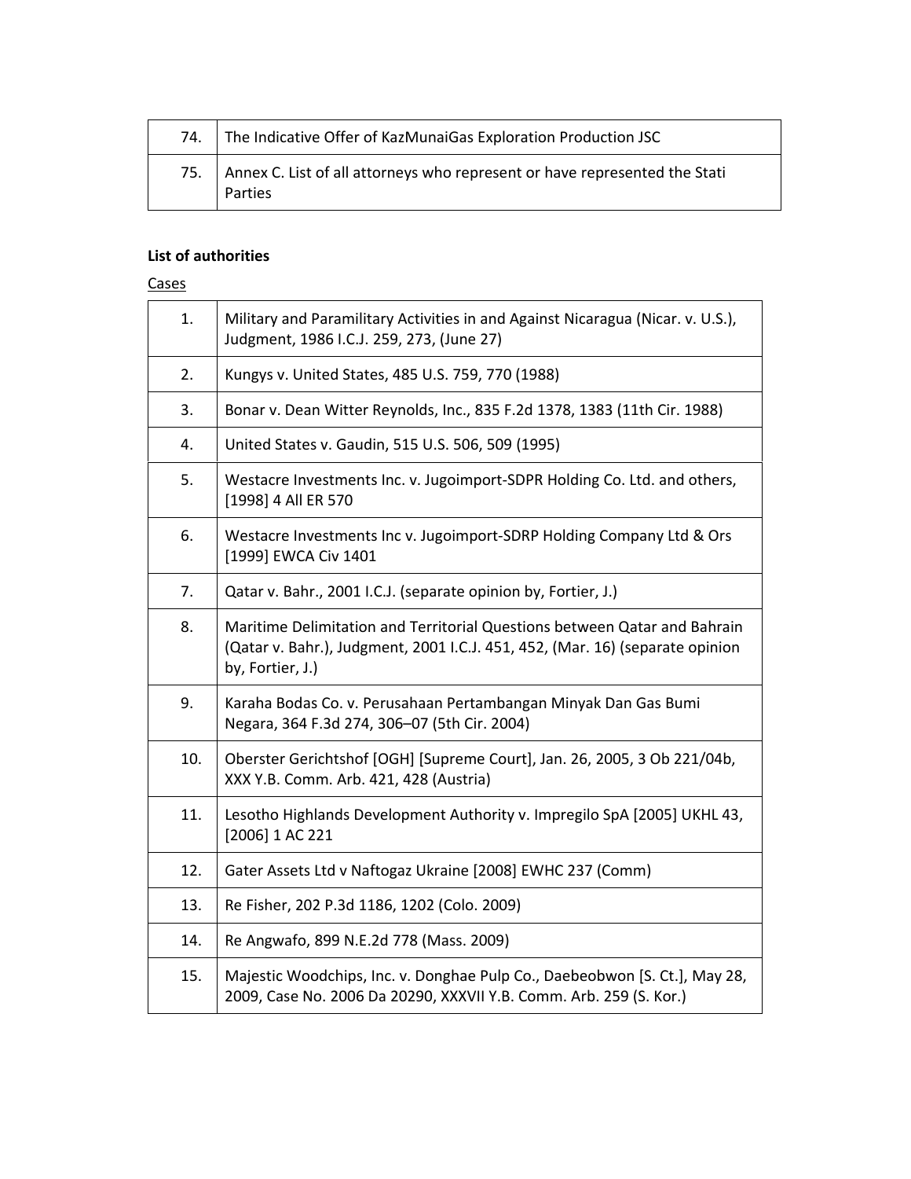| | |
|---|---|
| 74. | The Indicative Offer of KazMunaiGas Exploration Production JSC |
| 75. | Annex C. List of all attorneys who represent or have represented the Stati Parties |

**List of authorities**

Cases

| | |
|---|---|
| 1. | Military and Paramilitary Activities in and Against Nicaragua (Nicar. v. U.S.), Judgment, 1986 I.C.J. 259, 273, (June 27) |
| 2. | Kungys v. United States, 485 U.S. 759, 770 (1988) |
| 3. | Bonar v. Dean Witter Reynolds, Inc., 835 F.2d 1378, 1383 (11th Cir. 1988) |
| 4. | United States v. Gaudin, 515 U.S. 506, 509 (1995) |
| 5. | Westacre Investments Inc. v. Jugoimport-SDPR Holding Co. Ltd. and others, [1998] 4 All ER 570 |
| 6. | Westacre Investments Inc v. Jugoimport-SDRP Holding Company Ltd & Ors [1999] EWCA Civ 1401 |
| 7. | Qatar v. Bahr., 2001 I.C.J. (separate opinion by, Fortier, J.) |
| 8. | Maritime Delimitation and Territorial Questions between Qatar and Bahrain (Qatar v. Bahr.), Judgment, 2001 I.C.J. 451, 452, (Mar. 16) (separate opinion by, Fortier, J.) |
| 9. | Karaha Bodas Co. v. Perusahaan Pertambangan Minyak Dan Gas Bumi Negara, 364 F.3d 274, 306–07 (5th Cir. 2004) |
| 10. | Oberster Gerichtshof [OGH] [Supreme Court], Jan. 26, 2005, 3 Ob 221/04b, XXX Y.B. Comm. Arb. 421, 428 (Austria) |
| 11. | Lesotho Highlands Development Authority v. Impregilo SpA [2005] UKHL 43, [2006] 1 AC 221 |
| 12. | Gater Assets Ltd v Naftogaz Ukraine [2008] EWHC 237 (Comm) |
| 13. | Re Fisher, 202 P.3d 1186, 1202 (Colo. 2009) |
| 14. | Re Angwafo, 899 N.E.2d 778 (Mass. 2009) |
| 15. | Majestic Woodchips, Inc. v. Donghae Pulp Co., Daebeobwon [S. Ct.], May 28, 2009, Case No. 2006 Da 20290, XXXVII Y.B. Comm. Arb. 259 (S. Kor.) |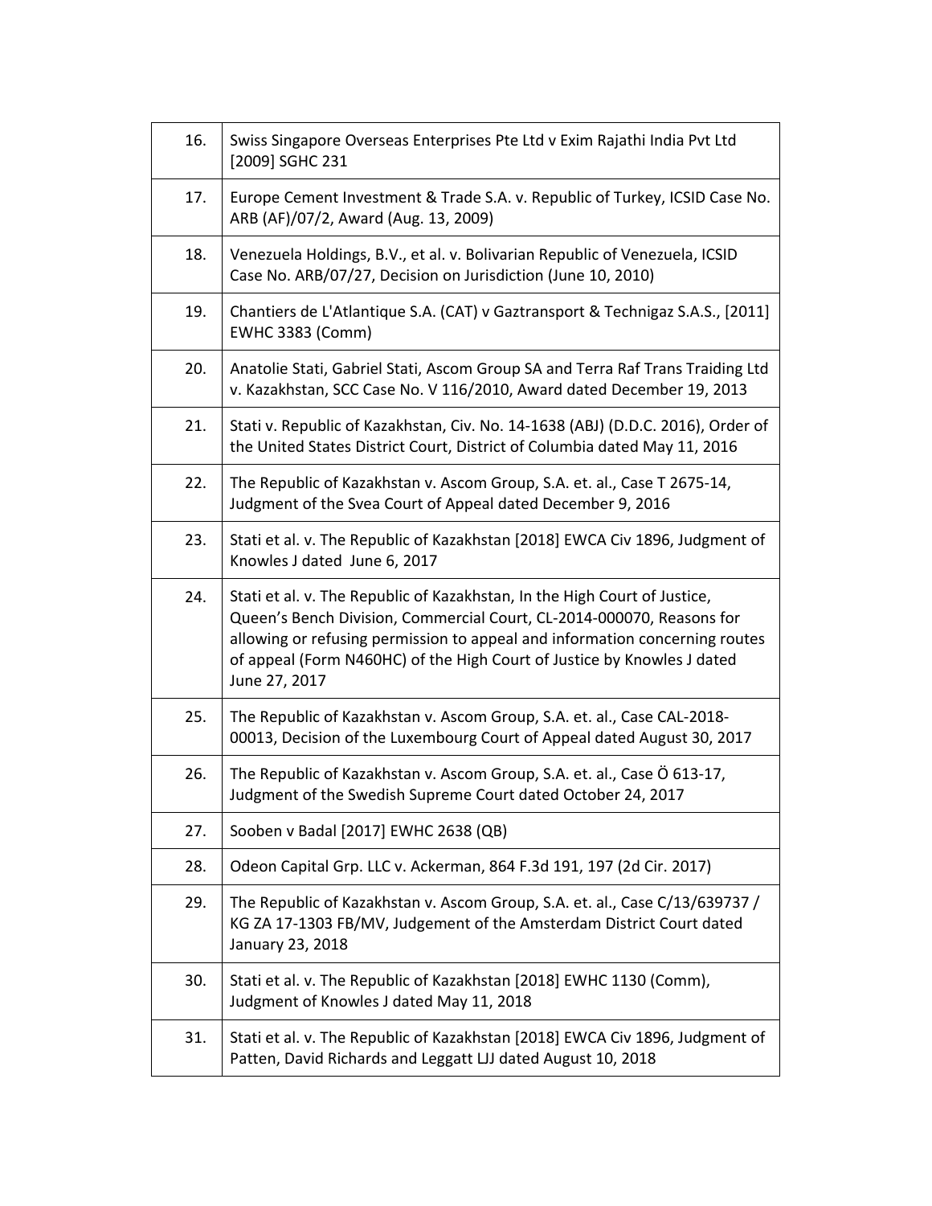| | |
|---|---|
| 16. | Swiss Singapore Overseas Enterprises Pte Ltd v Exim Rajathi India Pvt Ltd [2009] SGHC 231 |
| 17. | Europe Cement Investment & Trade S.A. v. Republic of Turkey, ICSID Case No. ARB (AF)/07/2, Award (Aug. 13, 2009) |
| 18. | Venezuela Holdings, B.V., et al. v. Bolivarian Republic of Venezuela, ICSID Case No. ARB/07/27, Decision on Jurisdiction (June 10, 2010) |
| 19. | Chantiers de L'Atlantique S.A. (CAT) v Gaztransport & Technigaz S.A.S., [2011] EWHC 3383 (Comm) |
| 20. | Anatolie Stati, Gabriel Stati, Ascom Group SA and Terra Raf Trans Traiding Ltd v. Kazakhstan, SCC Case No. V 116/2010, Award dated December 19, 2013 |
| 21. | Stati v. Republic of Kazakhstan, Civ. No. 14-1638 (ABJ) (D.D.C. 2016), Order of the United States District Court, District of Columbia dated May 11, 2016 |
| 22. | The Republic of Kazakhstan v. Ascom Group, S.A. et. al., Case T 2675-14, Judgment of the Svea Court of Appeal dated December 9, 2016 |
| 23. | Stati et al. v. The Republic of Kazakhstan [2018] EWCA Civ 1896, Judgment of Knowles J dated June 6, 2017 |
| 24. | Stati et al. v. The Republic of Kazakhstan, In the High Court of Justice, Queen's Bench Division, Commercial Court, CL-2014-000070, Reasons for allowing or refusing permission to appeal and information concerning routes of appeal (Form N460HC) of the High Court of Justice by Knowles J dated June 27, 2017 |
| 25. | The Republic of Kazakhstan v. Ascom Group, S.A. et. al., Case CAL-2018-00013, Decision of the Luxembourg Court of Appeal dated August 30, 2017 |
| 26. | The Republic of Kazakhstan v. Ascom Group, S.A. et. al., Case Ö 613-17, Judgment of the Swedish Supreme Court dated October 24, 2017 |
| 27. | Sooben v Badal [2017] EWHC 2638 (QB) |
| 28. | Odeon Capital Grp. LLC v. Ackerman, 864 F.3d 191, 197 (2d Cir. 2017) |
| 29. | The Republic of Kazakhstan v. Ascom Group, S.A. et. al., Case C/13/639737 / KG ZA 17-1303 FB/MV, Judgement of the Amsterdam District Court dated January 23, 2018 |
| 30. | Stati et al. v. The Republic of Kazakhstan [2018] EWHC 1130 (Comm), Judgment of Knowles J dated May 11, 2018 |
| 31. | Stati et al. v. The Republic of Kazakhstan [2018] EWCA Civ 1896, Judgment of Patten, David Richards and Leggatt LJJ dated August 10, 2018 |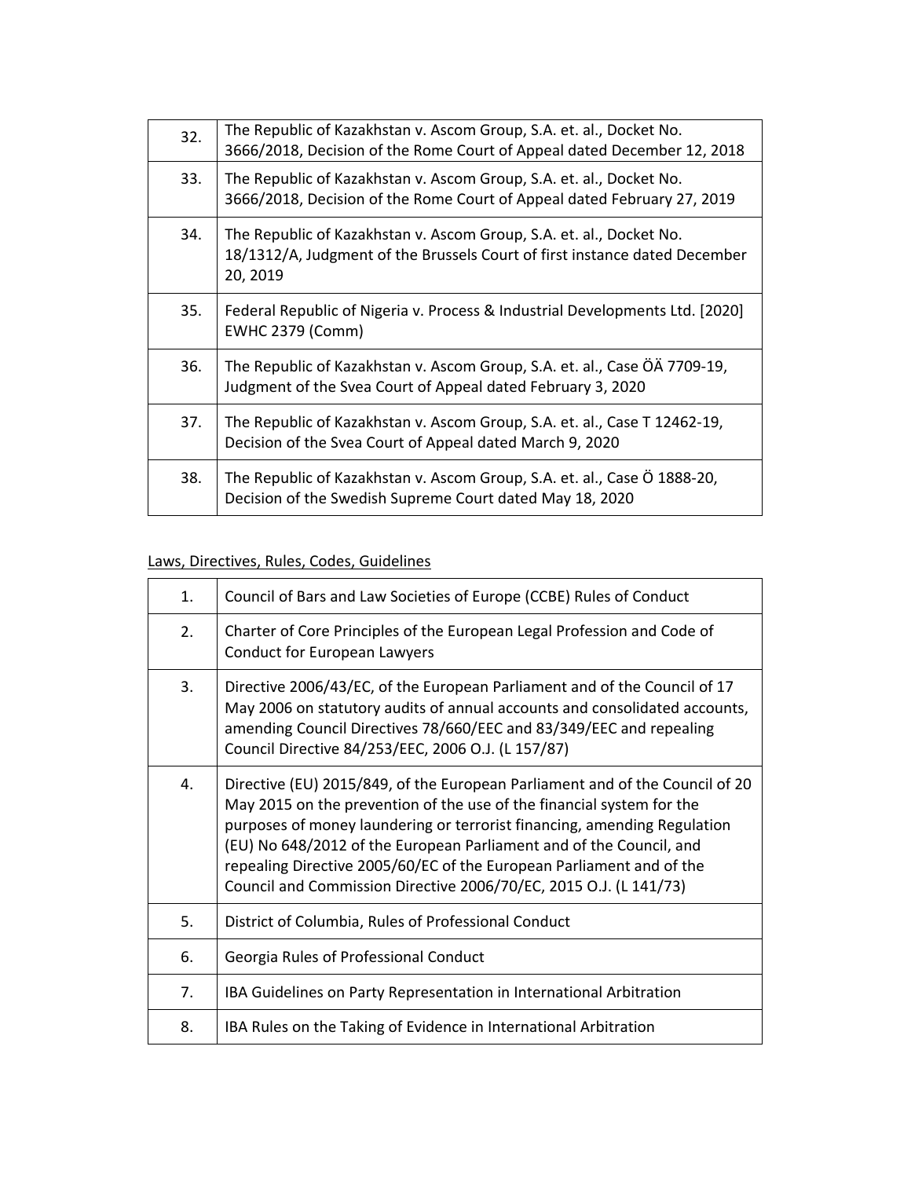| | |
|---|---|
| 32. | The Republic of Kazakhstan v. Ascom Group, S.A. et. al., Docket No. 3666/2018, Decision of the Rome Court of Appeal dated December 12, 2018 |
| 33. | The Republic of Kazakhstan v. Ascom Group, S.A. et. al., Docket No. 3666/2018, Decision of the Rome Court of Appeal dated February 27, 2019 |
| 34. | The Republic of Kazakhstan v. Ascom Group, S.A. et. al., Docket No. 18/1312/A, Judgment of the Brussels Court of first instance dated December 20, 2019 |
| 35. | Federal Republic of Nigeria v. Process & Industrial Developments Ltd. [2020] EWHC 2379 (Comm) |
| 36. | The Republic of Kazakhstan v. Ascom Group, S.A. et. al., Case ÖÄ 7709-19, Judgment of the Svea Court of Appeal dated February 3, 2020 |
| 37. | The Republic of Kazakhstan v. Ascom Group, S.A. et. al., Case T 12462-19, Decision of the Svea Court of Appeal dated March 9, 2020 |
| 38. | The Republic of Kazakhstan v. Ascom Group, S.A. et. al., Case Ö 1888-20, Decision of the Swedish Supreme Court dated May 18, 2020 |

Laws, Directives, Rules, Codes, Guidelines

| | |
|---|---|
| 1. | Council of Bars and Law Societies of Europe (CCBE) Rules of Conduct |
| 2. | Charter of Core Principles of the European Legal Profession and Code of Conduct for European Lawyers |
| 3. | Directive 2006/43/EC, of the European Parliament and of the Council of 17 May 2006 on statutory audits of annual accounts and consolidated accounts, amending Council Directives 78/660/EEC and 83/349/EEC and repealing Council Directive 84/253/EEC, 2006 O.J. (L 157/87) |
| 4. | Directive (EU) 2015/849, of the European Parliament and of the Council of 20 May 2015 on the prevention of the use of the financial system for the purposes of money laundering or terrorist financing, amending Regulation (EU) No 648/2012 of the European Parliament and of the Council, and repealing Directive 2005/60/EC of the European Parliament and of the Council and Commission Directive 2006/70/EC, 2015 O.J. (L 141/73) |
| 5. | District of Columbia, Rules of Professional Conduct |
| 6. | Georgia Rules of Professional Conduct |
| 7. | IBA Guidelines on Party Representation in International Arbitration |
| 8. | IBA Rules on the Taking of Evidence in International Arbitration |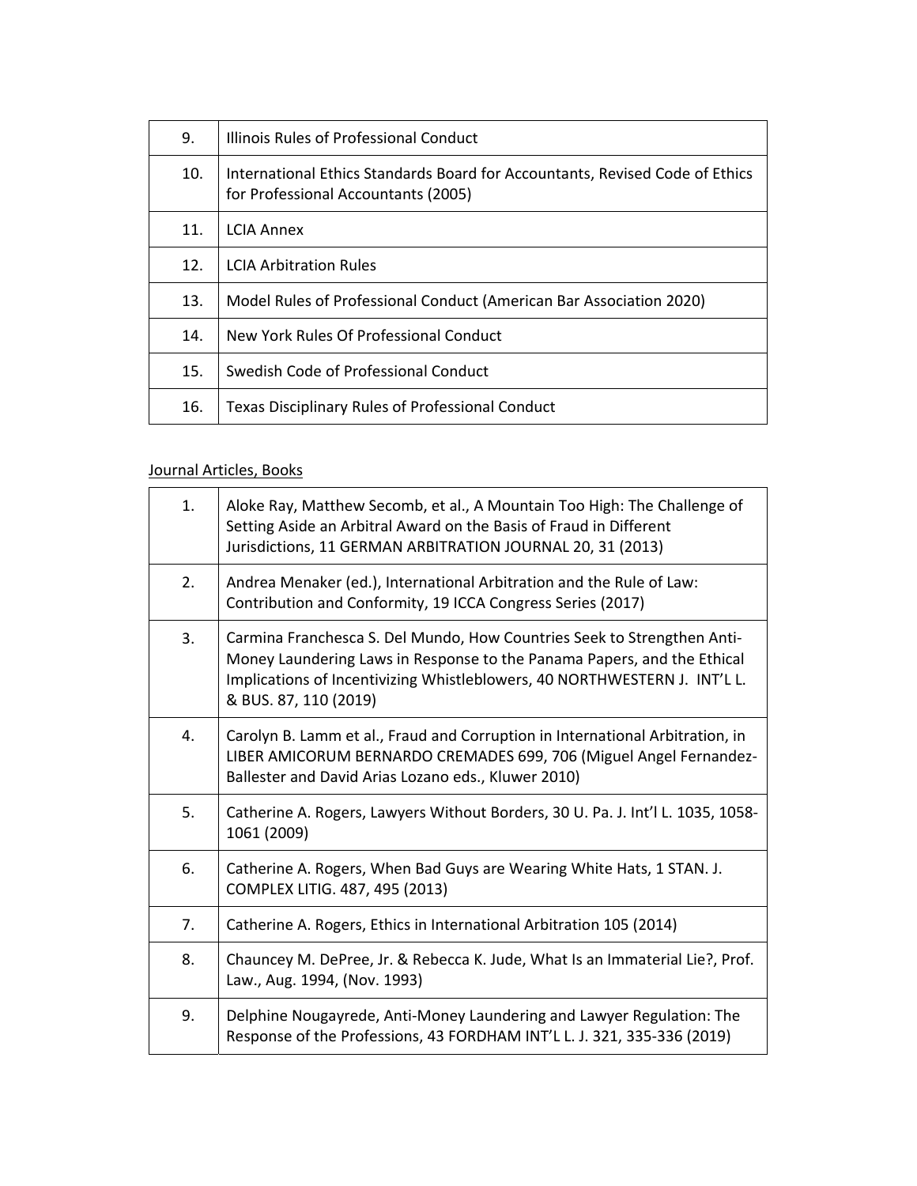| 9. | Illinois Rules of Professional Conduct |
|---|---|
| 10. | International Ethics Standards Board for Accountants, Revised Code of Ethics for Professional Accountants (2005) |
| 11. | LCIA Annex |
| 12. | LCIA Arbitration Rules |
| 13. | Model Rules of Professional Conduct (American Bar Association 2020) |
| 14. | New York Rules Of Professional Conduct |
| 15. | Swedish Code of Professional Conduct |
| 16. | Texas Disciplinary Rules of Professional Conduct |

<u>Journal Articles, Books</u>

| 1. | Aloke Ray, Matthew Secomb, et al., A Mountain Too High: The Challenge of Setting Aside an Arbitral Award on the Basis of Fraud in Different Jurisdictions, 11 GERMAN ARBITRATION JOURNAL 20, 31 (2013) |
|---|---|
| 2. | Andrea Menaker (ed.), International Arbitration and the Rule of Law: Contribution and Conformity, 19 ICCA Congress Series (2017) |
| 3. | Carmina Franchesca S. Del Mundo, How Countries Seek to Strengthen Anti-Money Laundering Laws in Response to the Panama Papers, and the Ethical Implications of Incentivizing Whistleblowers, 40 NORTHWESTERN J. INT'L L. & BUS. 87, 110 (2019) |
| 4. | Carolyn B. Lamm et al., Fraud and Corruption in International Arbitration, in LIBER AMICORUM BERNARDO CREMADES 699, 706 (Miguel Angel Fernandez-Ballester and David Arias Lozano eds., Kluwer 2010) |
| 5. | Catherine A. Rogers, Lawyers Without Borders, 30 U. Pa. J. Int'l L. 1035, 1058-1061 (2009) |
| 6. | Catherine A. Rogers, When Bad Guys are Wearing White Hats, 1 STAN. J. COMPLEX LITIG. 487, 495 (2013) |
| 7. | Catherine A. Rogers, Ethics in International Arbitration 105 (2014) |
| 8. | Chauncey M. DePree, Jr. & Rebecca K. Jude, What Is an Immaterial Lie?, Prof. Law., Aug. 1994, (Nov. 1993) |
| 9. | Delphine Nougayrede, Anti-Money Laundering and Lawyer Regulation: The Response of the Professions, 43 FORDHAM INT'L L. J. 321, 335-336 (2019) |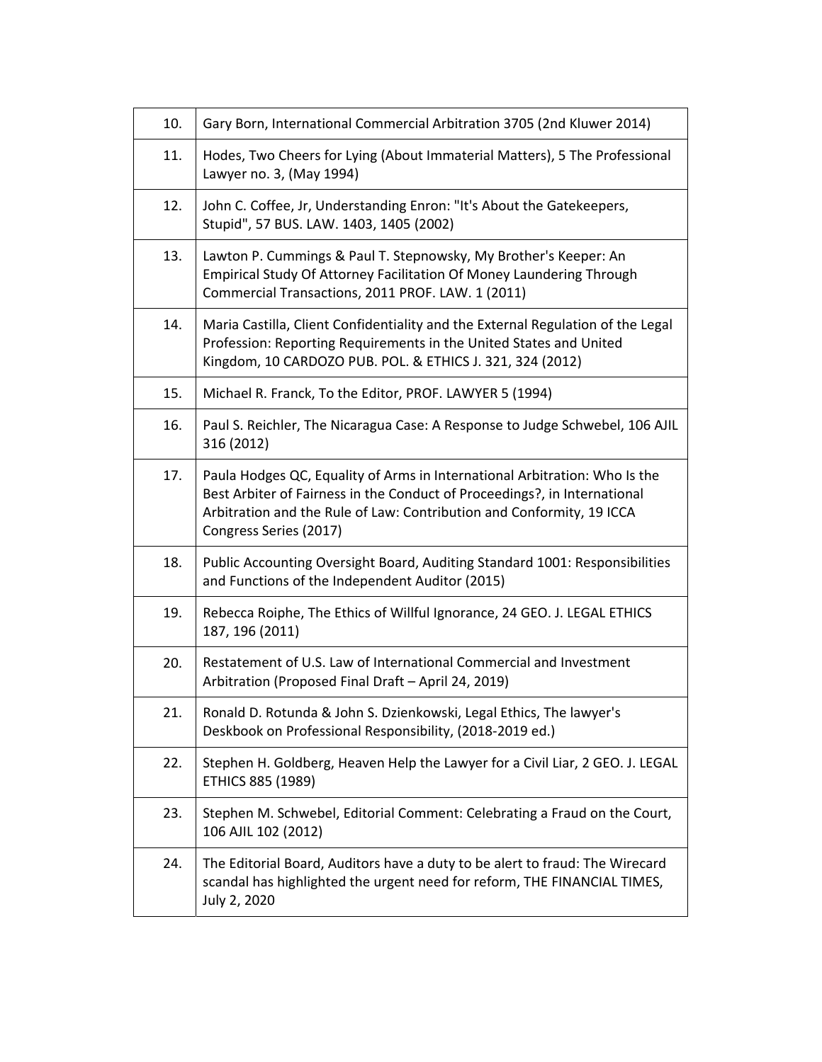| | |
|---|---|
| 10. | Gary Born, International Commercial Arbitration 3705 (2nd Kluwer 2014) |
| 11. | Hodes, Two Cheers for Lying (About Immaterial Matters), 5 The Professional Lawyer no. 3, (May 1994) |
| 12. | John C. Coffee, Jr, Understanding Enron: "It's About the Gatekeepers, Stupid", 57 BUS. LAW. 1403, 1405 (2002) |
| 13. | Lawton P. Cummings & Paul T. Stepnowsky, My Brother's Keeper: An Empirical Study Of Attorney Facilitation Of Money Laundering Through Commercial Transactions, 2011 PROF. LAW. 1 (2011) |
| 14. | Maria Castilla, Client Confidentiality and the External Regulation of the Legal Profession: Reporting Requirements in the United States and United Kingdom, 10 CARDOZO PUB. POL. & ETHICS J. 321, 324 (2012) |
| 15. | Michael R. Franck, To the Editor, PROF. LAWYER 5 (1994) |
| 16. | Paul S. Reichler, The Nicaragua Case: A Response to Judge Schwebel, 106 AJIL 316 (2012) |
| 17. | Paula Hodges QC, Equality of Arms in International Arbitration: Who Is the Best Arbiter of Fairness in the Conduct of Proceedings?, in International Arbitration and the Rule of Law: Contribution and Conformity, 19 ICCA Congress Series (2017) |
| 18. | Public Accounting Oversight Board, Auditing Standard 1001: Responsibilities and Functions of the Independent Auditor (2015) |
| 19. | Rebecca Roiphe, The Ethics of Willful Ignorance, 24 GEO. J. LEGAL ETHICS 187, 196 (2011) |
| 20. | Restatement of U.S. Law of International Commercial and Investment Arbitration (Proposed Final Draft – April 24, 2019) |
| 21. | Ronald D. Rotunda & John S. Dzienkowski, Legal Ethics, The lawyer's Deskbook on Professional Responsibility, (2018-2019 ed.) |
| 22. | Stephen H. Goldberg, Heaven Help the Lawyer for a Civil Liar, 2 GEO. J. LEGAL ETHICS 885 (1989) |
| 23. | Stephen M. Schwebel, Editorial Comment: Celebrating a Fraud on the Court, 106 AJIL 102 (2012) |
| 24. | The Editorial Board, Auditors have a duty to be alert to fraud: The Wirecard scandal has highlighted the urgent need for reform, THE FINANCIAL TIMES, July 2, 2020 |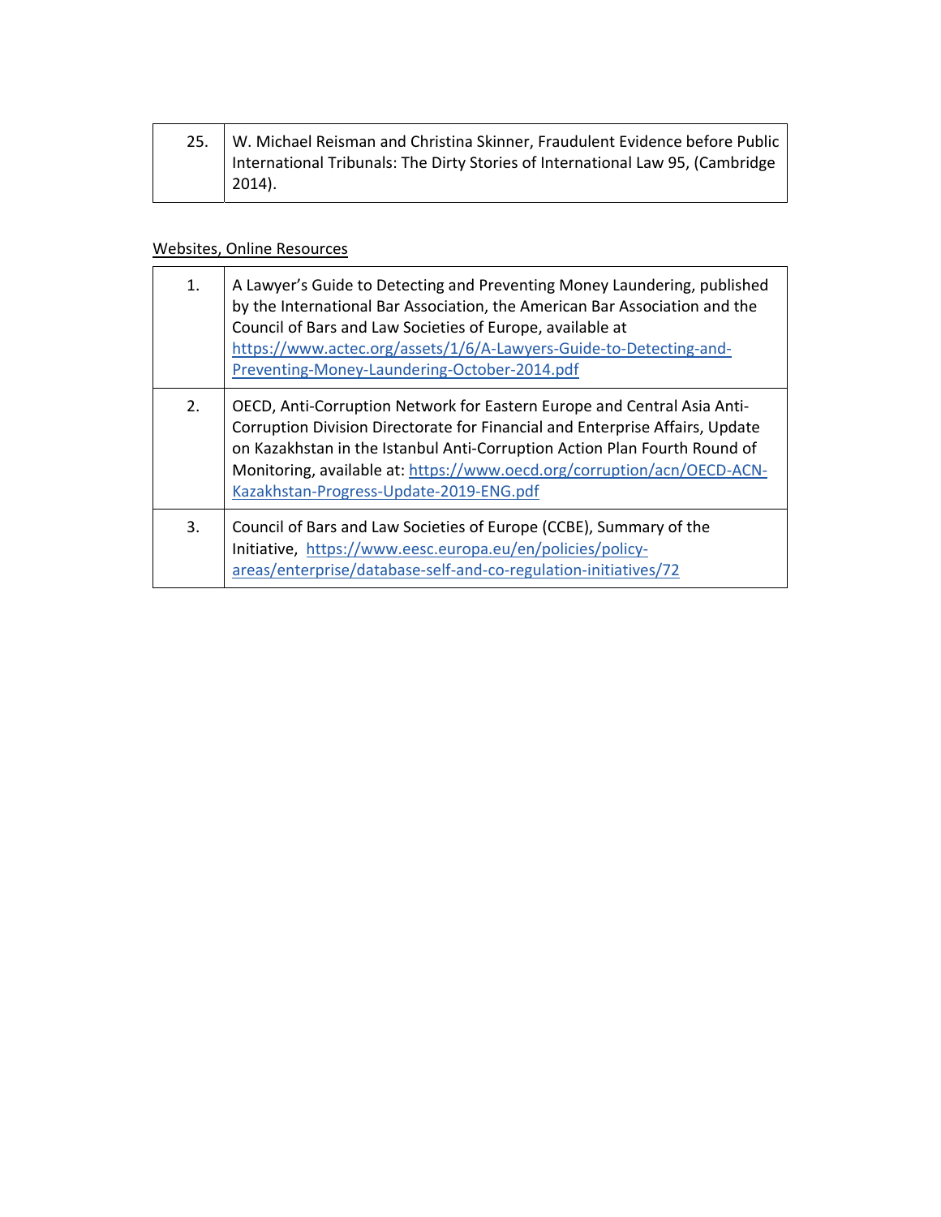| | |
|---|---|
| 25. | W. Michael Reisman and Christina Skinner, Fraudulent Evidence before Public International Tribunals: The Dirty Stories of International Law 95, (Cambridge 2014). |

Websites, Online Resources

| | |
|---|---|
| 1. | A Lawyer's Guide to Detecting and Preventing Money Laundering, published by the International Bar Association, the American Bar Association and the Council of Bars and Law Societies of Europe, available at https://www.actec.org/assets/1/6/A-Lawyers-Guide-to-Detecting-and-Preventing-Money-Laundering-October-2014.pdf |
| 2. | OECD, Anti-Corruption Network for Eastern Europe and Central Asia Anti-Corruption Division Directorate for Financial and Enterprise Affairs, Update on Kazakhstan in the Istanbul Anti-Corruption Action Plan Fourth Round of Monitoring, available at: https://www.oecd.org/corruption/acn/OECD-ACN-Kazakhstan-Progress-Update-2019-ENG.pdf |
| 3. | Council of Bars and Law Societies of Europe (CCBE), Summary of the Initiative, https://www.eesc.europa.eu/en/policies/policy-areas/enterprise/database-self-and-co-regulation-initiatives/72 |